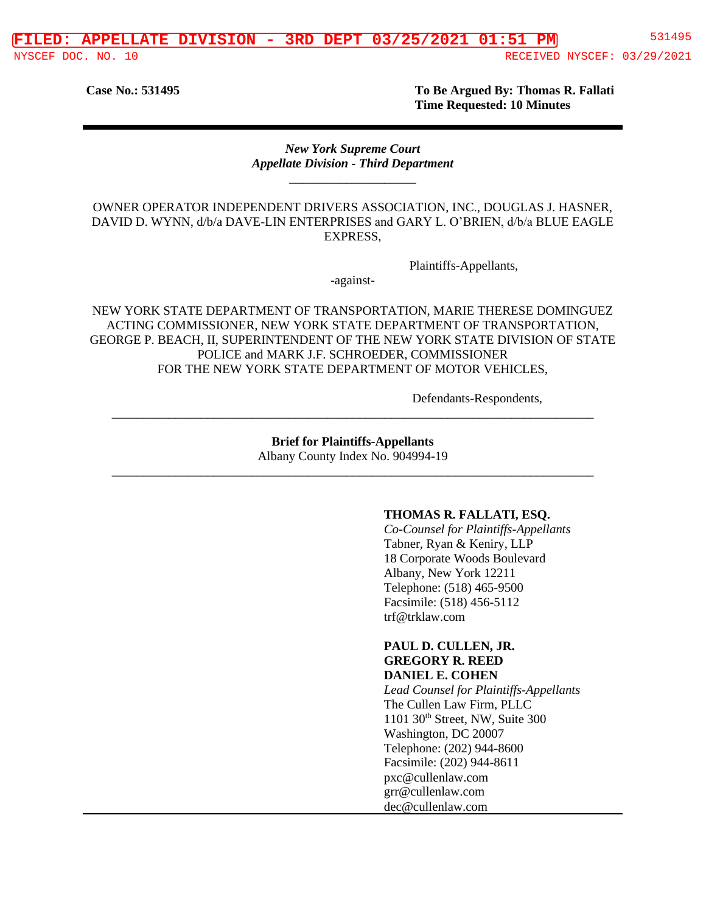FILED: APPELLATE DIVISION - 3RD DEPT 03/25/2021 01:51 PM | 531495
NYSCEF DOC. NO. 10 | RECEIVED NYSCEF: 03/29/2021

**Case No.: 531495**

**To Be Argued By: Thomas R. Fallati**
**Time Requested: 10 Minutes**

***New York Supreme Court***
***Appellate Division - Third Department***

---

OWNER OPERATOR INDEPENDENT DRIVERS ASSOCIATION, INC., DOUGLAS J. HASNER, DAVID D. WYNN, d/b/a DAVE-LIN ENTERPRISES and GARY L. O'BRIEN, d/b/a BLUE EAGLE EXPRESS,

Plaintiffs-Appellants,

-against-

NEW YORK STATE DEPARTMENT OF TRANSPORTATION, MARIE THERESE DOMINGUEZ ACTING COMMISSIONER, NEW YORK STATE DEPARTMENT OF TRANSPORTATION, GEORGE P. BEACH, II, SUPERINTENDENT OF THE NEW YORK STATE DIVISION OF STATE POLICE and MARK J.F. SCHROEDER, COMMISSIONER FOR THE NEW YORK STATE DEPARTMENT OF MOTOR VEHICLES,

Defendants-Respondents,

---

**Brief for Plaintiffs-Appellants**
Albany County Index No. 904994-19

---

**THOMAS R. FALLATI, ESQ.**
*Co-Counsel for Plaintiffs-Appellants*
Tabner, Ryan & Keniry, LLP
18 Corporate Woods Boulevard
Albany, New York 12211
Telephone: (518) 465-9500
Facsimile: (518) 456-5112
trf@trklaw.com

**PAUL D. CULLEN, JR.**
**GREGORY R. REED**
**DANIEL E. COHEN**
*Lead Counsel for Plaintiffs-Appellants*
The Cullen Law Firm, PLLC
1101 30th Street, NW, Suite 300
Washington, DC 20007
Telephone: (202) 944-8600
Facsimile: (202) 944-8611
pxc@cullenlaw.com
grr@cullenlaw.com
dec@cullenlaw.com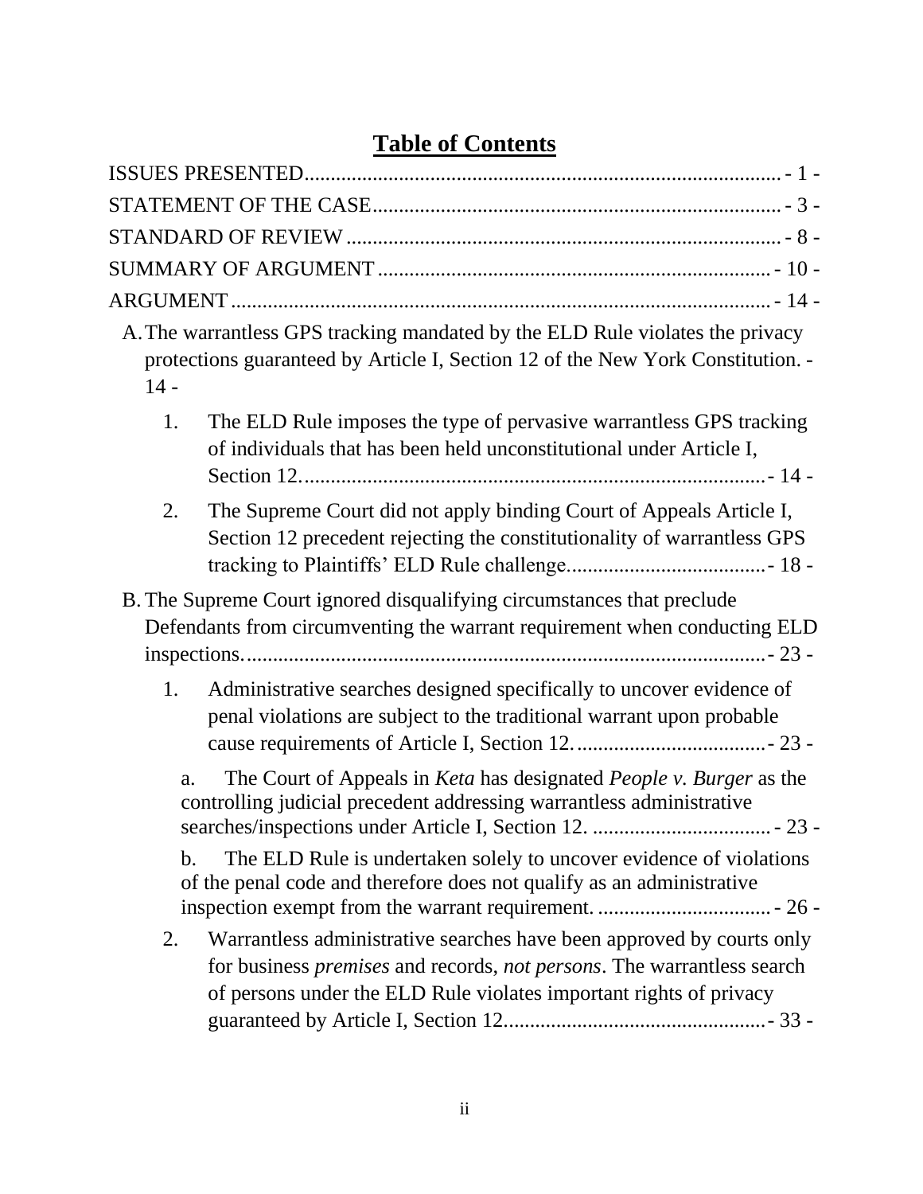# **Table of Contents**

ISSUES PRESENTED.......................................................................................... - 1 -

STATEMENT OF THE CASE............................................................................. - 3 -

STANDARD OF REVIEW.................................................................................. - 8 -

SUMMARY OF ARGUMENT........................................................................... - 10 -

ARGUMENT..................................................................................................... - 14 -

A. The warrantless GPS tracking mandated by the ELD Rule violates the privacy protections guaranteed by Article I, Section 12 of the New York Constitution. - 14 -

   1. The ELD Rule imposes the type of pervasive warrantless GPS tracking of individuals that has been held unconstitutional under Article I, Section 12........................................................................................ - 14 -

   2. The Supreme Court did not apply binding Court of Appeals Article I, Section 12 precedent rejecting the constitutionality of warrantless GPS tracking to Plaintiffs' ELD Rule challenge...................................... - 18 -

B. The Supreme Court ignored disqualifying circumstances that preclude Defendants from circumventing the warrant requirement when conducting ELD inspections................................................................................................... - 23 -

   1. Administrative searches designed specifically to uncover evidence of penal violations are subject to the traditional warrant upon probable cause requirements of Article I, Section 12.................................... - 23 -

      a. The Court of Appeals in *Keta* has designated *People v. Burger* as the controlling judicial precedent addressing warrantless administrative searches/inspections under Article I, Section 12. .................................. - 23 -

      b. The ELD Rule is undertaken solely to uncover evidence of violations of the penal code and therefore does not qualify as an administrative inspection exempt from the warrant requirement. ................................. - 26 -

   2. Warrantless administrative searches have been approved by courts only for business *premises* and records, *not persons*. The warrantless search of persons under the ELD Rule violates important rights of privacy guaranteed by Article I, Section 12................................................. - 33 -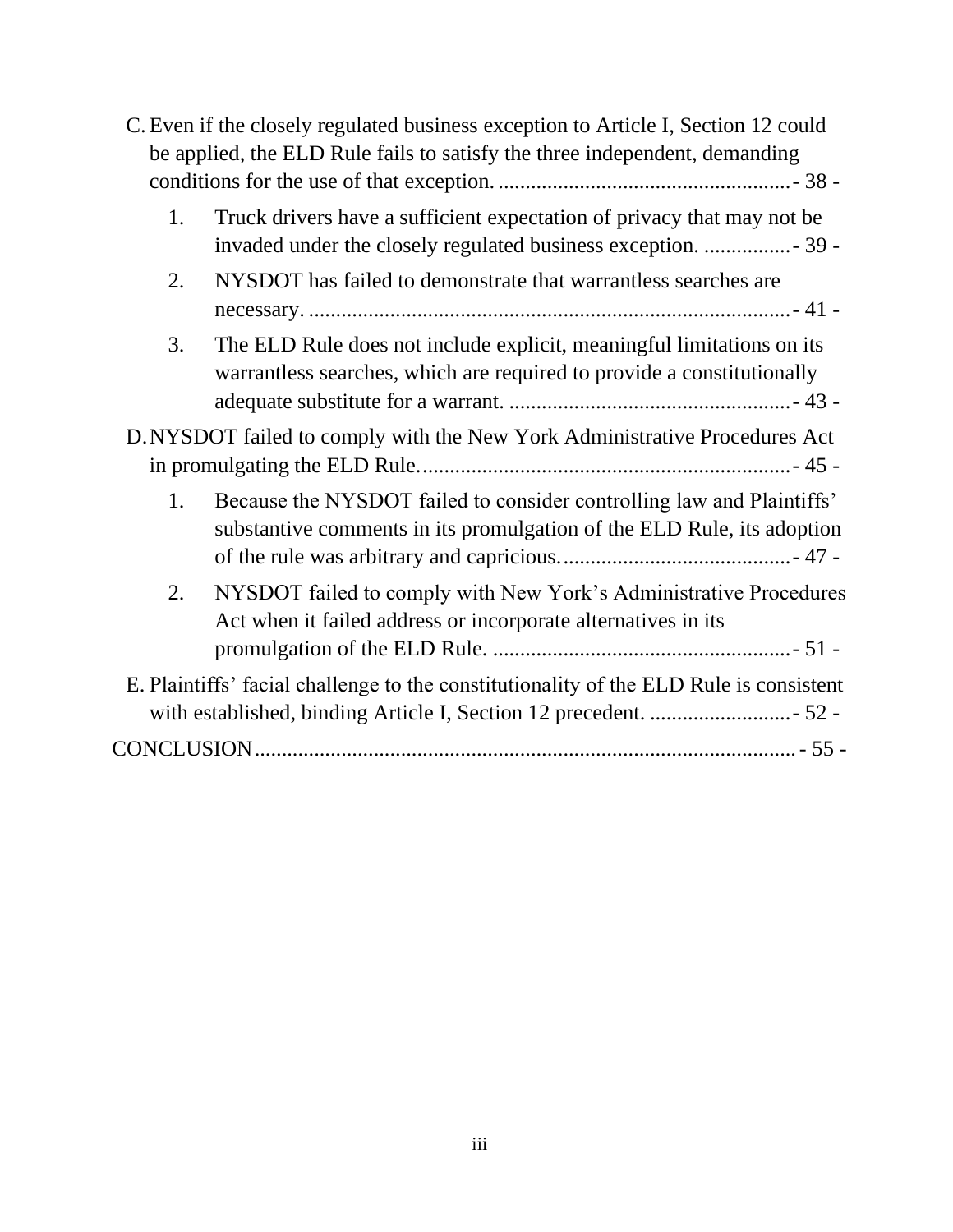C. Even if the closely regulated business exception to Article I, Section 12 could be applied, the ELD Rule fails to satisfy the three independent, demanding conditions for the use of that exception. ....................................................- 38 -

   1. Truck drivers have a sufficient expectation of privacy that may not be invaded under the closely regulated business exception. ................- 39 -

   2. NYSDOT has failed to demonstrate that warrantless searches are necessary. .......................................................................................- 41 -

   3. The ELD Rule does not include explicit, meaningful limitations on its warrantless searches, which are required to provide a constitutionally adequate substitute for a warrant. ...................................................- 43 -

D. NYSDOT failed to comply with the New York Administrative Procedures Act in promulgating the ELD Rule. ...................................................................- 45 -

   1. Because the NYSDOT failed to consider controlling law and Plaintiffs' substantive comments in its promulgation of the ELD Rule, its adoption of the rule was arbitrary and capricious. ..........................................- 47 -

   2. NYSDOT failed to comply with New York's Administrative Procedures Act when it failed address or incorporate alternatives in its promulgation of the ELD Rule. ......................................................- 51 -

E. Plaintiffs' facial challenge to the constitutionality of the ELD Rule is consistent with established, binding Article I, Section 12 precedent. ..........................- 52 -

CONCLUSION ..................................................................................................- 55 -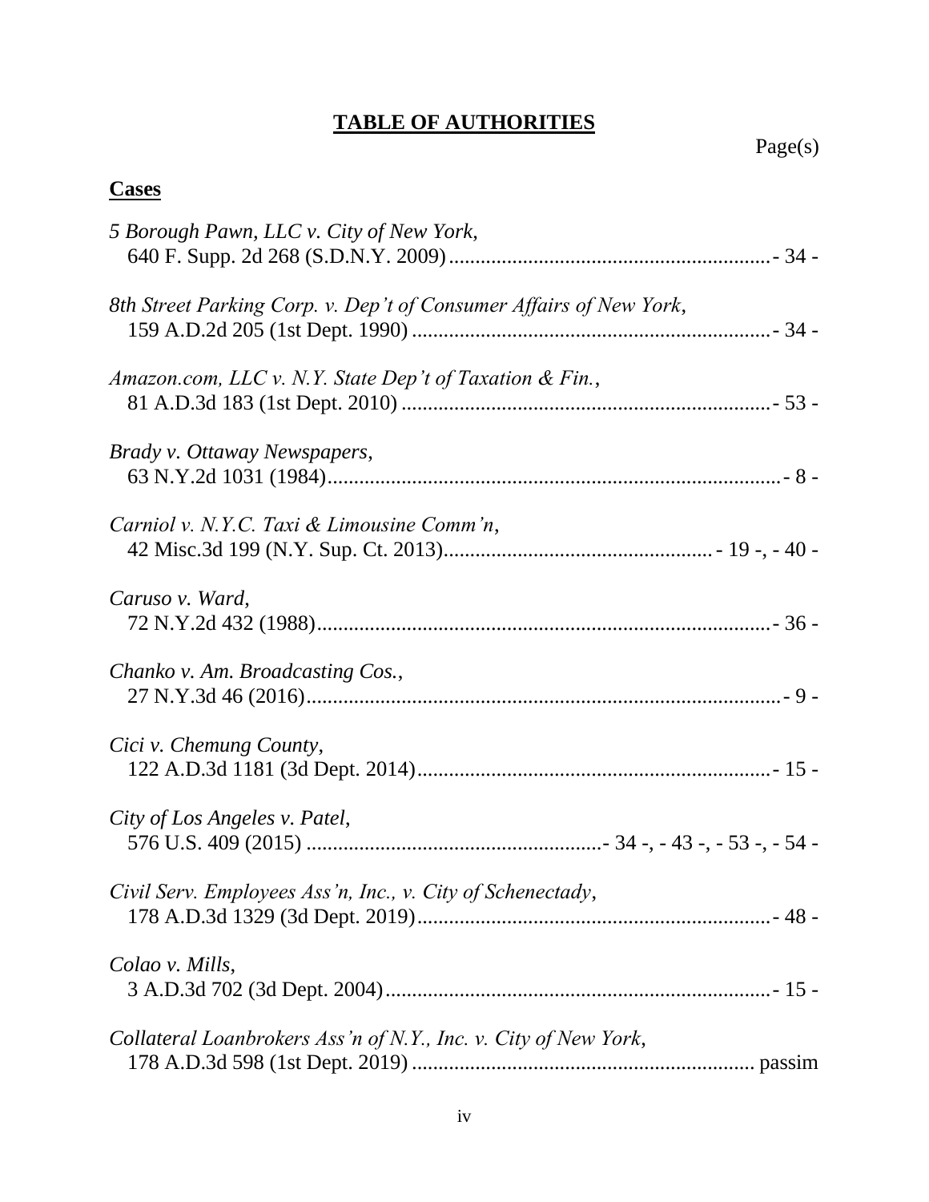# TABLE OF AUTHORITIES

Page(s)

**Cases**

*5 Borough Pawn, LLC v. City of New York*,
640 F. Supp. 2d 268 (S.D.N.Y. 2009) ............................................................ - 34 -

*8th Street Parking Corp. v. Dep't of Consumer Affairs of New York*,
159 A.D.2d 205 (1st Dept. 1990) .................................................................... - 34 -

*Amazon.com, LLC v. N.Y. State Dep't of Taxation & Fin.*,
81 A.D.3d 183 (1st Dept. 2010) ...................................................................... - 53 -

*Brady v. Ottaway Newspapers*,
63 N.Y.2d 1031 (1984)........................................................................................ - 8 -

*Carniol v. N.Y.C. Taxi & Limousine Comm'n*,
42 Misc.3d 199 (N.Y. Sup. Ct. 2013).................................................. - 19 -, - 40 -

*Caruso v. Ward*,
72 N.Y.2d 432 (1988)........................................................................................ - 36 -

*Chanko v. Am. Broadcasting Cos.*,
27 N.Y.3d 46 (2016)............................................................................................ - 9 -

*Cici v. Chemung County*,
122 A.D.3d 1181 (3d Dept. 2014).................................................................... - 15 -

*City of Los Angeles v. Patel*,
576 U.S. 409 (2015) ........................................................ - 34 -, - 43 -, - 53 -, - 54 -

*Civil Serv. Employees Ass'n, Inc., v. City of Schenectady*,
178 A.D.3d 1329 (3d Dept. 2019).................................................................... - 48 -

*Colao v. Mills*,
3 A.D.3d 702 (3d Dept. 2004).......................................................................... - 15 -

*Collateral Loanbrokers Ass'n of N.Y., Inc. v. City of New York*,
178 A.D.3d 598 (1st Dept. 2019) ................................................................. passim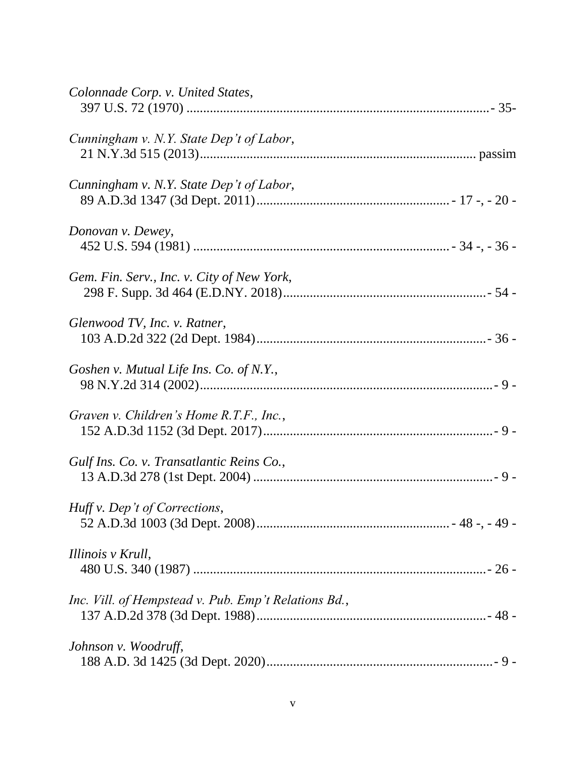*Colonnade Corp. v. United States*,
397 U.S. 72 (1970) ........................................................................................- 35-

*Cunningham v. N.Y. State Dep't of Labor*,
21 N.Y.3d 515 (2013)................................................................................ passim

*Cunningham v. N.Y. State Dep't of Labor*,
89 A.D.3d 1347 (3d Dept. 2011)........................................................ - 17 -, - 20 -

*Donovan v. Dewey*,
452 U.S. 594 (1981) .......................................................................... - 34 -, - 36 -

*Gem. Fin. Serv., Inc. v. City of New York*,
298 F. Supp. 3d 464 (E.D.NY. 2018)............................................................- 54 -

*Glenwood TV, Inc. v. Ratner*,
103 A.D.2d 322 (2d Dept. 1984)....................................................................- 36 -

*Goshen v. Mutual Life Ins. Co. of N.Y.*,
98 N.Y.2d 314 (2002).......................................................................................- 9 -

*Graven v. Children's Home R.T.F., Inc.*,
152 A.D.3d 1152 (3d Dept. 2017)...................................................................- 9 -

*Gulf Ins. Co. v. Transatlantic Reins Co.*,
13 A.D.3d 278 (1st Dept. 2004) .......................................................................- 9 -

*Huff v. Dep't of Corrections*,
52 A.D.3d 1003 (3d Dept. 2008)........................................................ - 48 -, - 49 -

*Illinois v Krull*,
480 U.S. 340 (1987) .......................................................................................- 26 -

*Inc. Vill. of Hempstead v. Pub. Emp't Relations Bd.*,
137 A.D.2d 378 (3d Dept. 1988)....................................................................- 48 -

*Johnson v. Woodruff*,
188 A.D. 3d 1425 (3d Dept. 2020)...................................................................- 9 -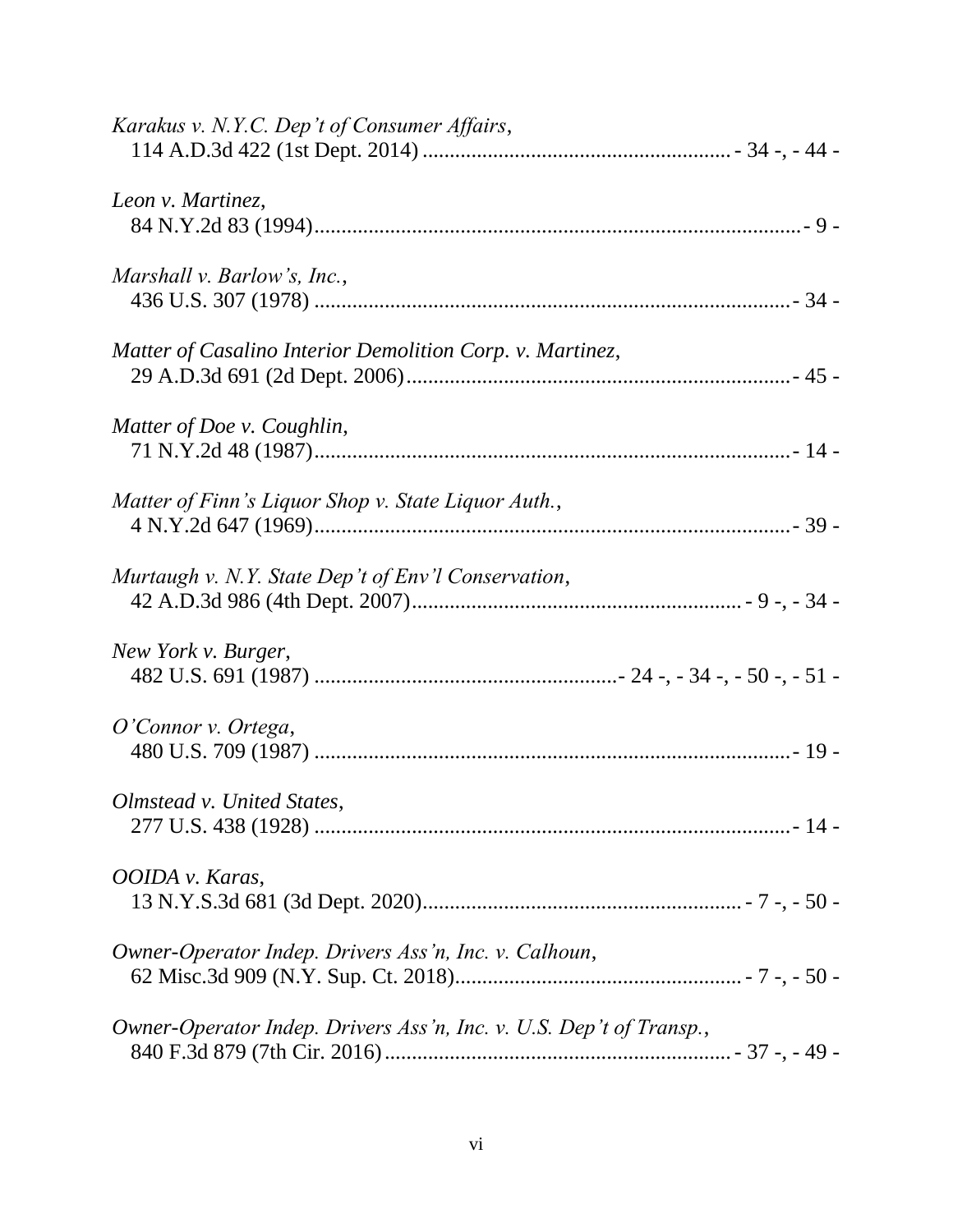*Karakus v. N.Y.C. Dep't of Consumer Affairs*,
114 A.D.3d 422 (1st Dept. 2014) ........................................................ - 34 -, - 44 -

*Leon v. Martinez*,
84 N.Y.2d 83 (1994)........................................................................................ - 9 -

*Marshall v. Barlow's, Inc.*,
436 U.S. 307 (1978) ...................................................................................... - 34 -

*Matter of Casalino Interior Demolition Corp. v. Martinez*,
29 A.D.3d 691 (2d Dept. 2006)..................................................................... - 45 -

*Matter of Doe v. Coughlin*,
71 N.Y.2d 48 (1987)...................................................................................... - 14 -

*Matter of Finn's Liquor Shop v. State Liquor Auth.*,
4 N.Y.2d 647 (1969)...................................................................................... - 39 -

*Murtaugh v. N.Y. State Dep't of Env'l Conservation*,
42 A.D.3d 986 (4th Dept. 2007)........................................................... - 9 -, - 34 -

*New York v. Burger*,
482 U.S. 691 (1987) ....................................................... - 24 -, - 34 -, - 50 -, - 51 -

*O'Connor v. Ortega*,
480 U.S. 709 (1987) ...................................................................................... - 19 -

*Olmstead v. United States*,
277 U.S. 438 (1928) ...................................................................................... - 14 -

*OOIDA v. Karas*,
13 N.Y.S.3d 681 (3d Dept. 2020)......................................................... - 7 -, - 50 -

*Owner-Operator Indep. Drivers Ass'n, Inc. v. Calhoun*,
62 Misc.3d 909 (N.Y. Sup. Ct. 2018).................................................. - 7 -, - 50 -

*Owner-Operator Indep. Drivers Ass'n, Inc. v. U.S. Dep't of Transp.*,
840 F.3d 879 (7th Cir. 2016)............................................................... - 37 -, - 49 -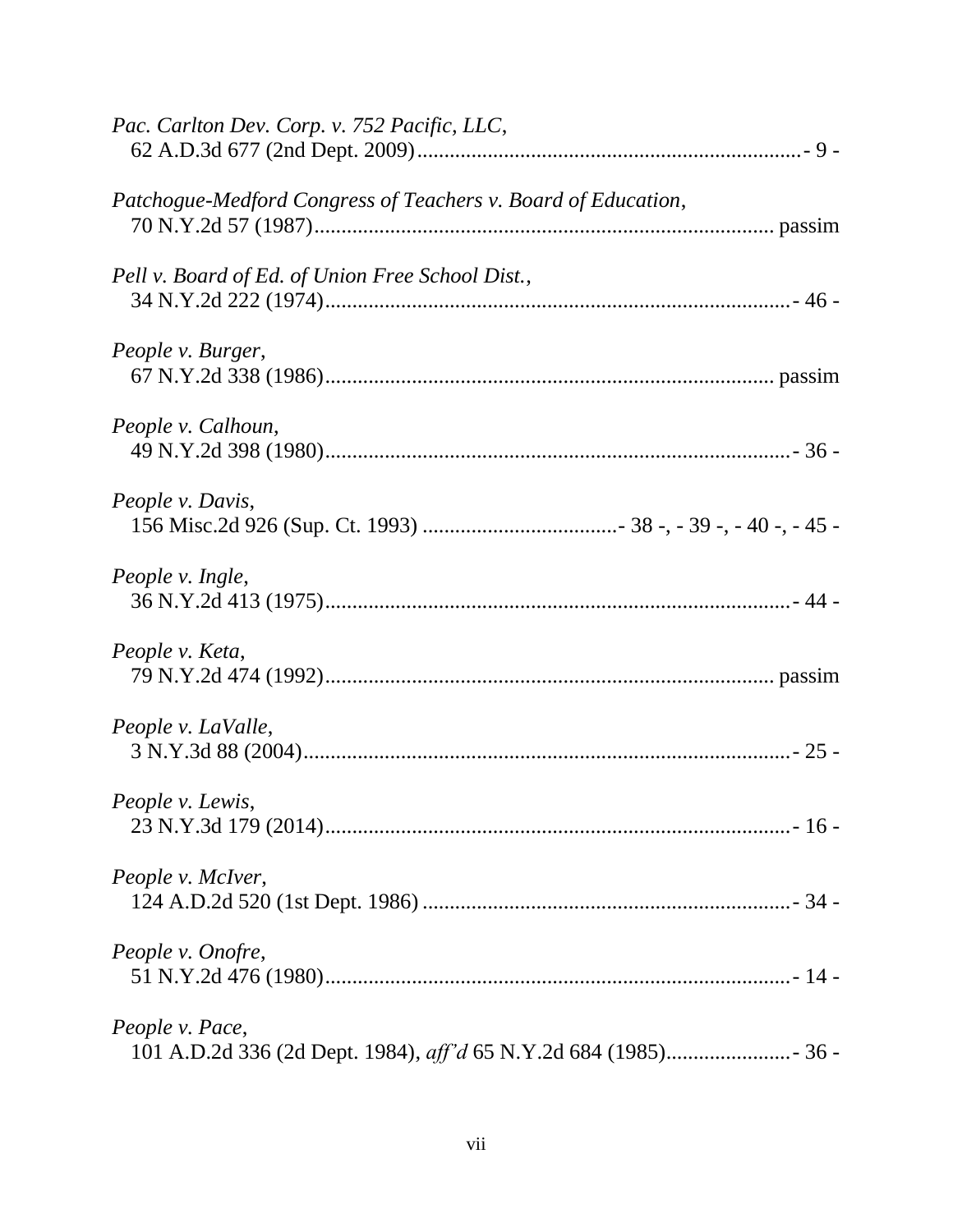*Pac. Carlton Dev. Corp. v. 752 Pacific, LLC*,
62 A.D.3d 677 (2nd Dept. 2009)....................................................................... - 9 -

*Patchogue-Medford Congress of Teachers v. Board of Education*,
70 N.Y.2d 57 (1987)..................................................................................... passim

*Pell v. Board of Ed. of Union Free School Dist.*,
34 N.Y.2d 222 (1974)..................................................................................... - 46 -

*People v. Burger*,
67 N.Y.2d 338 (1986)................................................................................... passim

*People v. Calhoun*,
49 N.Y.2d 398 (1980)..................................................................................... - 36 -

*People v. Davis*,
156 Misc.2d 926 (Sup. Ct. 1993) .................................... - 38 -, - 39 -, - 40 -, - 45 -

*People v. Ingle*,
36 N.Y.2d 413 (1975)..................................................................................... - 44 -

*People v. Keta*,
79 N.Y.2d 474 (1992)................................................................................... passim

*People v. LaValle*,
3 N.Y.3d 88 (2004)......................................................................................... - 25 -

*People v. Lewis*,
23 N.Y.3d 179 (2014)..................................................................................... - 16 -

*People v. McIver*,
124 A.D.2d 520 (1st Dept. 1986) .................................................................... - 34 -

*People v. Onofre*,
51 N.Y.2d 476 (1980)..................................................................................... - 14 -

*People v. Pace*,
101 A.D.2d 336 (2d Dept. 1984), *aff'd* 65 N.Y.2d 684 (1985)....................... - 36 -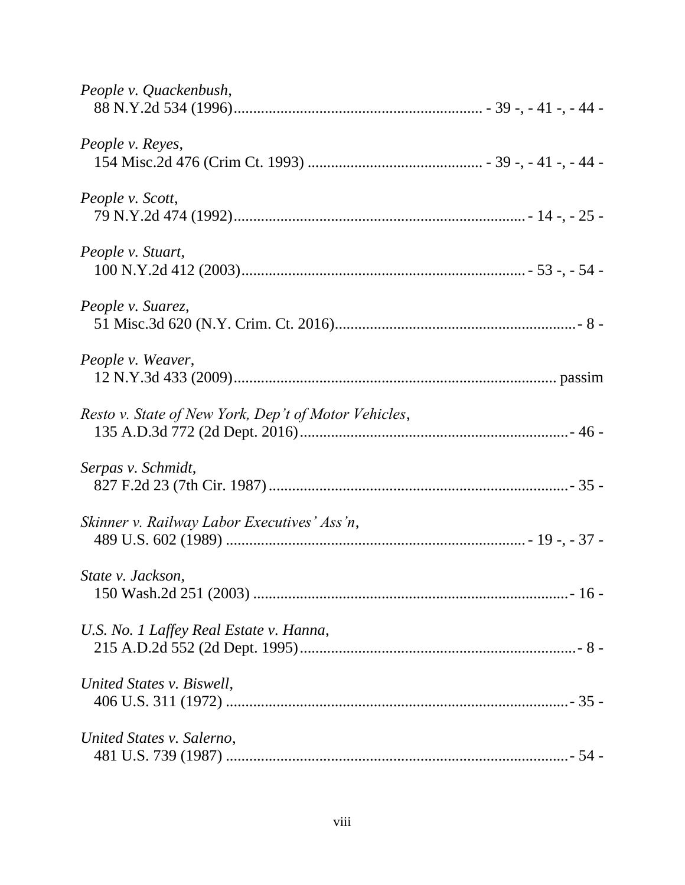*People v. Quackenbush*,
88 N.Y.2d 534 (1996)............................................................... - 39 -, - 41 -, - 44 -

*People v. Reyes*,
154 Misc.2d 476 (Crim Ct. 1993) ............................................ - 39 -, - 41 -, - 44 -

*People v. Scott*,
79 N.Y.2d 474 (1992)........................................................................... - 14 -, - 25 -

*People v. Stuart*,
100 N.Y.2d 412 (2003)......................................................................... - 53 -, - 54 -

*People v. Suarez*,
51 Misc.3d 620 (N.Y. Crim. Ct. 2016)..............................................................- 8 -

*People v. Weaver*,
12 N.Y.3d 433 (2009)................................................................................... passim

*Resto v. State of New York, Dep't of Motor Vehicles*,
135 A.D.3d 772 (2d Dept. 2016).....................................................................- 46 -

*Serpas v. Schmidt*,
827 F.2d 23 (7th Cir. 1987).............................................................................- 35 -

*Skinner v. Railway Labor Executives' Ass'n*,
489 U.S. 602 (1989) ............................................................................ - 19 -, - 37 -

*State v. Jackson*,
150 Wash.2d 251 (2003) ..................................................................................- 16 -

*U.S. No. 1 Laffey Real Estate v. Hanna*,
215 A.D.2d 552 (2d Dept. 1995).......................................................................- 8 -

*United States v. Biswell*,
406 U.S. 311 (1972) .........................................................................................- 35 -

*United States v. Salerno*,
481 U.S. 739 (1987) .........................................................................................- 54 -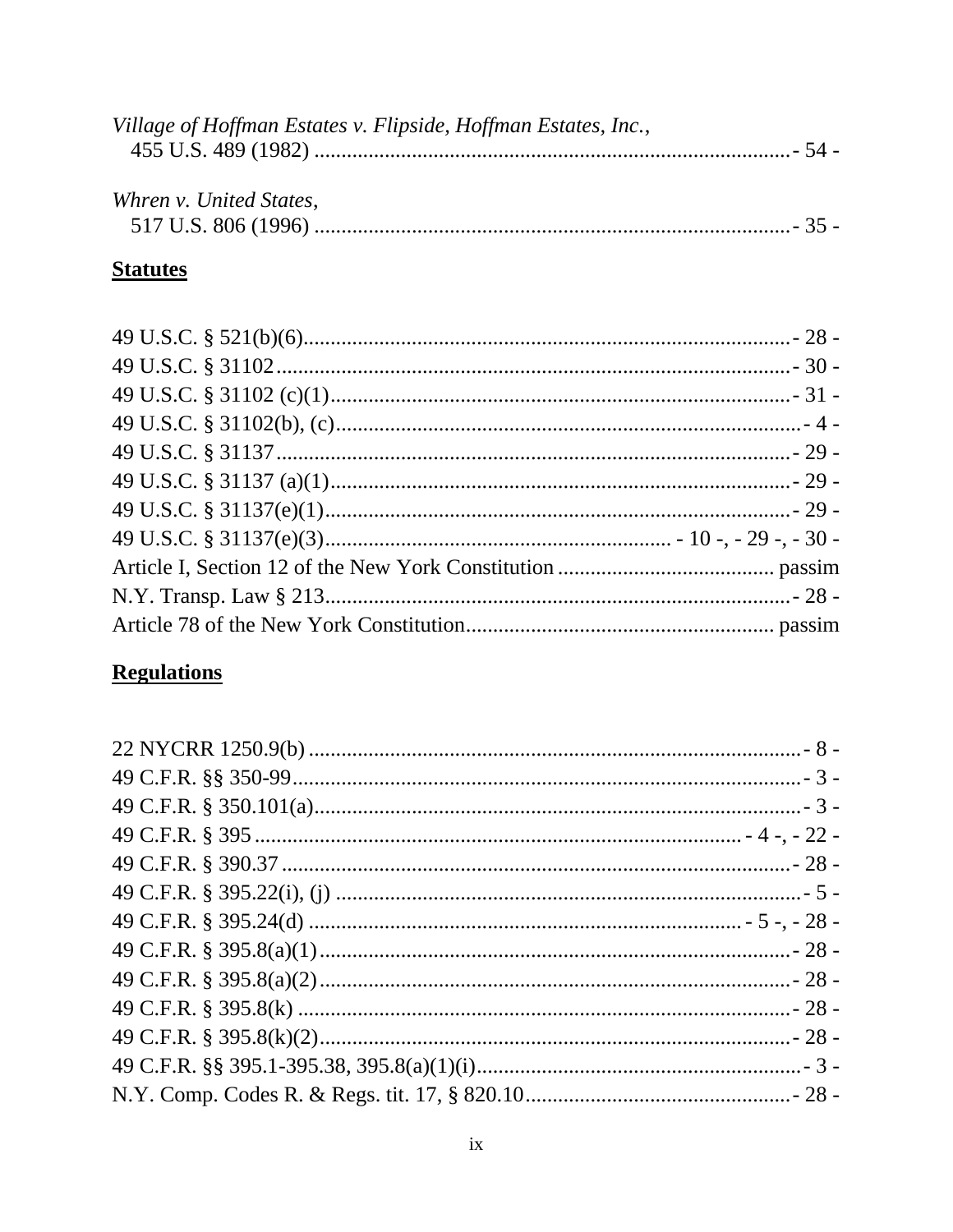*Village of Hoffman Estates v. Flipside, Hoffman Estates, Inc.*,
455 U.S. 489 (1982) ........................................................................................- 54 -

*Whren v. United States*,
517 U.S. 806 (1996) ........................................................................................- 35 -

## **Statutes**

49 U.S.C. § 521(b)(6)..........................................................................................- 28 -
49 U.S.C. § 31102...............................................................................................- 30 -
49 U.S.C. § 31102 (c)(1).....................................................................................- 31 -
49 U.S.C. § 31102(b), (c).....................................................................................- 4 -
49 U.S.C. § 31137...............................................................................................- 29 -
49 U.S.C. § 31137 (a)(1).....................................................................................- 29 -
49 U.S.C. § 31137(e)(1)......................................................................................- 29 -
49 U.S.C. § 31137(e)(3)........................................................... - 10 -, - 29 -, - 30 -
Article I, Section 12 of the New York Constitution ........................................ passim
N.Y. Transp. Law § 213......................................................................................- 28 -
Article 78 of the New York Constitution......................................................... passim

## **Regulations**

22 NYCRR 1250.9(b) ...........................................................................................- 8 -
49 C.F.R. §§ 350-99..............................................................................................- 3 -
49 C.F.R. § 350.101(a)..........................................................................................- 3 -
49 C.F.R. § 395 ....................................................................................... - 4 -, - 22 -
49 C.F.R. § 390.37 ..............................................................................................- 28 -
49 C.F.R. § 395.22(i), (j) ......................................................................................- 5 -
49 C.F.R. § 395.24(d) ............................................................................ - 5 -, - 28 -
49 C.F.R. § 395.8(a)(1).......................................................................................- 28 -
49 C.F.R. § 395.8(a)(2).......................................................................................- 28 -
49 C.F.R. § 395.8(k) ...........................................................................................- 28 -
49 C.F.R. § 395.8(k)(2).......................................................................................- 28 -
49 C.F.R. §§ 395.1-395.38, 395.8(a)(1)(i)............................................................- 3 -
N.Y. Comp. Codes R. & Regs. tit. 17, § 820.10.................................................- 28 -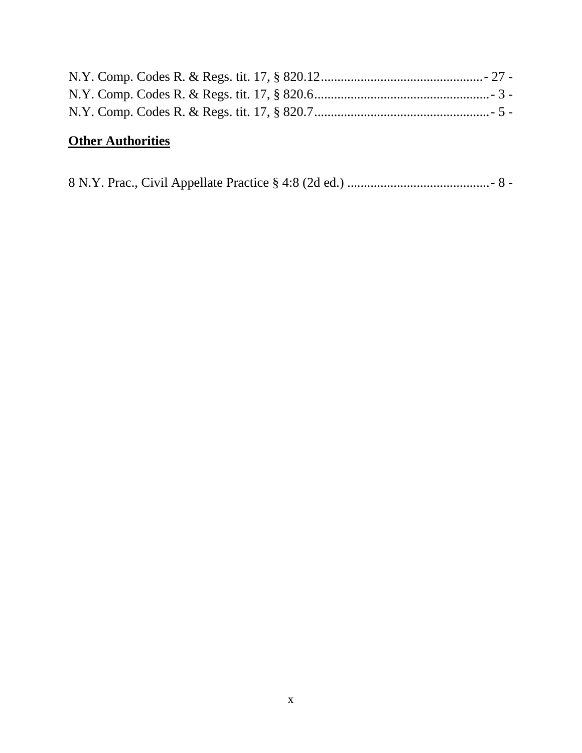N.Y. Comp. Codes R. & Regs. tit. 17, § 820.12................................................- 27 -
N.Y. Comp. Codes R. & Regs. tit. 17, § 820.6....................................................- 3 -
N.Y. Comp. Codes R. & Regs. tit. 17, § 820.7....................................................- 5 -

**Other Authorities**

8 N.Y. Prac., Civil Appellate Practice § 4:8 (2d ed.) ...........................................- 8 -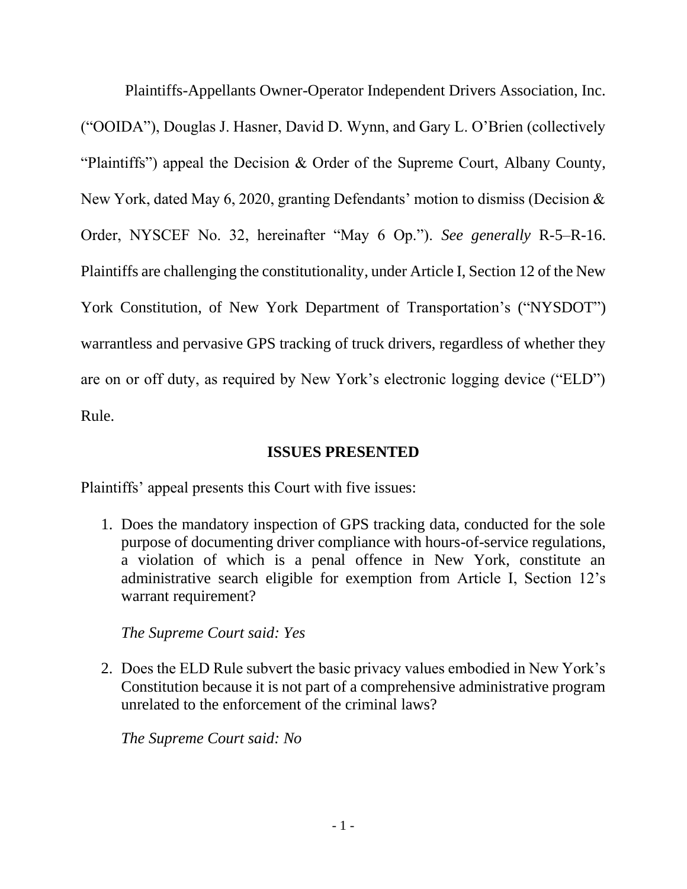Plaintiffs-Appellants Owner-Operator Independent Drivers Association, Inc. ("OOIDA"), Douglas J. Hasner, David D. Wynn, and Gary L. O'Brien (collectively "Plaintiffs") appeal the Decision & Order of the Supreme Court, Albany County, New York, dated May 6, 2020, granting Defendants' motion to dismiss (Decision & Order, NYSCEF No. 32, hereinafter "May 6 Op."). *See generally* R-5–R-16. Plaintiffs are challenging the constitutionality, under Article I, Section 12 of the New York Constitution, of New York Department of Transportation's ("NYSDOT") warrantless and pervasive GPS tracking of truck drivers, regardless of whether they are on or off duty, as required by New York's electronic logging device ("ELD") Rule.

## ISSUES PRESENTED

Plaintiffs' appeal presents this Court with five issues:

1. Does the mandatory inspection of GPS tracking data, conducted for the sole purpose of documenting driver compliance with hours-of-service regulations, a violation of which is a penal offence in New York, constitute an administrative search eligible for exemption from Article I, Section 12's warrant requirement?

   *The Supreme Court said: Yes*

2. Does the ELD Rule subvert the basic privacy values embodied in New York's Constitution because it is not part of a comprehensive administrative program unrelated to the enforcement of the criminal laws?

   *The Supreme Court said: No*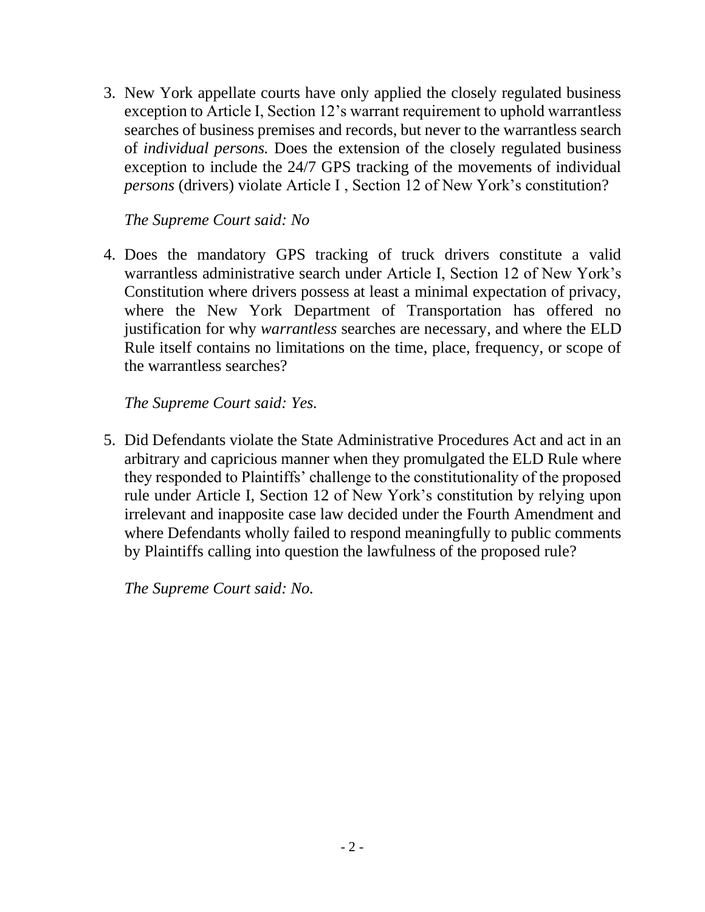3. New York appellate courts have only applied the closely regulated business exception to Article I, Section 12's warrant requirement to uphold warrantless searches of business premises and records, but never to the warrantless search of *individual persons.* Does the extension of the closely regulated business exception to include the 24/7 GPS tracking of the movements of individual *persons* (drivers) violate Article I , Section 12 of New York's constitution?

   *The Supreme Court said: No*

4. Does the mandatory GPS tracking of truck drivers constitute a valid warrantless administrative search under Article I, Section 12 of New York's Constitution where drivers possess at least a minimal expectation of privacy, where the New York Department of Transportation has offered no justification for why *warrantless* searches are necessary, and where the ELD Rule itself contains no limitations on the time, place, frequency, or scope of the warrantless searches?

   *The Supreme Court said: Yes.*

5. Did Defendants violate the State Administrative Procedures Act and act in an arbitrary and capricious manner when they promulgated the ELD Rule where they responded to Plaintiffs' challenge to the constitutionality of the proposed rule under Article I, Section 12 of New York's constitution by relying upon irrelevant and inapposite case law decided under the Fourth Amendment and where Defendants wholly failed to respond meaningfully to public comments by Plaintiffs calling into question the lawfulness of the proposed rule?

   *The Supreme Court said: No.*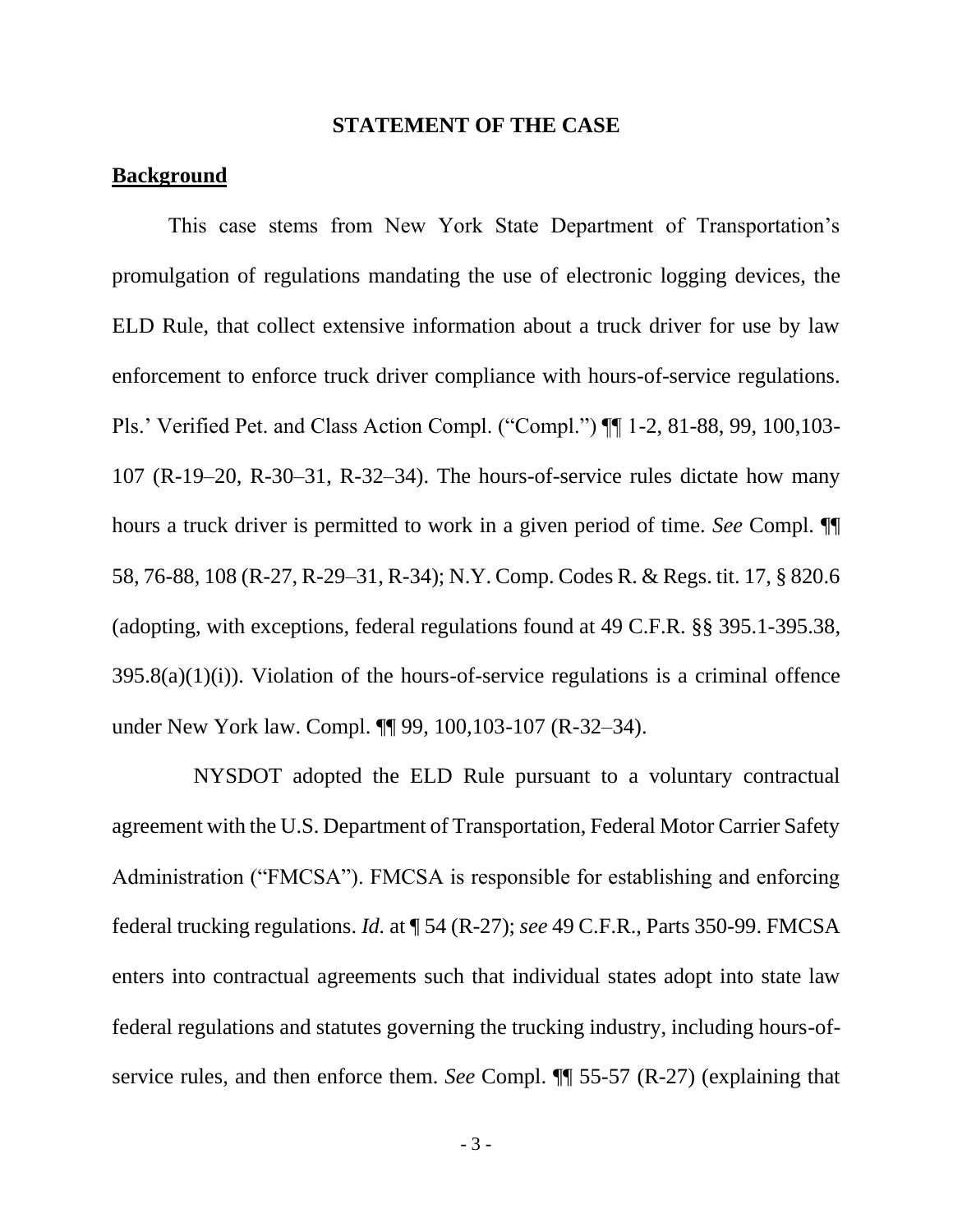## STATEMENT OF THE CASE

### Background

This case stems from New York State Department of Transportation's promulgation of regulations mandating the use of electronic logging devices, the ELD Rule, that collect extensive information about a truck driver for use by law enforcement to enforce truck driver compliance with hours-of-service regulations. Pls.' Verified Pet. and Class Action Compl. ("Compl.") ¶¶ 1-2, 81-88, 99, 100,103-107 (R-19–20, R-30–31, R-32–34). The hours-of-service rules dictate how many hours a truck driver is permitted to work in a given period of time. *See* Compl. ¶¶ 58, 76-88, 108 (R-27, R-29–31, R-34); N.Y. Comp. Codes R. & Regs. tit. 17, § 820.6 (adopting, with exceptions, federal regulations found at 49 C.F.R. §§ 395.1-395.38, 395.8(a)(1)(i)). Violation of the hours-of-service regulations is a criminal offence under New York law. Compl. ¶¶ 99, 100,103-107 (R-32–34).

NYSDOT adopted the ELD Rule pursuant to a voluntary contractual agreement with the U.S. Department of Transportation, Federal Motor Carrier Safety Administration ("FMCSA"). FMCSA is responsible for establishing and enforcing federal trucking regulations. *Id.* at ¶ 54 (R-27); *see* 49 C.F.R., Parts 350-99. FMCSA enters into contractual agreements such that individual states adopt into state law federal regulations and statutes governing the trucking industry, including hours-of-service rules, and then enforce them. *See* Compl. ¶¶ 55-57 (R-27) (explaining that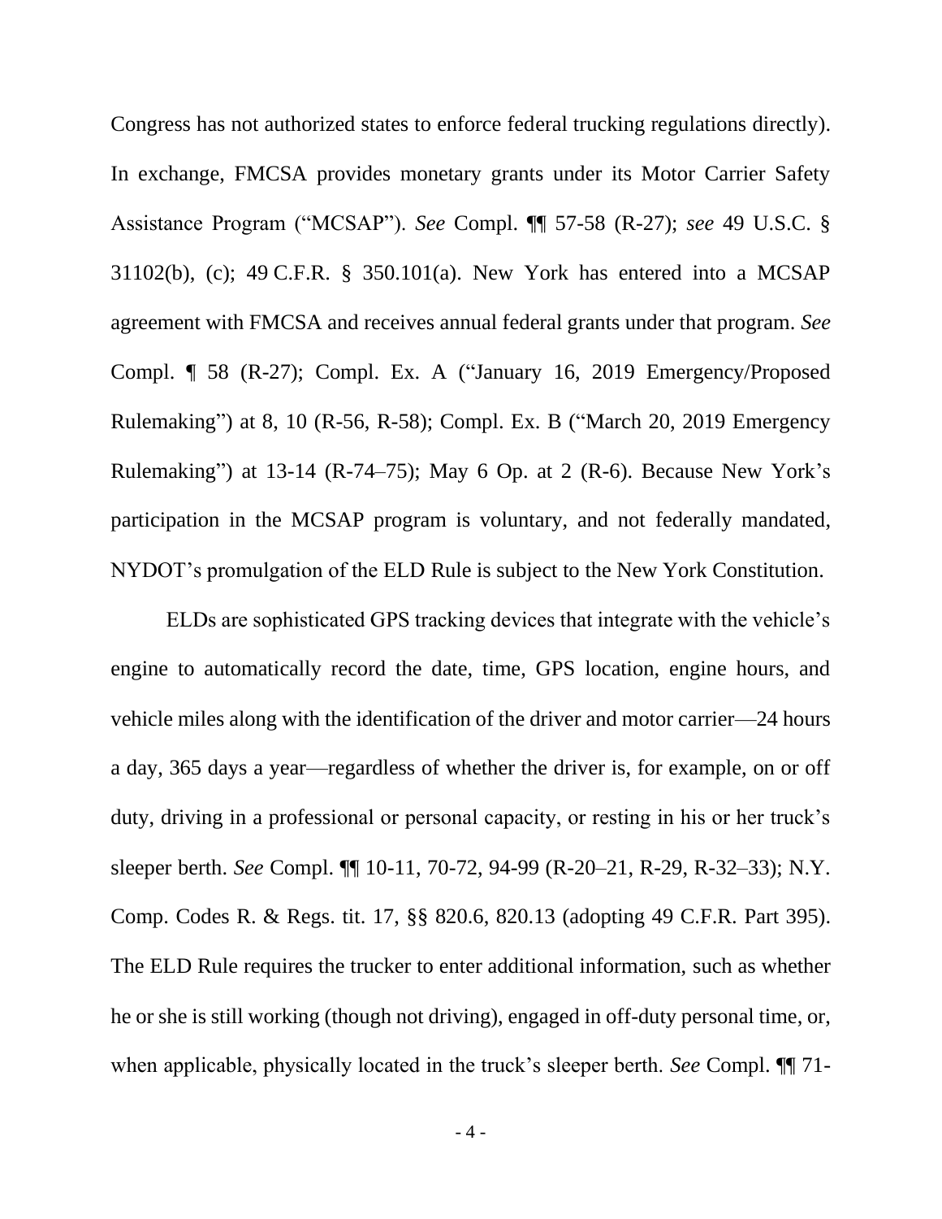Congress has not authorized states to enforce federal trucking regulations directly). In exchange, FMCSA provides monetary grants under its Motor Carrier Safety Assistance Program ("MCSAP"). *See* Compl. ¶¶ 57-58 (R-27); *see* 49 U.S.C. § 31102(b), (c); 49 C.F.R. § 350.101(a). New York has entered into a MCSAP agreement with FMCSA and receives annual federal grants under that program. *See* Compl. ¶ 58 (R-27); Compl. Ex. A ("January 16, 2019 Emergency/Proposed Rulemaking") at 8, 10 (R-56, R-58); Compl. Ex. B ("March 20, 2019 Emergency Rulemaking") at 13-14 (R-74–75); May 6 Op. at 2 (R-6). Because New York's participation in the MCSAP program is voluntary, and not federally mandated, NYDOT's promulgation of the ELD Rule is subject to the New York Constitution.

ELDs are sophisticated GPS tracking devices that integrate with the vehicle's engine to automatically record the date, time, GPS location, engine hours, and vehicle miles along with the identification of the driver and motor carrier—24 hours a day, 365 days a year—regardless of whether the driver is, for example, on or off duty, driving in a professional or personal capacity, or resting in his or her truck's sleeper berth. *See* Compl. ¶¶ 10-11, 70-72, 94-99 (R-20–21, R-29, R-32–33); N.Y. Comp. Codes R. & Regs. tit. 17, §§ 820.6, 820.13 (adopting 49 C.F.R. Part 395). The ELD Rule requires the trucker to enter additional information, such as whether he or she is still working (though not driving), engaged in off-duty personal time, or, when applicable, physically located in the truck's sleeper berth. *See* Compl. ¶¶ 71-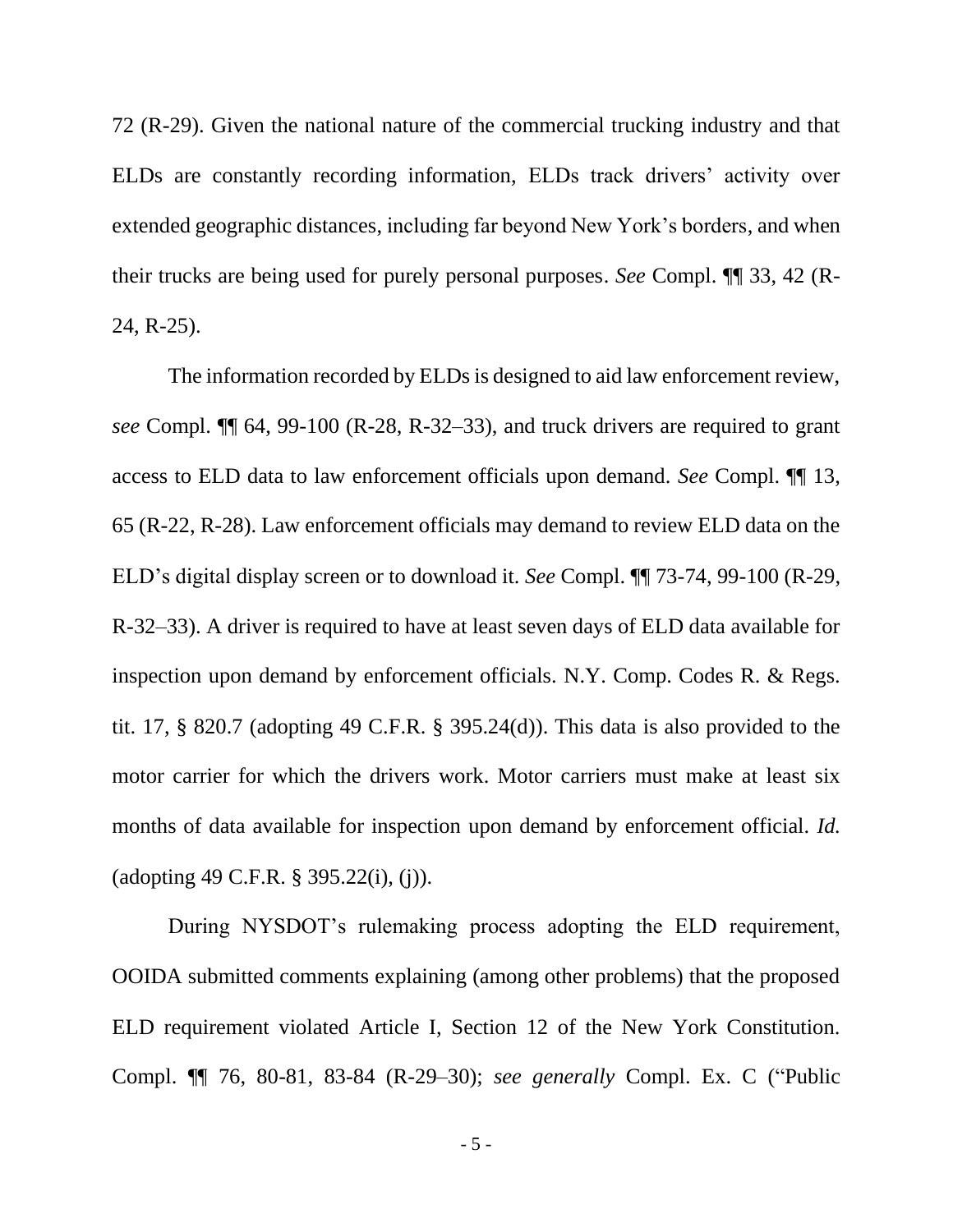72 (R-29). Given the national nature of the commercial trucking industry and that ELDs are constantly recording information, ELDs track drivers' activity over extended geographic distances, including far beyond New York's borders, and when their trucks are being used for purely personal purposes. *See* Compl. ¶¶ 33, 42 (R-24, R-25).

The information recorded by ELDs is designed to aid law enforcement review, *see* Compl. ¶¶ 64, 99-100 (R-28, R-32–33), and truck drivers are required to grant access to ELD data to law enforcement officials upon demand. *See* Compl. ¶¶ 13, 65 (R-22, R-28). Law enforcement officials may demand to review ELD data on the ELD's digital display screen or to download it. *See* Compl. ¶¶ 73-74, 99-100 (R-29, R-32–33). A driver is required to have at least seven days of ELD data available for inspection upon demand by enforcement officials. N.Y. Comp. Codes R. & Regs. tit. 17, § 820.7 (adopting 49 C.F.R. § 395.24(d)). This data is also provided to the motor carrier for which the drivers work. Motor carriers must make at least six months of data available for inspection upon demand by enforcement official. *Id.* (adopting 49 C.F.R. § 395.22(i), (j)).

During NYSDOT's rulemaking process adopting the ELD requirement, OOIDA submitted comments explaining (among other problems) that the proposed ELD requirement violated Article I, Section 12 of the New York Constitution. Compl. ¶¶ 76, 80-81, 83-84 (R-29–30); *see generally* Compl. Ex. C ("Public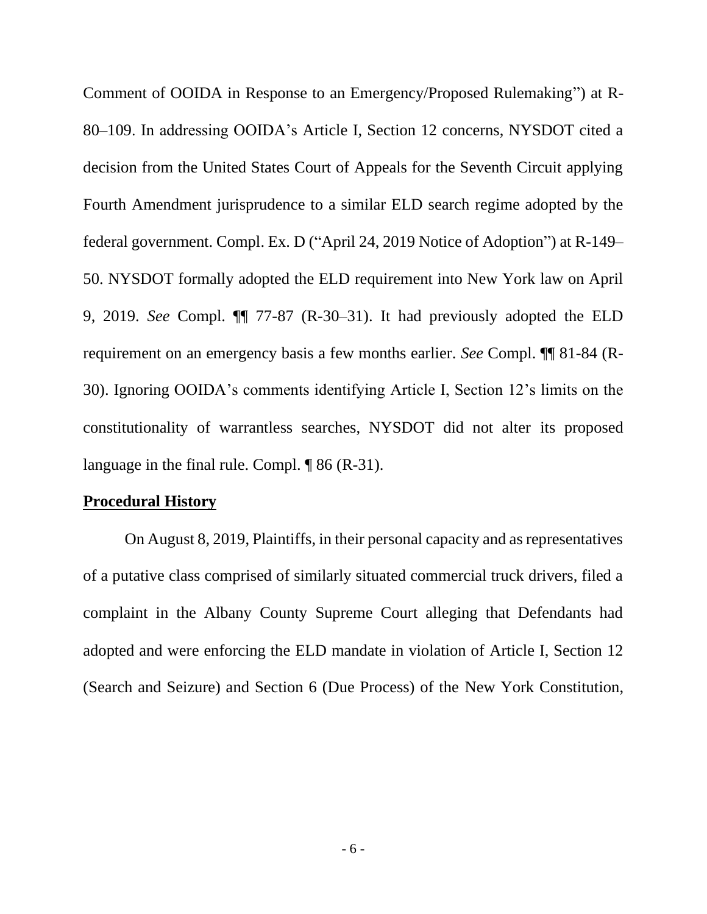Comment of OOIDA in Response to an Emergency/Proposed Rulemaking") at R-80–109. In addressing OOIDA's Article I, Section 12 concerns, NYSDOT cited a decision from the United States Court of Appeals for the Seventh Circuit applying Fourth Amendment jurisprudence to a similar ELD search regime adopted by the federal government. Compl. Ex. D ("April 24, 2019 Notice of Adoption") at R-149–50. NYSDOT formally adopted the ELD requirement into New York law on April 9, 2019. *See* Compl. ¶¶ 77-87 (R-30–31). It had previously adopted the ELD requirement on an emergency basis a few months earlier. *See* Compl. ¶¶ 81-84 (R-30). Ignoring OOIDA's comments identifying Article I, Section 12's limits on the constitutionality of warrantless searches, NYSDOT did not alter its proposed language in the final rule. Compl. ¶ 86 (R-31).

## Procedural History

On August 8, 2019, Plaintiffs, in their personal capacity and as representatives of a putative class comprised of similarly situated commercial truck drivers, filed a complaint in the Albany County Supreme Court alleging that Defendants had adopted and were enforcing the ELD mandate in violation of Article I, Section 12 (Search and Seizure) and Section 6 (Due Process) of the New York Constitution,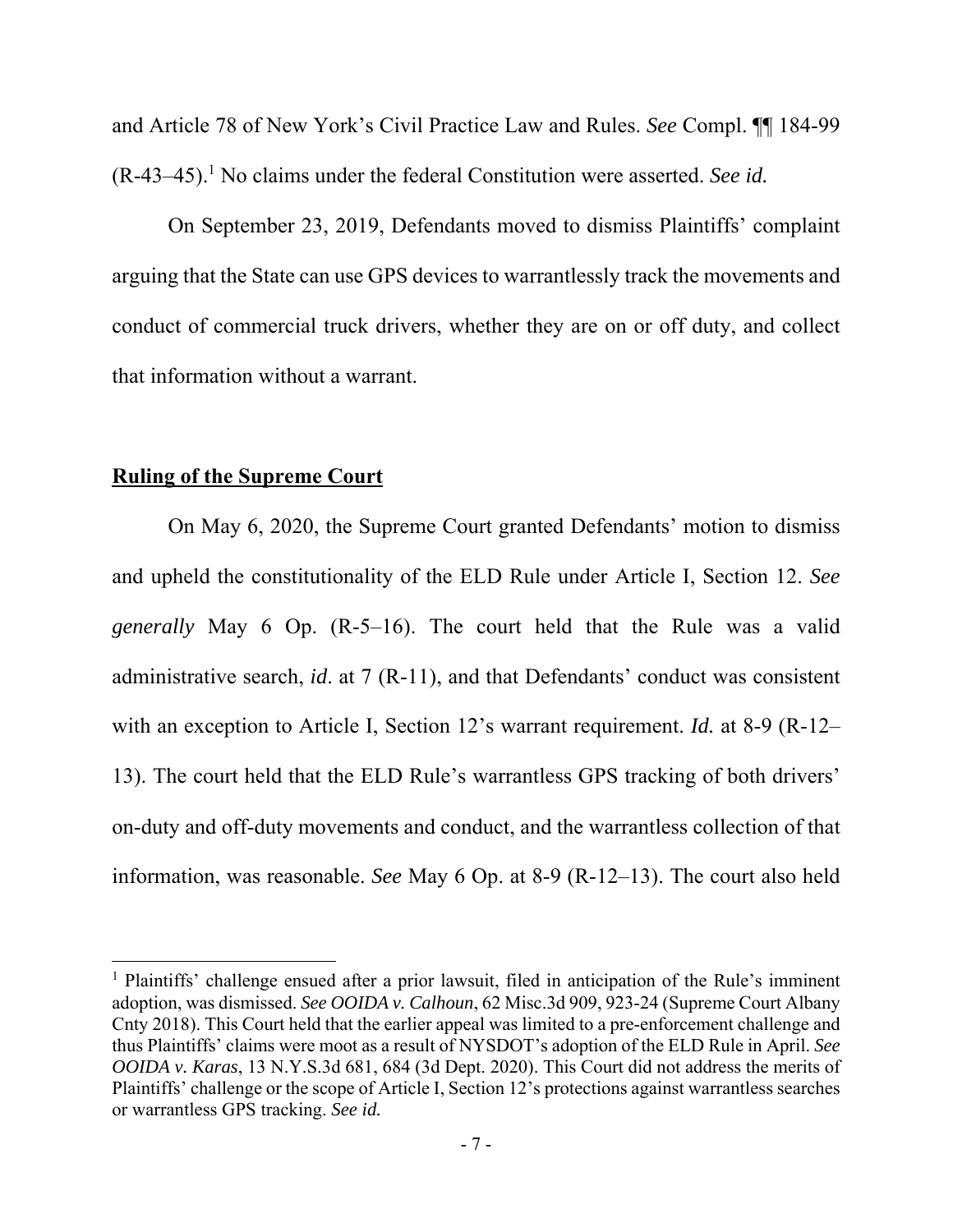and Article 78 of New York's Civil Practice Law and Rules. *See* Compl. ¶¶ 184-99 (R-43–45).[1] No claims under the federal Constitution were asserted. *See id.*

On September 23, 2019, Defendants moved to dismiss Plaintiffs' complaint arguing that the State can use GPS devices to warrantlessly track the movements and conduct of commercial truck drivers, whether they are on or off duty, and collect that information without a warrant.

**Ruling of the Supreme Court**

On May 6, 2020, the Supreme Court granted Defendants' motion to dismiss and upheld the constitutionality of the ELD Rule under Article I, Section 12. *See generally* May 6 Op. (R-5–16). The court held that the Rule was a valid administrative search, *id*. at 7 (R-11), and that Defendants' conduct was consistent with an exception to Article I, Section 12's warrant requirement. *Id.* at 8-9 (R-12–13). The court held that the ELD Rule's warrantless GPS tracking of both drivers' on-duty and off-duty movements and conduct, and the warrantless collection of that information, was reasonable. *See* May 6 Op. at 8-9 (R-12–13). The court also held

[1] Plaintiffs' challenge ensued after a prior lawsuit, filed in anticipation of the Rule's imminent adoption, was dismissed. *See OOIDA v. Calhoun*, 62 Misc.3d 909, 923-24 (Supreme Court Albany Cnty 2018). This Court held that the earlier appeal was limited to a pre-enforcement challenge and thus Plaintiffs' claims were moot as a result of NYSDOT's adoption of the ELD Rule in April. *See OOIDA v. Karas*, 13 N.Y.S.3d 681, 684 (3d Dept. 2020). This Court did not address the merits of Plaintiffs' challenge or the scope of Article I, Section 12's protections against warrantless searches or warrantless GPS tracking. *See id.*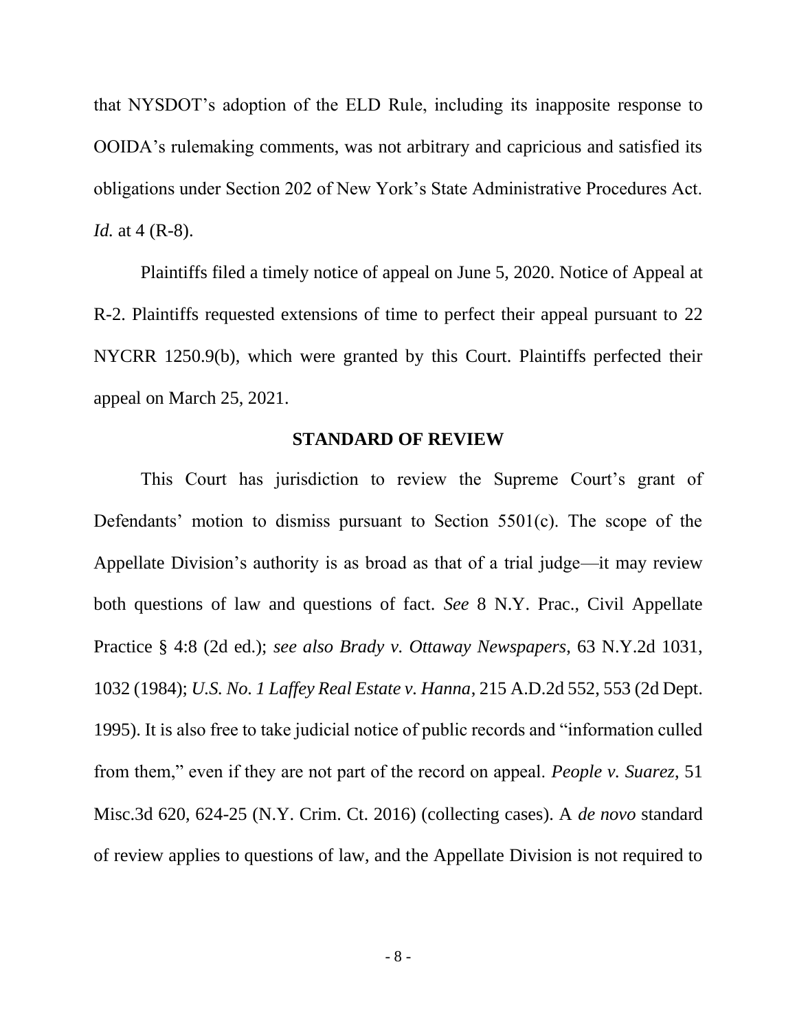that NYSDOT's adoption of the ELD Rule, including its inapposite response to OOIDA's rulemaking comments, was not arbitrary and capricious and satisfied its obligations under Section 202 of New York's State Administrative Procedures Act. *Id.* at 4 (R-8).

Plaintiffs filed a timely notice of appeal on June 5, 2020. Notice of Appeal at R-2. Plaintiffs requested extensions of time to perfect their appeal pursuant to 22 NYCRR 1250.9(b), which were granted by this Court. Plaintiffs perfected their appeal on March 25, 2021.

## STANDARD OF REVIEW

This Court has jurisdiction to review the Supreme Court's grant of Defendants' motion to dismiss pursuant to Section 5501(c). The scope of the Appellate Division's authority is as broad as that of a trial judge—it may review both questions of law and questions of fact. *See* 8 N.Y. Prac., Civil Appellate Practice § 4:8 (2d ed.); *see also Brady v. Ottaway Newspapers*, 63 N.Y.2d 1031, 1032 (1984); *U.S. No. 1 Laffey Real Estate v. Hanna*, 215 A.D.2d 552, 553 (2d Dept. 1995). It is also free to take judicial notice of public records and "information culled from them," even if they are not part of the record on appeal. *People v. Suarez*, 51 Misc.3d 620, 624-25 (N.Y. Crim. Ct. 2016) (collecting cases). A *de novo* standard of review applies to questions of law, and the Appellate Division is not required to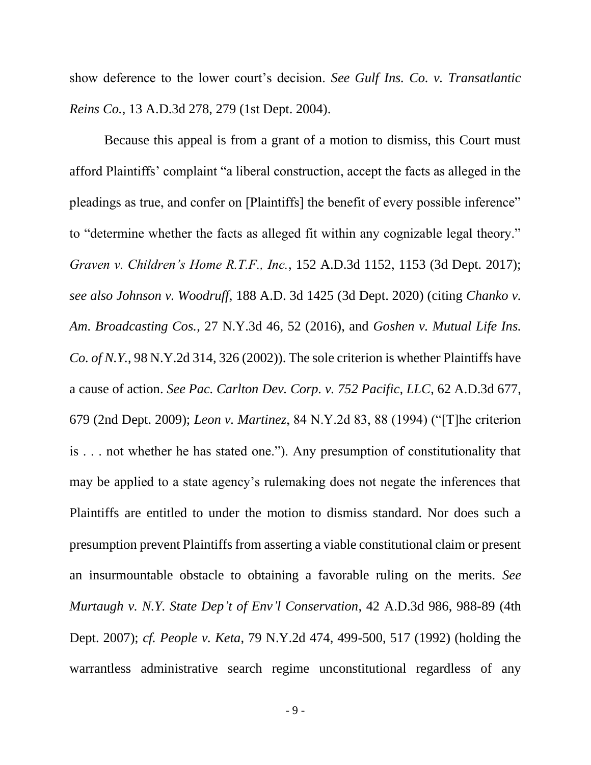show deference to the lower court's decision. *See Gulf Ins. Co. v. Transatlantic Reins Co.*, 13 A.D.3d 278, 279 (1st Dept. 2004).

Because this appeal is from a grant of a motion to dismiss, this Court must afford Plaintiffs' complaint "a liberal construction, accept the facts as alleged in the pleadings as true, and confer on [Plaintiffs] the benefit of every possible inference" to "determine whether the facts as alleged fit within any cognizable legal theory." *Graven v. Children's Home R.T.F., Inc.*, 152 A.D.3d 1152, 1153 (3d Dept. 2017); *see also Johnson v. Woodruff*, 188 A.D. 3d 1425 (3d Dept. 2020) (citing *Chanko v. Am. Broadcasting Cos.*, 27 N.Y.3d 46, 52 (2016), and *Goshen v. Mutual Life Ins. Co. of N.Y.*, 98 N.Y.2d 314, 326 (2002)). The sole criterion is whether Plaintiffs have a cause of action. *See Pac. Carlton Dev. Corp. v. 752 Pacific, LLC*, 62 A.D.3d 677, 679 (2nd Dept. 2009); *Leon v. Martinez*, 84 N.Y.2d 83, 88 (1994) ("[T]he criterion is . . . not whether he has stated one."). Any presumption of constitutionality that may be applied to a state agency's rulemaking does not negate the inferences that Plaintiffs are entitled to under the motion to dismiss standard. Nor does such a presumption prevent Plaintiffs from asserting a viable constitutional claim or present an insurmountable obstacle to obtaining a favorable ruling on the merits. *See Murtaugh v. N.Y. State Dep't of Env'l Conservation*, 42 A.D.3d 986, 988-89 (4th Dept. 2007); *cf. People v. Keta*, 79 N.Y.2d 474, 499-500, 517 (1992) (holding the warrantless administrative search regime unconstitutional regardless of any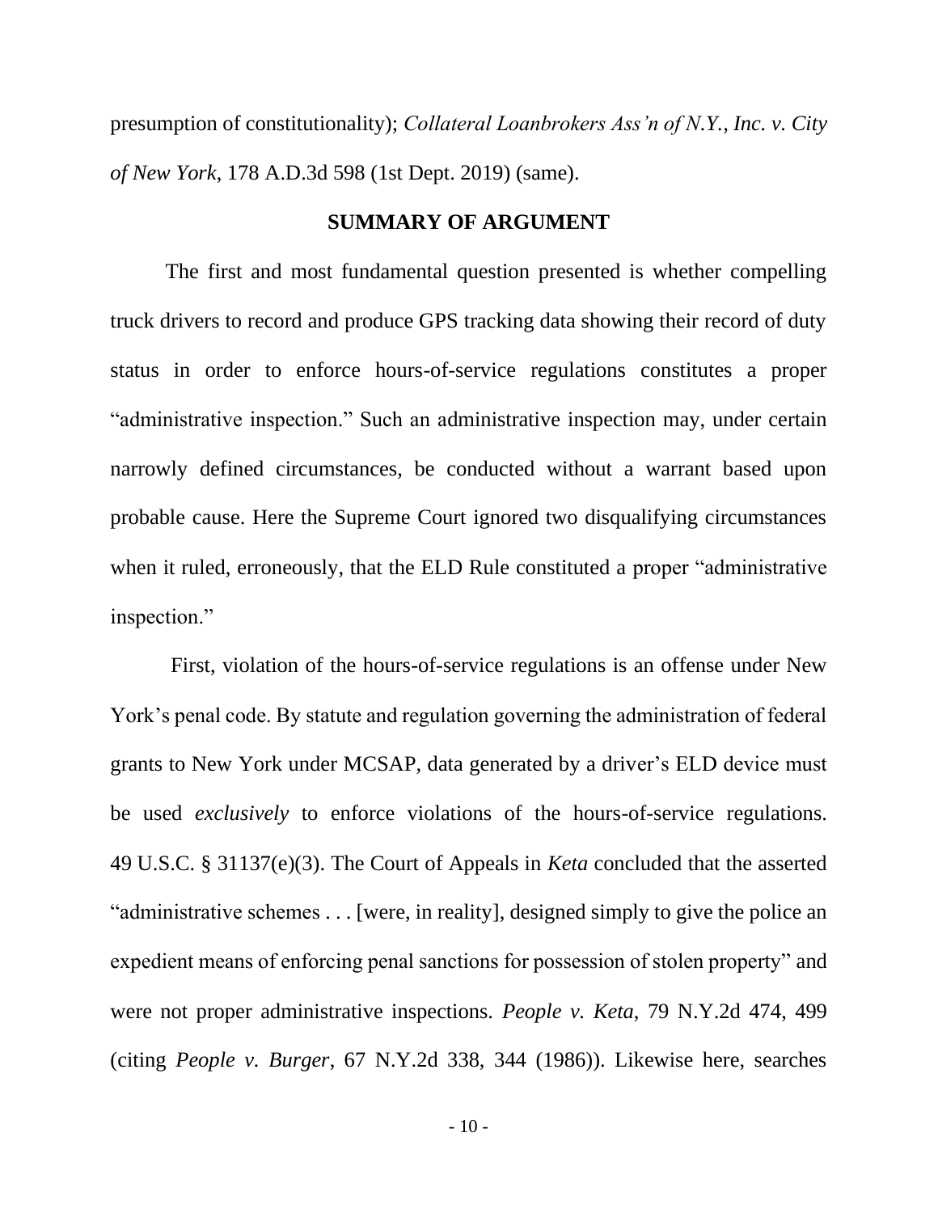presumption of constitutionality); *Collateral Loanbrokers Ass'n of N.Y., Inc. v. City of New York*, 178 A.D.3d 598 (1st Dept. 2019) (same).

## SUMMARY OF ARGUMENT

The first and most fundamental question presented is whether compelling truck drivers to record and produce GPS tracking data showing their record of duty status in order to enforce hours-of-service regulations constitutes a proper "administrative inspection." Such an administrative inspection may, under certain narrowly defined circumstances, be conducted without a warrant based upon probable cause. Here the Supreme Court ignored two disqualifying circumstances when it ruled, erroneously, that the ELD Rule constituted a proper "administrative inspection."

First, violation of the hours-of-service regulations is an offense under New York's penal code. By statute and regulation governing the administration of federal grants to New York under MCSAP, data generated by a driver's ELD device must be used *exclusively* to enforce violations of the hours-of-service regulations. 49 U.S.C. § 31137(e)(3). The Court of Appeals in *Keta* concluded that the asserted "administrative schemes . . . [were, in reality], designed simply to give the police an expedient means of enforcing penal sanctions for possession of stolen property" and were not proper administrative inspections. *People v. Keta*, 79 N.Y.2d 474, 499 (citing *People v. Burger*, 67 N.Y.2d 338, 344 (1986)). Likewise here, searches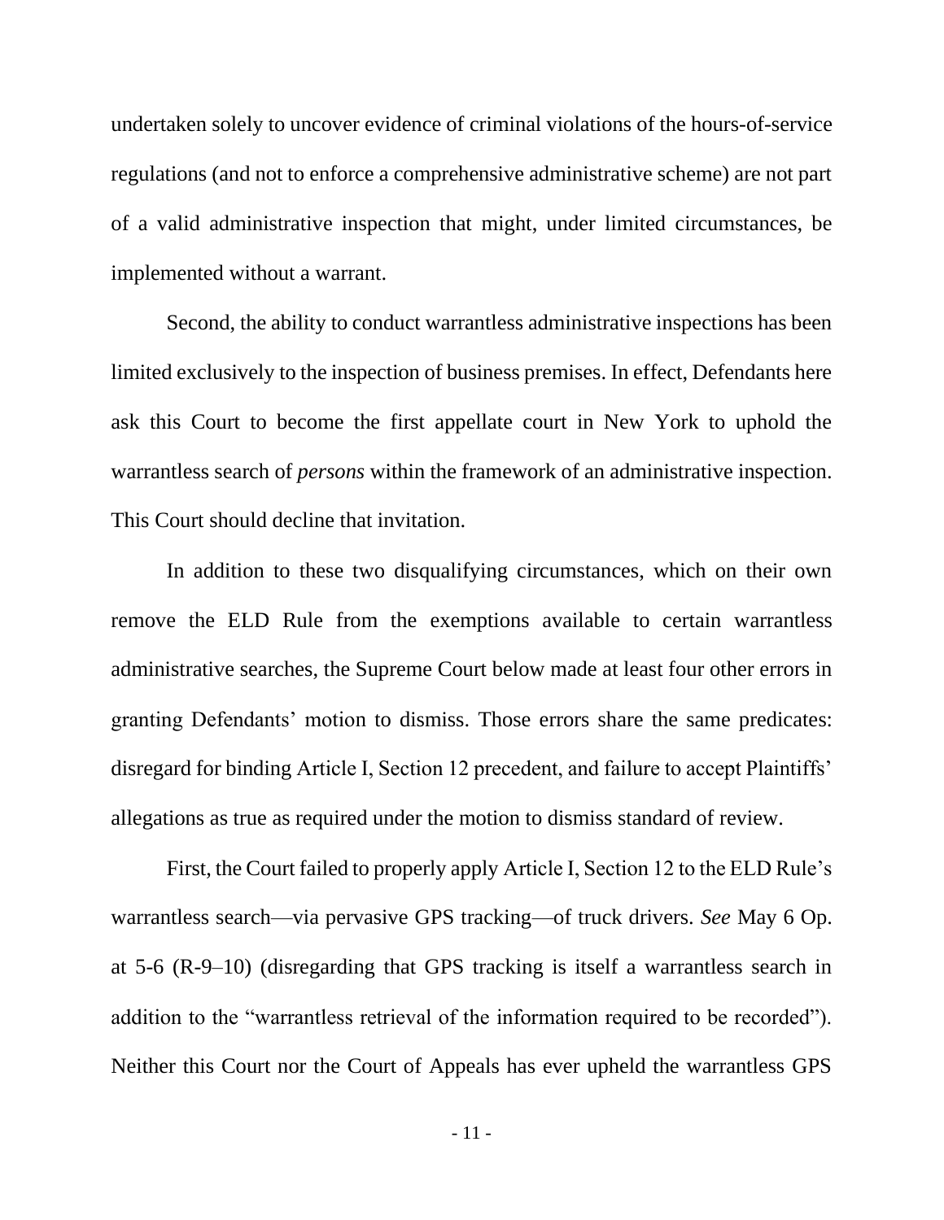undertaken solely to uncover evidence of criminal violations of the hours-of-service regulations (and not to enforce a comprehensive administrative scheme) are not part of a valid administrative inspection that might, under limited circumstances, be implemented without a warrant.

Second, the ability to conduct warrantless administrative inspections has been limited exclusively to the inspection of business premises. In effect, Defendants here ask this Court to become the first appellate court in New York to uphold the warrantless search of *persons* within the framework of an administrative inspection. This Court should decline that invitation.

In addition to these two disqualifying circumstances, which on their own remove the ELD Rule from the exemptions available to certain warrantless administrative searches, the Supreme Court below made at least four other errors in granting Defendants' motion to dismiss. Those errors share the same predicates: disregard for binding Article I, Section 12 precedent, and failure to accept Plaintiffs' allegations as true as required under the motion to dismiss standard of review.

First, the Court failed to properly apply Article I, Section 12 to the ELD Rule's warrantless search—via pervasive GPS tracking—of truck drivers. *See* May 6 Op. at 5-6 (R-9–10) (disregarding that GPS tracking is itself a warrantless search in addition to the "warrantless retrieval of the information required to be recorded"). Neither this Court nor the Court of Appeals has ever upheld the warrantless GPS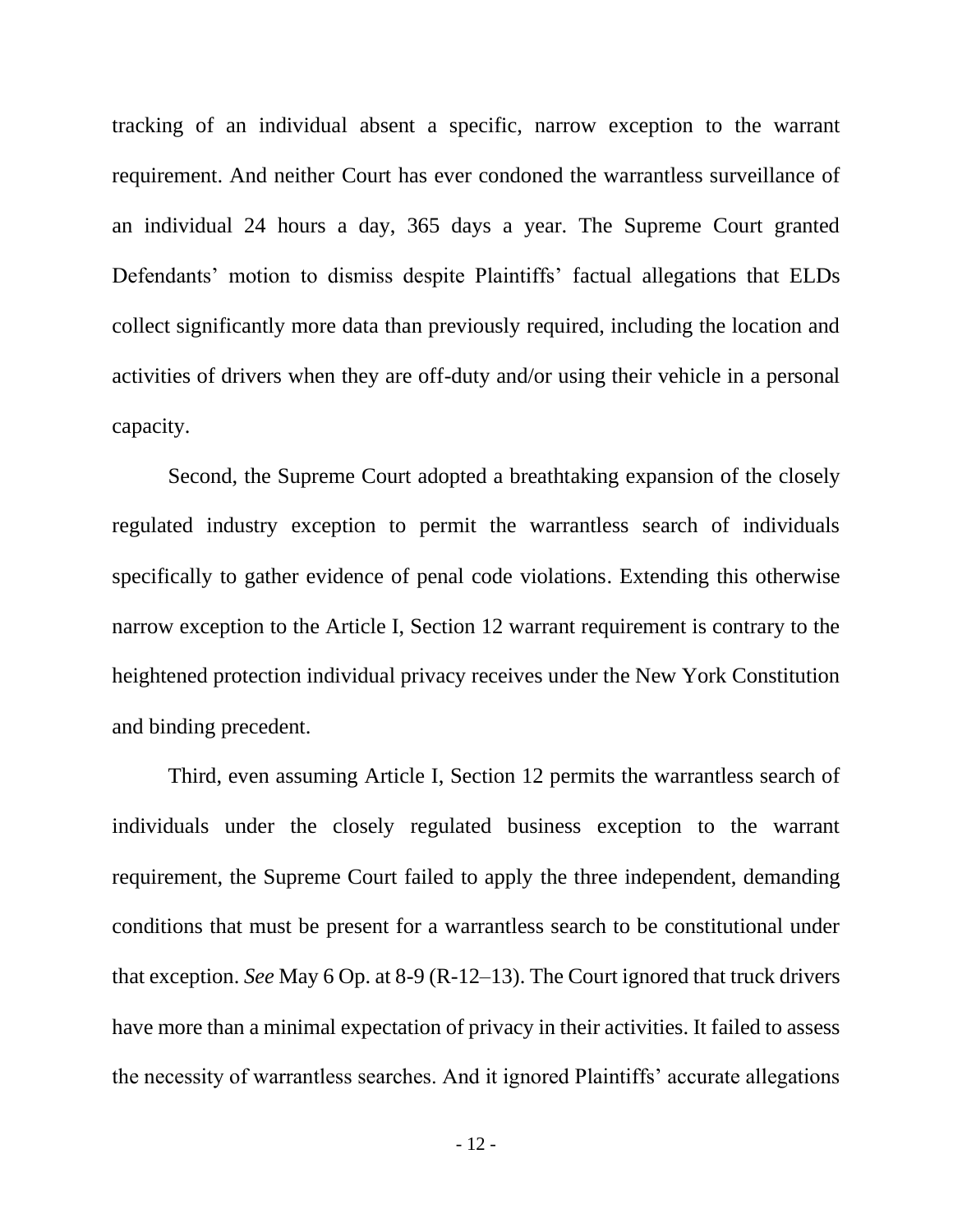tracking of an individual absent a specific, narrow exception to the warrant requirement. And neither Court has ever condoned the warrantless surveillance of an individual 24 hours a day, 365 days a year. The Supreme Court granted Defendants' motion to dismiss despite Plaintiffs' factual allegations that ELDs collect significantly more data than previously required, including the location and activities of drivers when they are off-duty and/or using their vehicle in a personal capacity.

Second, the Supreme Court adopted a breathtaking expansion of the closely regulated industry exception to permit the warrantless search of individuals specifically to gather evidence of penal code violations. Extending this otherwise narrow exception to the Article I, Section 12 warrant requirement is contrary to the heightened protection individual privacy receives under the New York Constitution and binding precedent.

Third, even assuming Article I, Section 12 permits the warrantless search of individuals under the closely regulated business exception to the warrant requirement, the Supreme Court failed to apply the three independent, demanding conditions that must be present for a warrantless search to be constitutional under that exception. *See* May 6 Op. at 8-9 (R-12–13). The Court ignored that truck drivers have more than a minimal expectation of privacy in their activities. It failed to assess the necessity of warrantless searches. And it ignored Plaintiffs' accurate allegations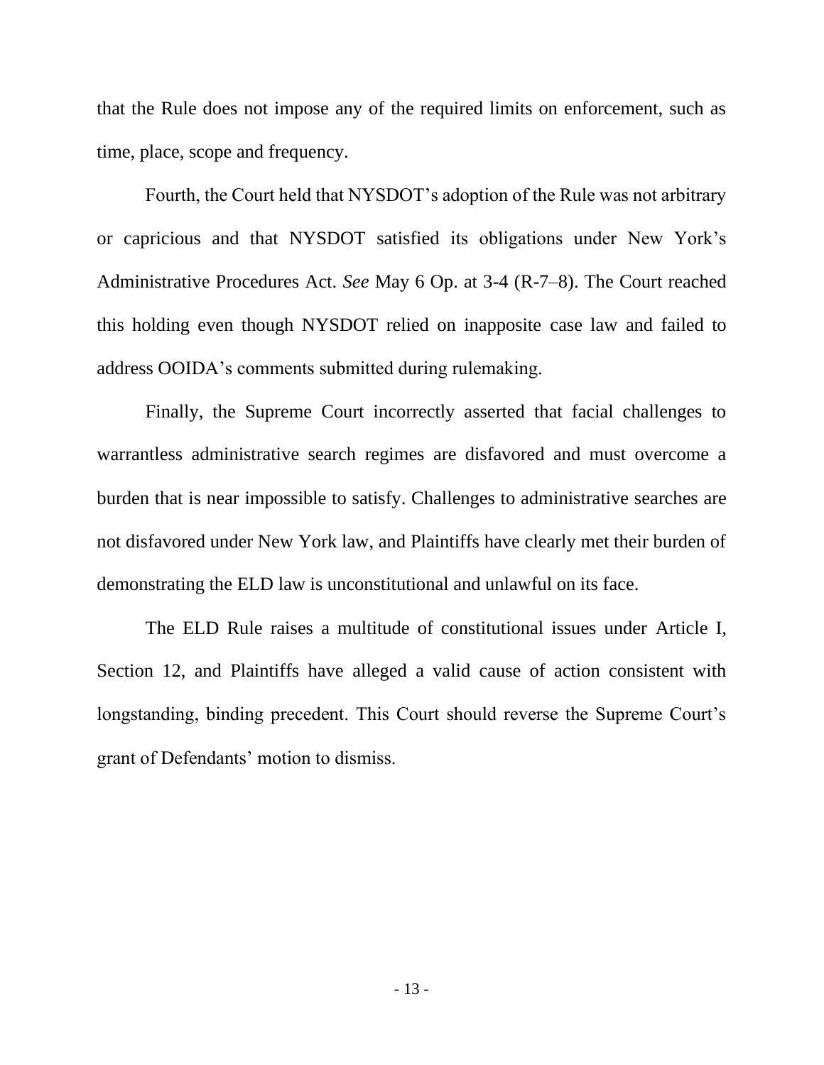that the Rule does not impose any of the required limits on enforcement, such as time, place, scope and frequency.

Fourth, the Court held that NYSDOT's adoption of the Rule was not arbitrary or capricious and that NYSDOT satisfied its obligations under New York's Administrative Procedures Act. *See* May 6 Op. at 3-4 (R-7–8). The Court reached this holding even though NYSDOT relied on inapposite case law and failed to address OOIDA's comments submitted during rulemaking.

Finally, the Supreme Court incorrectly asserted that facial challenges to warrantless administrative search regimes are disfavored and must overcome a burden that is near impossible to satisfy. Challenges to administrative searches are not disfavored under New York law, and Plaintiffs have clearly met their burden of demonstrating the ELD law is unconstitutional and unlawful on its face.

The ELD Rule raises a multitude of constitutional issues under Article I, Section 12, and Plaintiffs have alleged a valid cause of action consistent with longstanding, binding precedent. This Court should reverse the Supreme Court's grant of Defendants' motion to dismiss.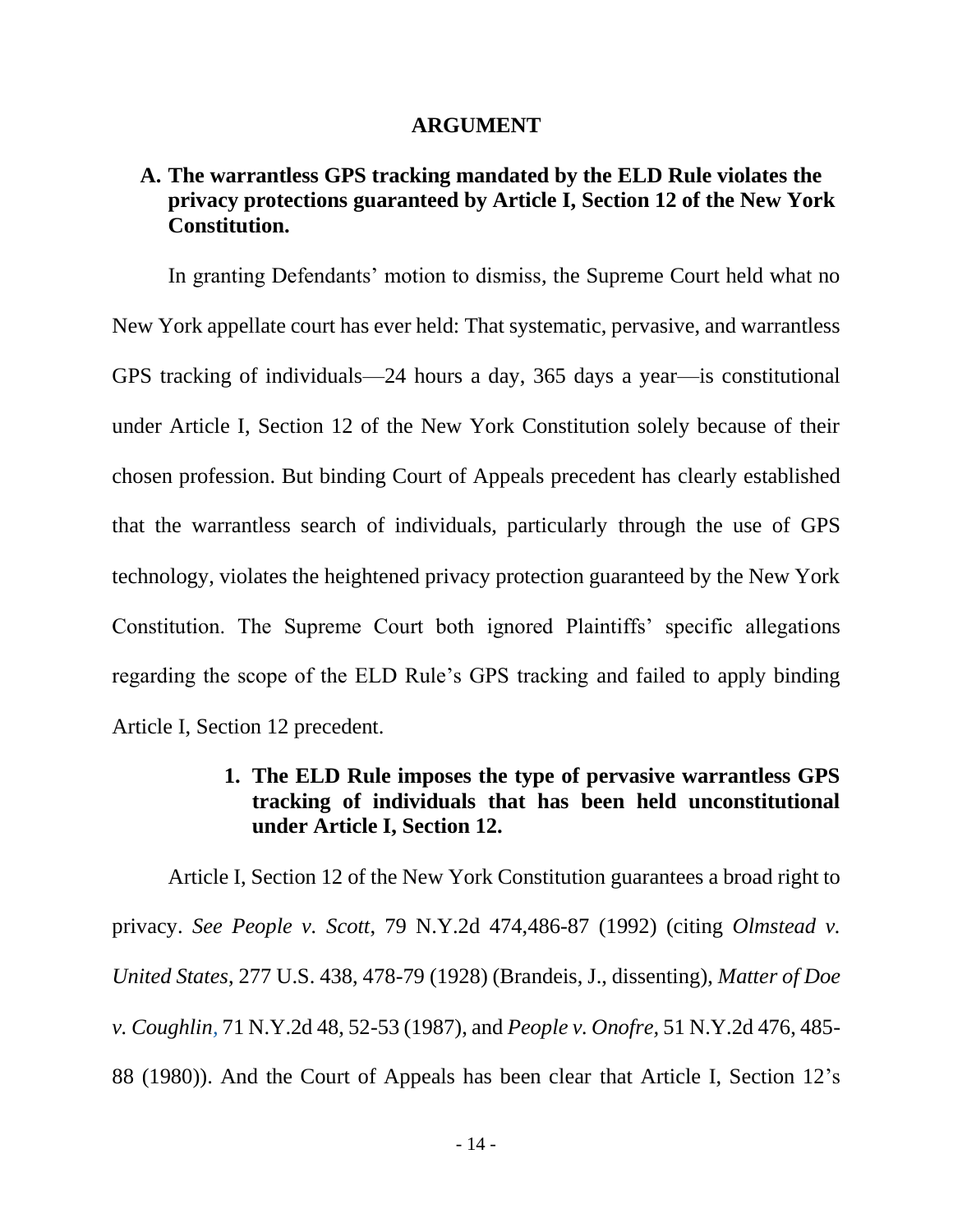## ARGUMENT

### A. The warrantless GPS tracking mandated by the ELD Rule violates the privacy protections guaranteed by Article I, Section 12 of the New York Constitution.

In granting Defendants' motion to dismiss, the Supreme Court held what no New York appellate court has ever held: That systematic, pervasive, and warrantless GPS tracking of individuals—24 hours a day, 365 days a year—is constitutional under Article I, Section 12 of the New York Constitution solely because of their chosen profession. But binding Court of Appeals precedent has clearly established that the warrantless search of individuals, particularly through the use of GPS technology, violates the heightened privacy protection guaranteed by the New York Constitution. The Supreme Court both ignored Plaintiffs' specific allegations regarding the scope of the ELD Rule's GPS tracking and failed to apply binding Article I, Section 12 precedent.

#### 1. The ELD Rule imposes the type of pervasive warrantless GPS tracking of individuals that has been held unconstitutional under Article I, Section 12.

Article I, Section 12 of the New York Constitution guarantees a broad right to privacy. *See People v. Scott*, 79 N.Y.2d 474,486-87 (1992) (citing *Olmstead v. United States*, 277 U.S. 438, 478-79 (1928) (Brandeis, J., dissenting), *Matter of Doe v. Coughlin*, 71 N.Y.2d 48, 52-53 (1987), and *People v. Onofre*, 51 N.Y.2d 476, 485-88 (1980)). And the Court of Appeals has been clear that Article I, Section 12's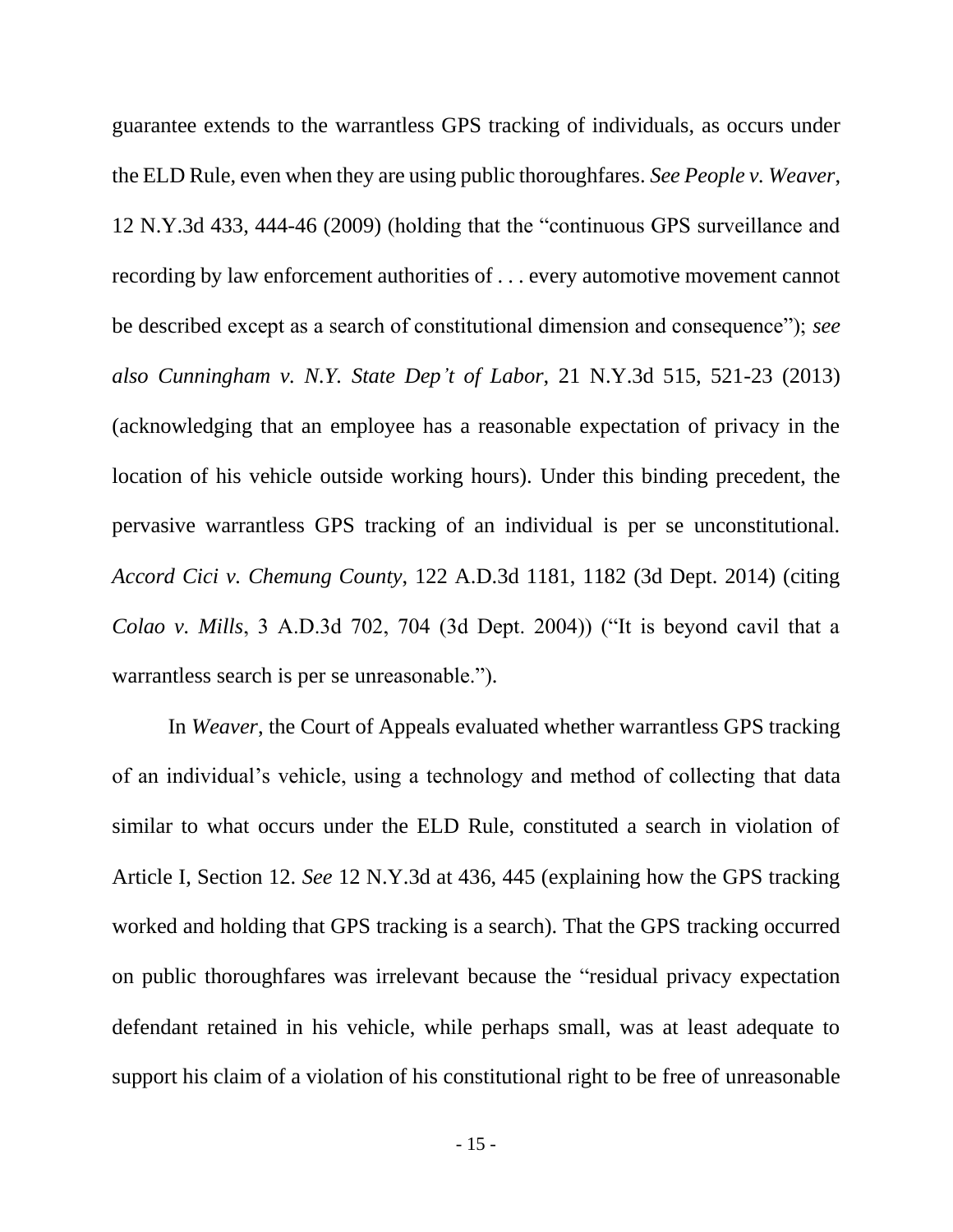guarantee extends to the warrantless GPS tracking of individuals, as occurs under the ELD Rule, even when they are using public thoroughfares. *See People v. Weaver*, 12 N.Y.3d 433, 444-46 (2009) (holding that the "continuous GPS surveillance and recording by law enforcement authorities of . . . every automotive movement cannot be described except as a search of constitutional dimension and consequence"); *see also Cunningham v. N.Y. State Dep't of Labor*, 21 N.Y.3d 515, 521-23 (2013) (acknowledging that an employee has a reasonable expectation of privacy in the location of his vehicle outside working hours). Under this binding precedent, the pervasive warrantless GPS tracking of an individual is per se unconstitutional. *Accord Cici v. Chemung County*, 122 A.D.3d 1181, 1182 (3d Dept. 2014) (citing *Colao v. Mills*, 3 A.D.3d 702, 704 (3d Dept. 2004)) ("It is beyond cavil that a warrantless search is per se unreasonable.").

In *Weaver*, the Court of Appeals evaluated whether warrantless GPS tracking of an individual's vehicle, using a technology and method of collecting that data similar to what occurs under the ELD Rule, constituted a search in violation of Article I, Section 12. *See* 12 N.Y.3d at 436, 445 (explaining how the GPS tracking worked and holding that GPS tracking is a search). That the GPS tracking occurred on public thoroughfares was irrelevant because the "residual privacy expectation defendant retained in his vehicle, while perhaps small, was at least adequate to support his claim of a violation of his constitutional right to be free of unreasonable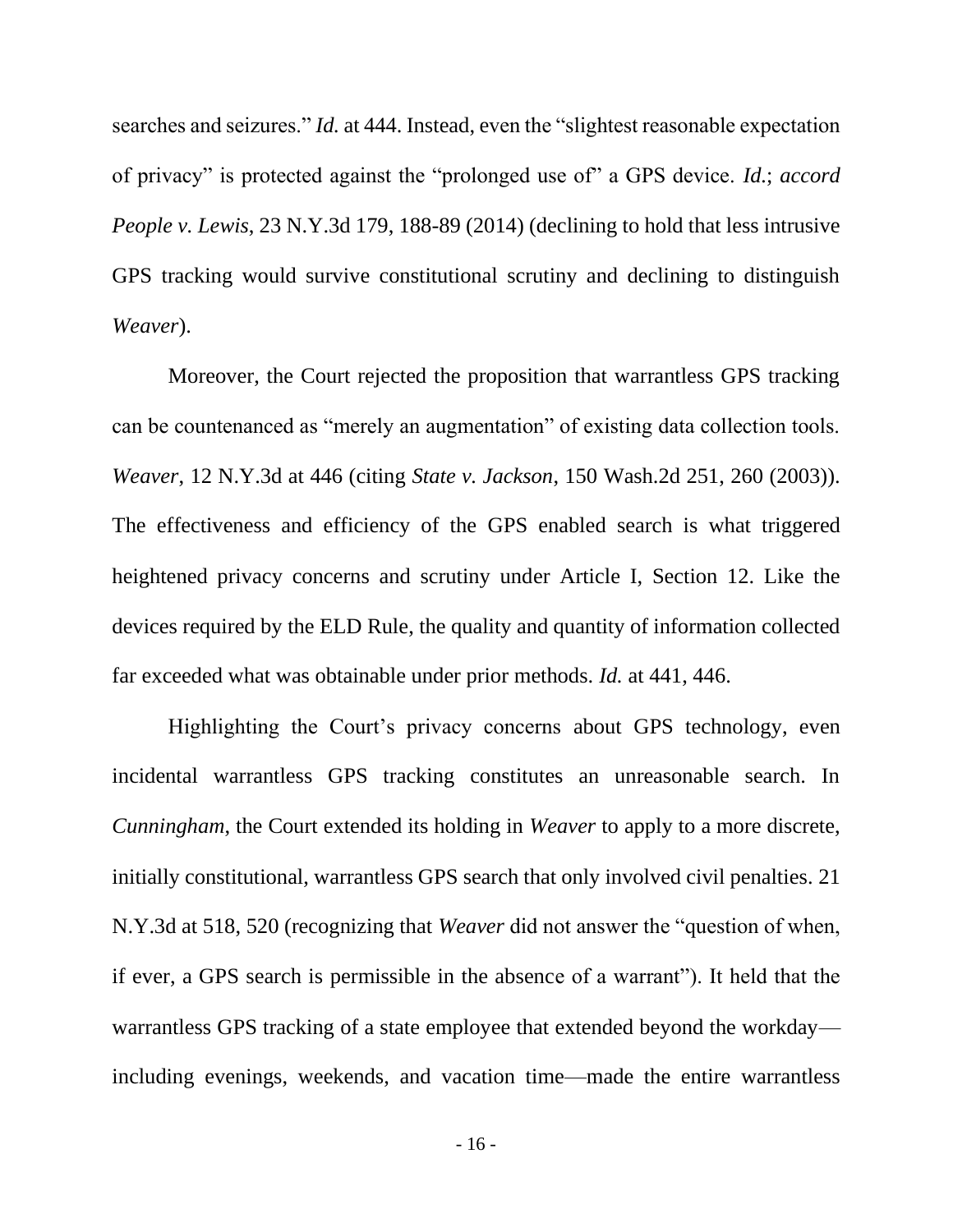searches and seizures." *Id.* at 444. Instead, even the "slightest reasonable expectation of privacy" is protected against the "prolonged use of" a GPS device. *Id.*; *accord People v. Lewis*, 23 N.Y.3d 179, 188-89 (2014) (declining to hold that less intrusive GPS tracking would survive constitutional scrutiny and declining to distinguish *Weaver*).

Moreover, the Court rejected the proposition that warrantless GPS tracking can be countenanced as "merely an augmentation" of existing data collection tools. *Weaver*, 12 N.Y.3d at 446 (citing *State v. Jackson*, 150 Wash.2d 251, 260 (2003)). The effectiveness and efficiency of the GPS enabled search is what triggered heightened privacy concerns and scrutiny under Article I, Section 12. Like the devices required by the ELD Rule, the quality and quantity of information collected far exceeded what was obtainable under prior methods. *Id.* at 441, 446.

Highlighting the Court's privacy concerns about GPS technology, even incidental warrantless GPS tracking constitutes an unreasonable search. In *Cunningham*, the Court extended its holding in *Weaver* to apply to a more discrete, initially constitutional, warrantless GPS search that only involved civil penalties. 21 N.Y.3d at 518, 520 (recognizing that *Weaver* did not answer the "question of when, if ever, a GPS search is permissible in the absence of a warrant"). It held that the warrantless GPS tracking of a state employee that extended beyond the workday—including evenings, weekends, and vacation time—made the entire warrantless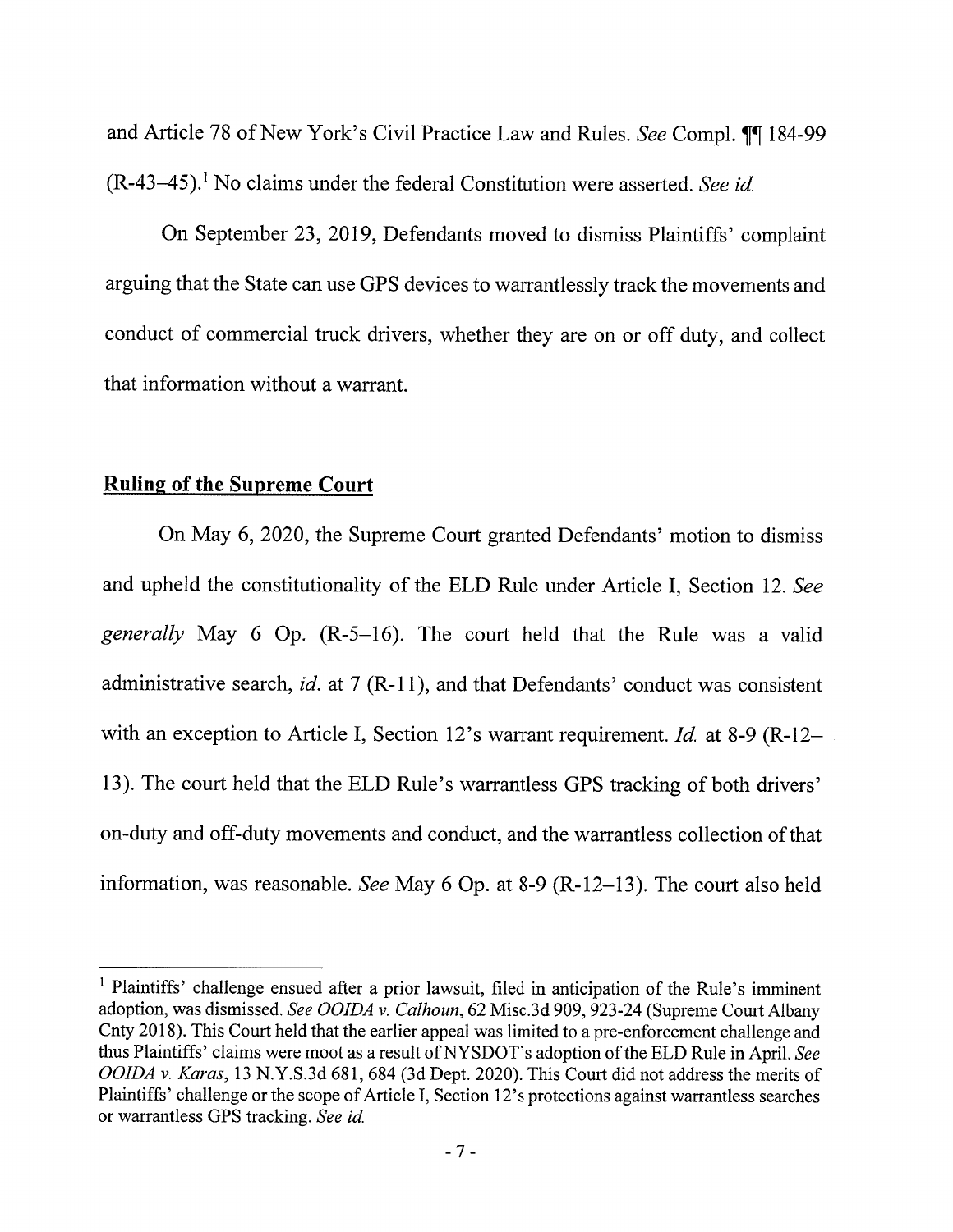and Article 78 of New York's Civil Practice Law and Rules. *See* Compl. ¶¶ 184-99 (R-43–45).[1] No claims under the federal Constitution were asserted. *See id.*

On September 23, 2019, Defendants moved to dismiss Plaintiffs' complaint arguing that the State can use GPS devices to warrantlessly track the movements and conduct of commercial truck drivers, whether they are on or off duty, and collect that information without a warrant.

**Ruling of the Supreme Court**

On May 6, 2020, the Supreme Court granted Defendants' motion to dismiss and upheld the constitutionality of the ELD Rule under Article I, Section 12. *See generally* May 6 Op. (R-5–16). The court held that the Rule was a valid administrative search, *id.* at 7 (R-11), and that Defendants' conduct was consistent with an exception to Article I, Section 12's warrant requirement. *Id.* at 8-9 (R-12–13). The court held that the ELD Rule's warrantless GPS tracking of both drivers' on-duty and off-duty movements and conduct, and the warrantless collection of that information, was reasonable. *See* May 6 Op. at 8-9 (R-12–13). The court also held

[1] Plaintiffs' challenge ensued after a prior lawsuit, filed in anticipation of the Rule's imminent adoption, was dismissed. *See OOIDA v. Calhoun*, 62 Misc.3d 909, 923-24 (Supreme Court Albany Cnty 2018). This Court held that the earlier appeal was limited to a pre-enforcement challenge and thus Plaintiffs' claims were moot as a result of NYSDOT's adoption of the ELD Rule in April. *See OOIDA v. Karas*, 13 N.Y.S.3d 681, 684 (3d Dept. 2020). This Court did not address the merits of Plaintiffs' challenge or the scope of Article I, Section 12's protections against warrantless searches or warrantless GPS tracking. *See id.*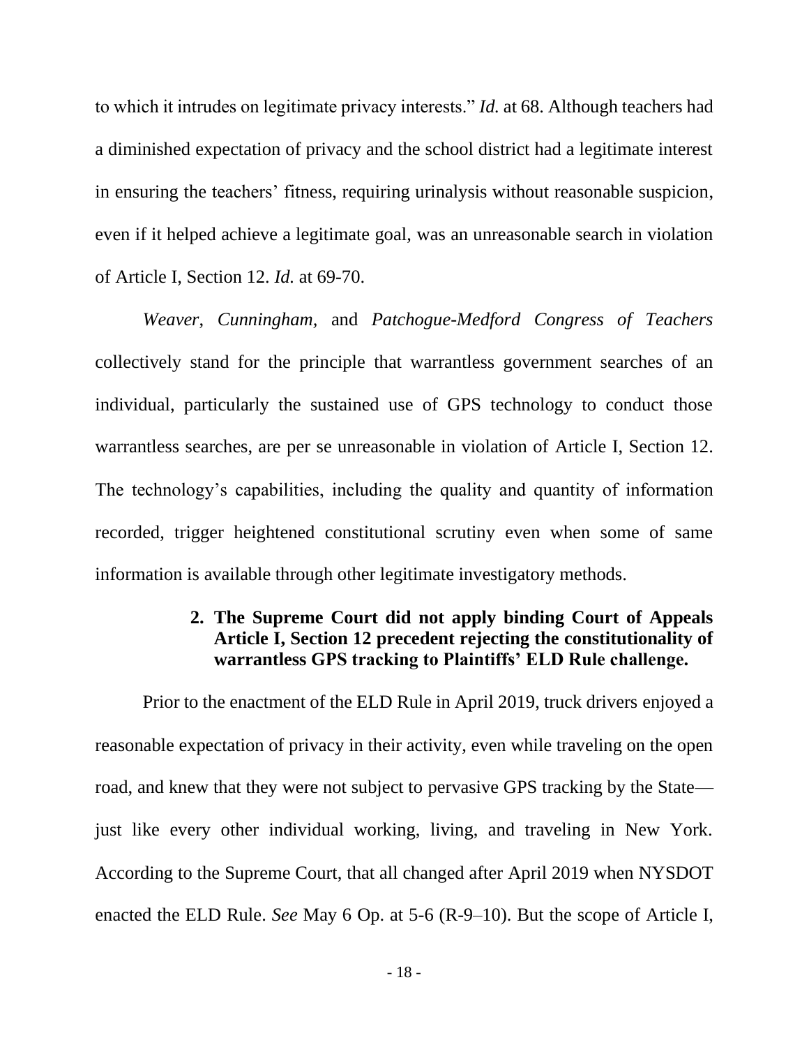to which it intrudes on legitimate privacy interests." *Id.* at 68. Although teachers had a diminished expectation of privacy and the school district had a legitimate interest in ensuring the teachers' fitness, requiring urinalysis without reasonable suspicion, even if it helped achieve a legitimate goal, was an unreasonable search in violation of Article I, Section 12. *Id.* at 69-70.

*Weaver*, *Cunningham*, and *Patchogue-Medford Congress of Teachers* collectively stand for the principle that warrantless government searches of an individual, particularly the sustained use of GPS technology to conduct those warrantless searches, are per se unreasonable in violation of Article I, Section 12. The technology's capabilities, including the quality and quantity of information recorded, trigger heightened constitutional scrutiny even when some of same information is available through other legitimate investigatory methods.

### 2. The Supreme Court did not apply binding Court of Appeals Article I, Section 12 precedent rejecting the constitutionality of warrantless GPS tracking to Plaintiffs' ELD Rule challenge.

Prior to the enactment of the ELD Rule in April 2019, truck drivers enjoyed a reasonable expectation of privacy in their activity, even while traveling on the open road, and knew that they were not subject to pervasive GPS tracking by the State—just like every other individual working, living, and traveling in New York. According to the Supreme Court, that all changed after April 2019 when NYSDOT enacted the ELD Rule. *See* May 6 Op. at 5-6 (R-9–10). But the scope of Article I,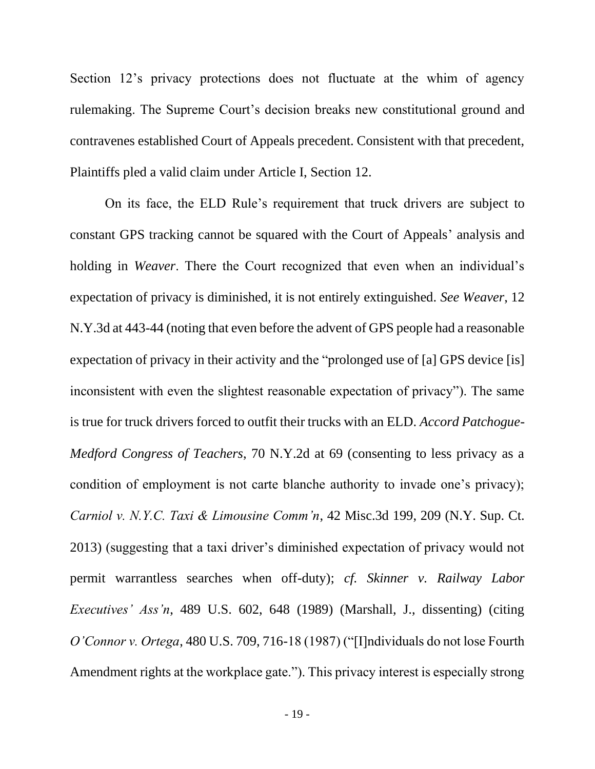Section 12's privacy protections does not fluctuate at the whim of agency rulemaking. The Supreme Court's decision breaks new constitutional ground and contravenes established Court of Appeals precedent. Consistent with that precedent, Plaintiffs pled a valid claim under Article I, Section 12.

On its face, the ELD Rule's requirement that truck drivers are subject to constant GPS tracking cannot be squared with the Court of Appeals' analysis and holding in *Weaver*. There the Court recognized that even when an individual's expectation of privacy is diminished, it is not entirely extinguished. *See Weaver*, 12 N.Y.3d at 443-44 (noting that even before the advent of GPS people had a reasonable expectation of privacy in their activity and the "prolonged use of [a] GPS device [is] inconsistent with even the slightest reasonable expectation of privacy"). The same is true for truck drivers forced to outfit their trucks with an ELD. *Accord Patchogue-Medford Congress of Teachers*, 70 N.Y.2d at 69 (consenting to less privacy as a condition of employment is not carte blanche authority to invade one's privacy); *Carniol v. N.Y.C. Taxi & Limousine Comm'n*, 42 Misc.3d 199, 209 (N.Y. Sup. Ct. 2013) (suggesting that a taxi driver's diminished expectation of privacy would not permit warrantless searches when off-duty); *cf. Skinner v. Railway Labor Executives' Ass'n*, 489 U.S. 602, 648 (1989) (Marshall, J., dissenting) (citing *O'Connor v. Ortega*, 480 U.S. 709, 716-18 (1987) ("[I]ndividuals do not lose Fourth Amendment rights at the workplace gate."). This privacy interest is especially strong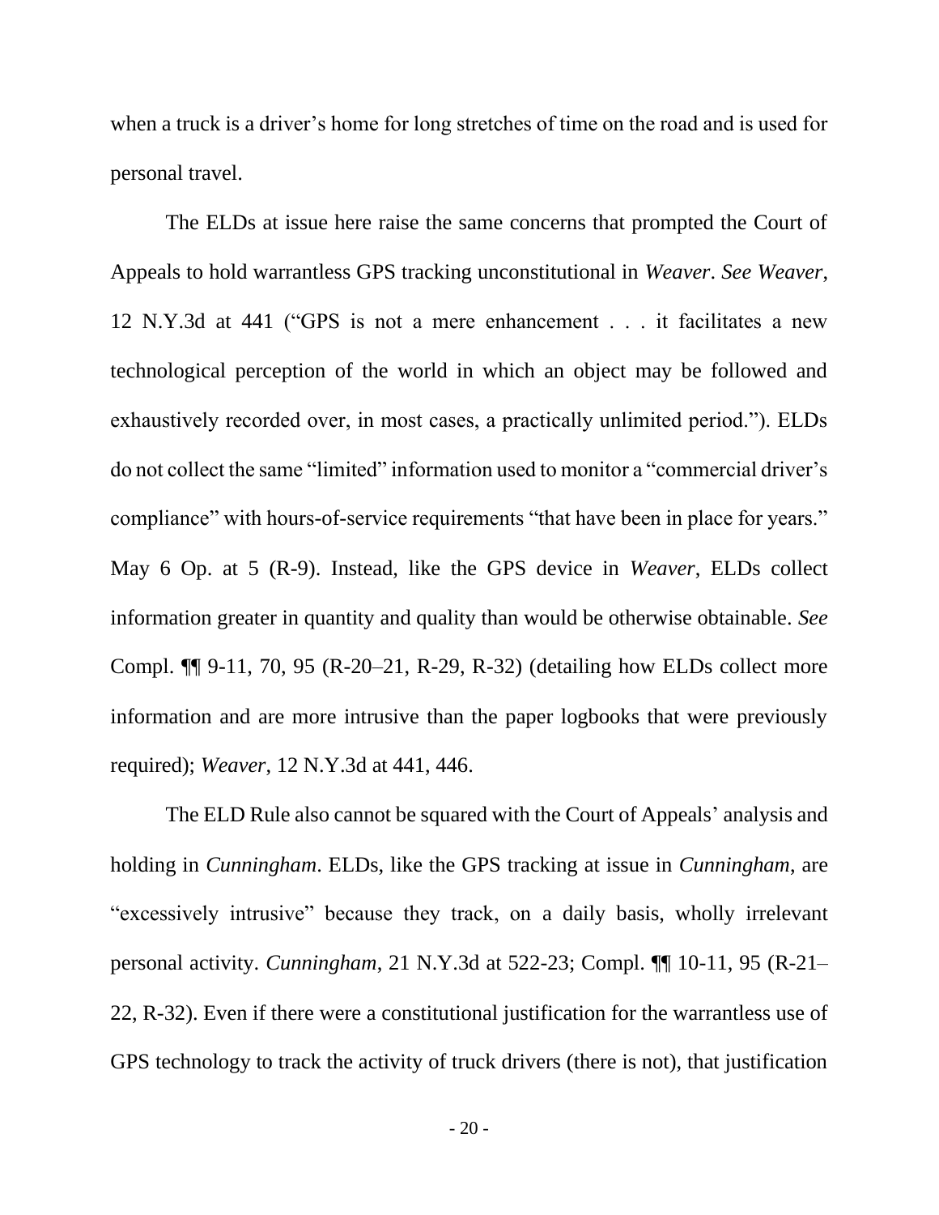when a truck is a driver's home for long stretches of time on the road and is used for personal travel.

The ELDs at issue here raise the same concerns that prompted the Court of Appeals to hold warrantless GPS tracking unconstitutional in *Weaver*. *See Weaver*, 12 N.Y.3d at 441 ("GPS is not a mere enhancement . . . it facilitates a new technological perception of the world in which an object may be followed and exhaustively recorded over, in most cases, a practically unlimited period."). ELDs do not collect the same "limited" information used to monitor a "commercial driver's compliance" with hours-of-service requirements "that have been in place for years." May 6 Op. at 5 (R-9). Instead, like the GPS device in *Weaver*, ELDs collect information greater in quantity and quality than would be otherwise obtainable. *See* Compl. ¶¶ 9-11, 70, 95 (R-20–21, R-29, R-32) (detailing how ELDs collect more information and are more intrusive than the paper logbooks that were previously required); *Weaver*, 12 N.Y.3d at 441, 446.

The ELD Rule also cannot be squared with the Court of Appeals' analysis and holding in *Cunningham*. ELDs, like the GPS tracking at issue in *Cunningham*, are "excessively intrusive" because they track, on a daily basis, wholly irrelevant personal activity. *Cunningham*, 21 N.Y.3d at 522-23; Compl. ¶¶ 10-11, 95 (R-21–22, R-32). Even if there were a constitutional justification for the warrantless use of GPS technology to track the activity of truck drivers (there is not), that justification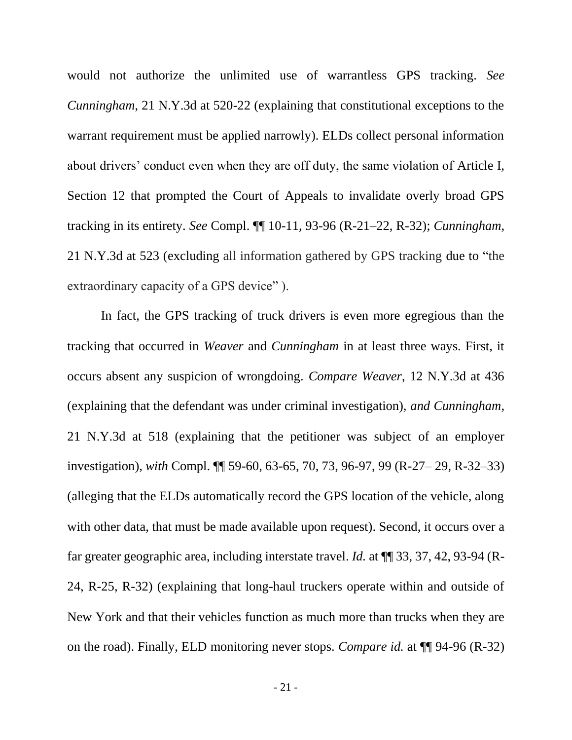would not authorize the unlimited use of warrantless GPS tracking. *See Cunningham*, 21 N.Y.3d at 520-22 (explaining that constitutional exceptions to the warrant requirement must be applied narrowly). ELDs collect personal information about drivers' conduct even when they are off duty, the same violation of Article I, Section 12 that prompted the Court of Appeals to invalidate overly broad GPS tracking in its entirety. *See* Compl. ¶¶ 10-11, 93-96 (R-21–22, R-32); *Cunningham*, 21 N.Y.3d at 523 (excluding all information gathered by GPS tracking due to "the extraordinary capacity of a GPS device" ).

In fact, the GPS tracking of truck drivers is even more egregious than the tracking that occurred in *Weaver* and *Cunningham* in at least three ways. First, it occurs absent any suspicion of wrongdoing. *Compare Weaver*, 12 N.Y.3d at 436 (explaining that the defendant was under criminal investigation), *and Cunningham*, 21 N.Y.3d at 518 (explaining that the petitioner was subject of an employer investigation), *with* Compl. ¶¶ 59-60, 63-65, 70, 73, 96-97, 99 (R-27– 29, R-32–33) (alleging that the ELDs automatically record the GPS location of the vehicle, along with other data, that must be made available upon request). Second, it occurs over a far greater geographic area, including interstate travel. *Id.* at ¶¶ 33, 37, 42, 93-94 (R-24, R-25, R-32) (explaining that long-haul truckers operate within and outside of New York and that their vehicles function as much more than trucks when they are on the road). Finally, ELD monitoring never stops. *Compare id.* at ¶¶ 94-96 (R-32)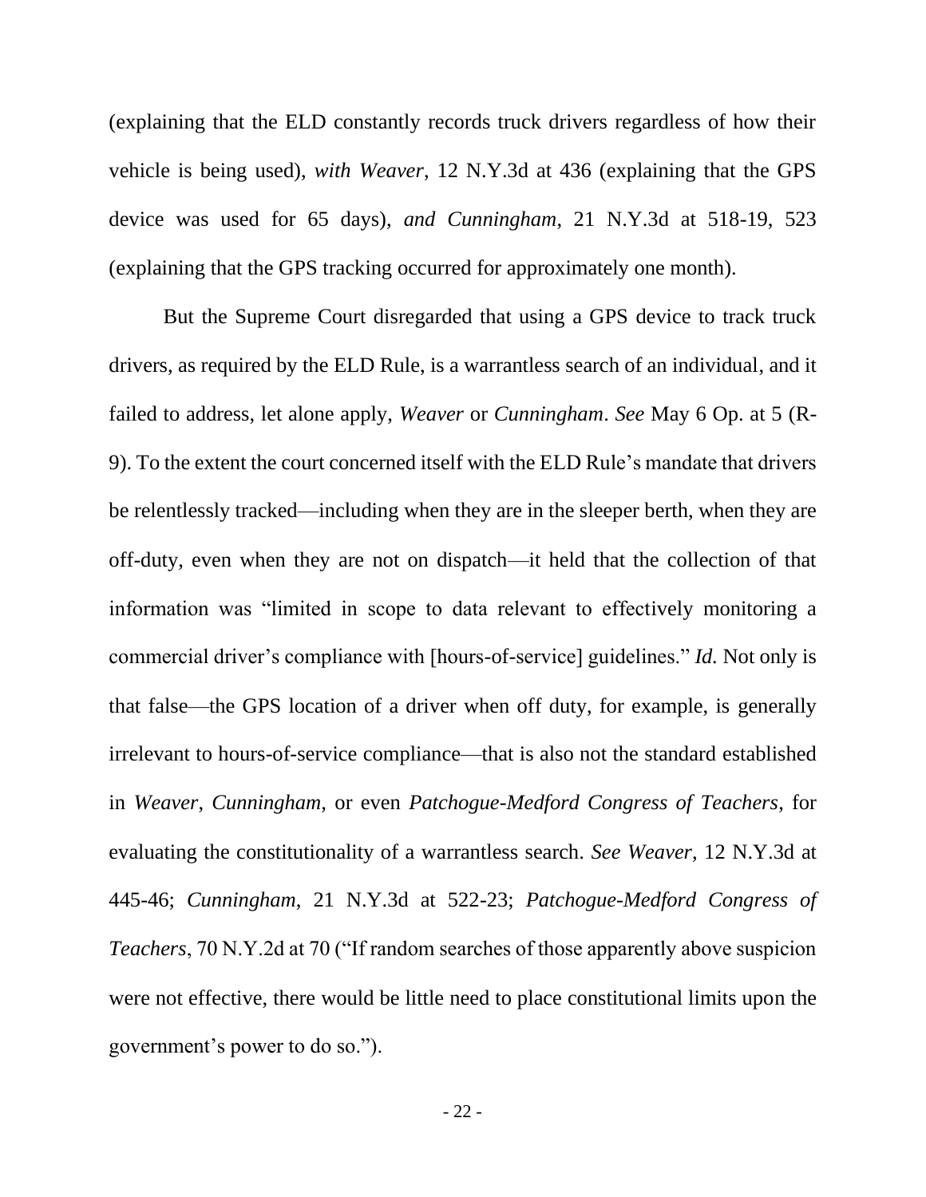(explaining that the ELD constantly records truck drivers regardless of how their vehicle is being used), *with Weaver*, 12 N.Y.3d at 436 (explaining that the GPS device was used for 65 days), *and Cunningham*, 21 N.Y.3d at 518-19, 523 (explaining that the GPS tracking occurred for approximately one month).

But the Supreme Court disregarded that using a GPS device to track truck drivers, as required by the ELD Rule, is a warrantless search of an individual, and it failed to address, let alone apply, *Weaver* or *Cunningham*. *See* May 6 Op. at 5 (R-9). To the extent the court concerned itself with the ELD Rule's mandate that drivers be relentlessly tracked—including when they are in the sleeper berth, when they are off-duty, even when they are not on dispatch—it held that the collection of that information was "limited in scope to data relevant to effectively monitoring a commercial driver's compliance with [hours-of-service] guidelines." *Id.* Not only is that false—the GPS location of a driver when off duty, for example, is generally irrelevant to hours-of-service compliance—that is also not the standard established in *Weaver*, *Cunningham,* or even *Patchogue-Medford Congress of Teachers*, for evaluating the constitutionality of a warrantless search. *See Weaver*, 12 N.Y.3d at 445-46; *Cunningham*, 21 N.Y.3d at 522-23; *Patchogue-Medford Congress of Teachers*, 70 N.Y.2d at 70 ("If random searches of those apparently above suspicion were not effective, there would be little need to place constitutional limits upon the government's power to do so.").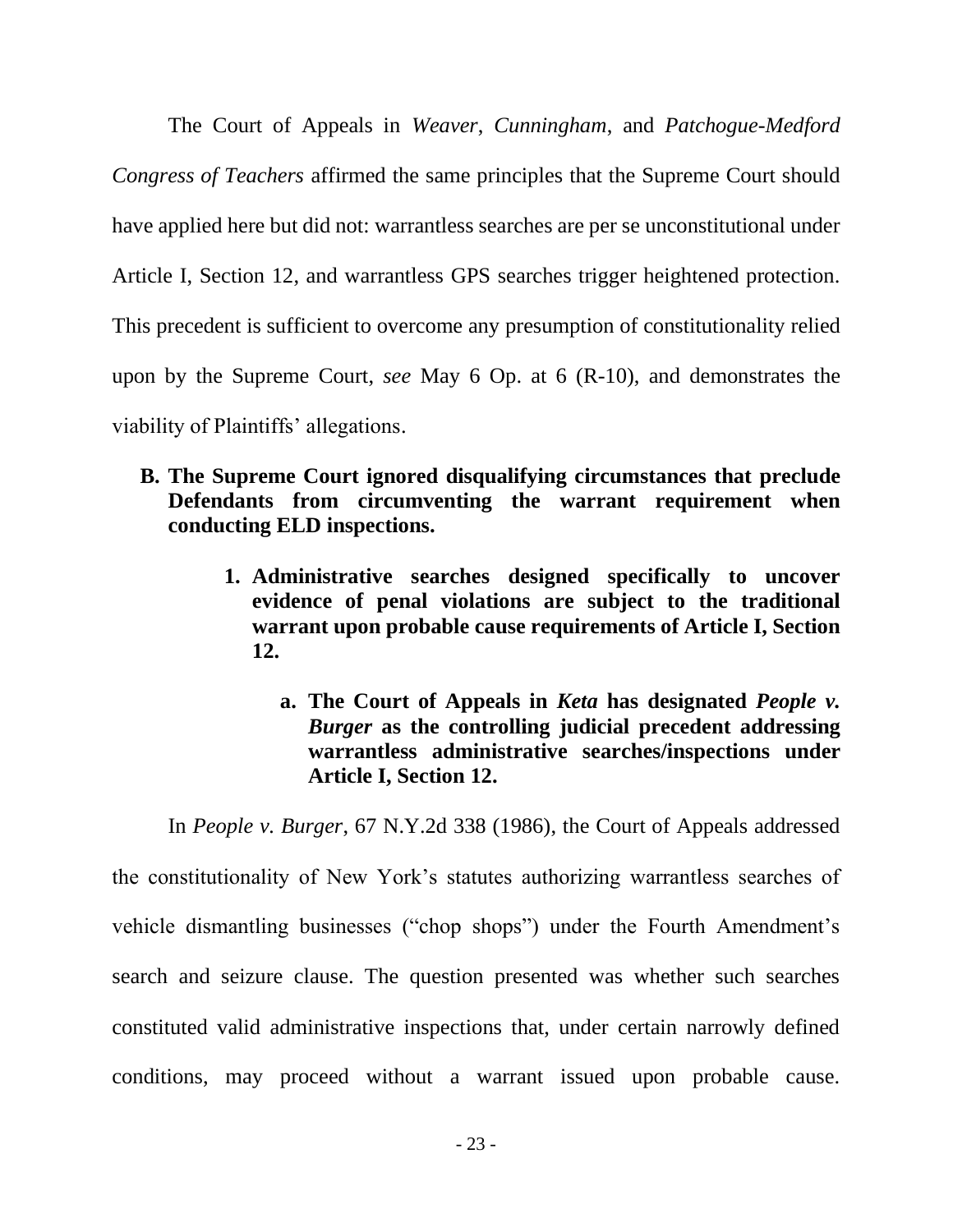The Court of Appeals in *Weaver*, *Cunningham*, and *Patchogue-Medford Congress of Teachers* affirmed the same principles that the Supreme Court should have applied here but did not: warrantless searches are per se unconstitutional under Article I, Section 12, and warrantless GPS searches trigger heightened protection. This precedent is sufficient to overcome any presumption of constitutionality relied upon by the Supreme Court, *see* May 6 Op. at 6 (R-10), and demonstrates the viability of Plaintiffs' allegations.

### B. The Supreme Court ignored disqualifying circumstances that preclude Defendants from circumventing the warrant requirement when conducting ELD inspections.

#### 1. Administrative searches designed specifically to uncover evidence of penal violations are subject to the traditional warrant upon probable cause requirements of Article I, Section 12.

##### a. The Court of Appeals in *Keta* has designated *People v. Burger* as the controlling judicial precedent addressing warrantless administrative searches/inspections under Article I, Section 12.

In *People v. Burger*, 67 N.Y.2d 338 (1986), the Court of Appeals addressed the constitutionality of New York's statutes authorizing warrantless searches of vehicle dismantling businesses ("chop shops") under the Fourth Amendment's search and seizure clause. The question presented was whether such searches constituted valid administrative inspections that, under certain narrowly defined conditions, may proceed without a warrant issued upon probable cause.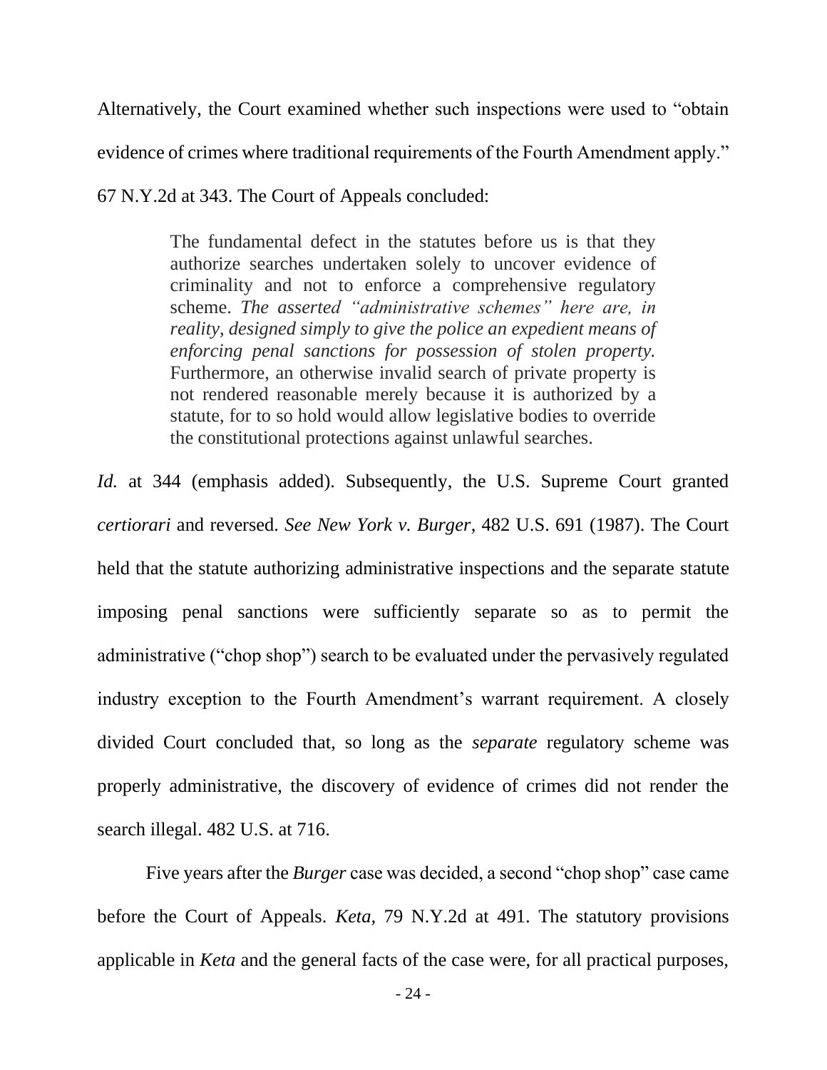Alternatively, the Court examined whether such inspections were used to "obtain evidence of crimes where traditional requirements of the Fourth Amendment apply." 67 N.Y.2d at 343. The Court of Appeals concluded:

> The fundamental defect in the statutes before us is that they authorize searches undertaken solely to uncover evidence of criminality and not to enforce a comprehensive regulatory scheme. *The asserted "administrative schemes" here are, in reality, designed simply to give the police an expedient means of enforcing penal sanctions for possession of stolen property.* Furthermore, an otherwise invalid search of private property is not rendered reasonable merely because it is authorized by a statute, for to so hold would allow legislative bodies to override the constitutional protections against unlawful searches.

*Id.* at 344 (emphasis added). Subsequently, the U.S. Supreme Court granted *certiorari* and reversed. *See New York v. Burger*, 482 U.S. 691 (1987). The Court held that the statute authorizing administrative inspections and the separate statute imposing penal sanctions were sufficiently separate so as to permit the administrative ("chop shop") search to be evaluated under the pervasively regulated industry exception to the Fourth Amendment's warrant requirement. A closely divided Court concluded that, so long as the *separate* regulatory scheme was properly administrative, the discovery of evidence of crimes did not render the search illegal. 482 U.S. at 716.

Five years after the *Burger* case was decided, a second "chop shop" case came before the Court of Appeals. *Keta,* 79 N.Y.2d at 491. The statutory provisions applicable in *Keta* and the general facts of the case were, for all practical purposes,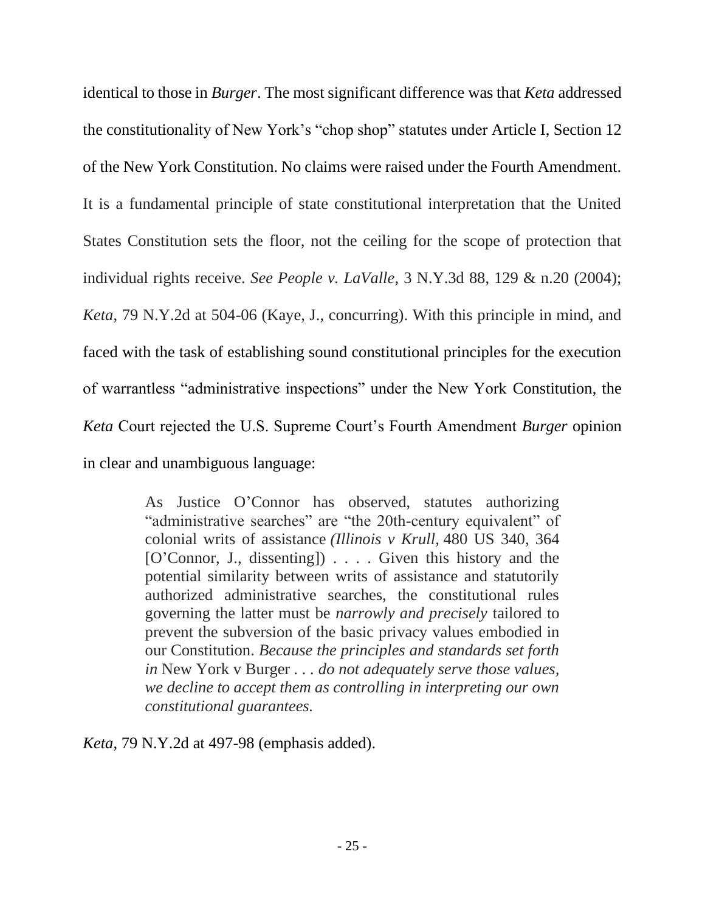identical to those in *Burger*. The most significant difference was that *Keta* addressed the constitutionality of New York's "chop shop" statutes under Article I, Section 12 of the New York Constitution. No claims were raised under the Fourth Amendment. It is a fundamental principle of state constitutional interpretation that the United States Constitution sets the floor, not the ceiling for the scope of protection that individual rights receive. *See People v. LaValle*, 3 N.Y.3d 88, 129 & n.20 (2004); *Keta*, 79 N.Y.2d at 504-06 (Kaye, J., concurring). With this principle in mind, and faced with the task of establishing sound constitutional principles for the execution of warrantless "administrative inspections" under the New York Constitution, the *Keta* Court rejected the U.S. Supreme Court's Fourth Amendment *Burger* opinion in clear and unambiguous language:

> As Justice O'Connor has observed, statutes authorizing "administrative searches" are "the 20th-century equivalent" of colonial writs of assistance *(Illinois v Krull,* 480 US 340, 364 [O'Connor, J., dissenting]) . . . . Given this history and the potential similarity between writs of assistance and statutorily authorized administrative searches, the constitutional rules governing the latter must be *narrowly and precisely* tailored to prevent the subversion of the basic privacy values embodied in our Constitution. *Because the principles and standards set forth in* New York v Burger . . . *do not adequately serve those values, we decline to accept them as controlling in interpreting our own constitutional guarantees.*

*Keta*, 79 N.Y.2d at 497-98 (emphasis added).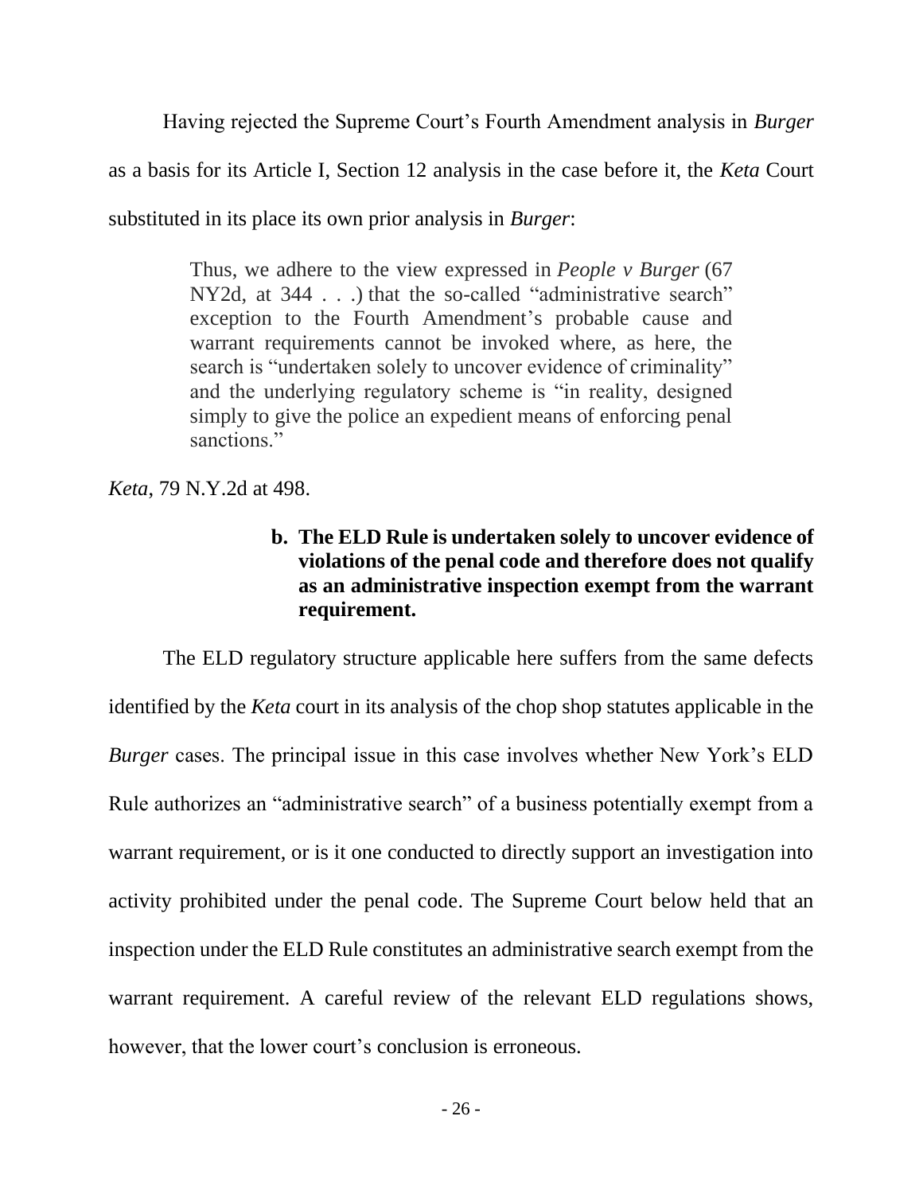Having rejected the Supreme Court's Fourth Amendment analysis in *Burger* as a basis for its Article I, Section 12 analysis in the case before it, the *Keta* Court substituted in its place its own prior analysis in *Burger*:

> Thus, we adhere to the view expressed in *People v Burger* (67 NY2d, at 344 . . .) that the so-called "administrative search" exception to the Fourth Amendment's probable cause and warrant requirements cannot be invoked where, as here, the search is "undertaken solely to uncover evidence of criminality" and the underlying regulatory scheme is "in reality, designed simply to give the police an expedient means of enforcing penal sanctions."

*Keta*, 79 N.Y.2d at 498.

**b. The ELD Rule is undertaken solely to uncover evidence of violations of the penal code and therefore does not qualify as an administrative inspection exempt from the warrant requirement.**

The ELD regulatory structure applicable here suffers from the same defects identified by the *Keta* court in its analysis of the chop shop statutes applicable in the *Burger* cases. The principal issue in this case involves whether New York's ELD Rule authorizes an "administrative search" of a business potentially exempt from a warrant requirement, or is it one conducted to directly support an investigation into activity prohibited under the penal code. The Supreme Court below held that an inspection under the ELD Rule constitutes an administrative search exempt from the warrant requirement. A careful review of the relevant ELD regulations shows, however, that the lower court's conclusion is erroneous.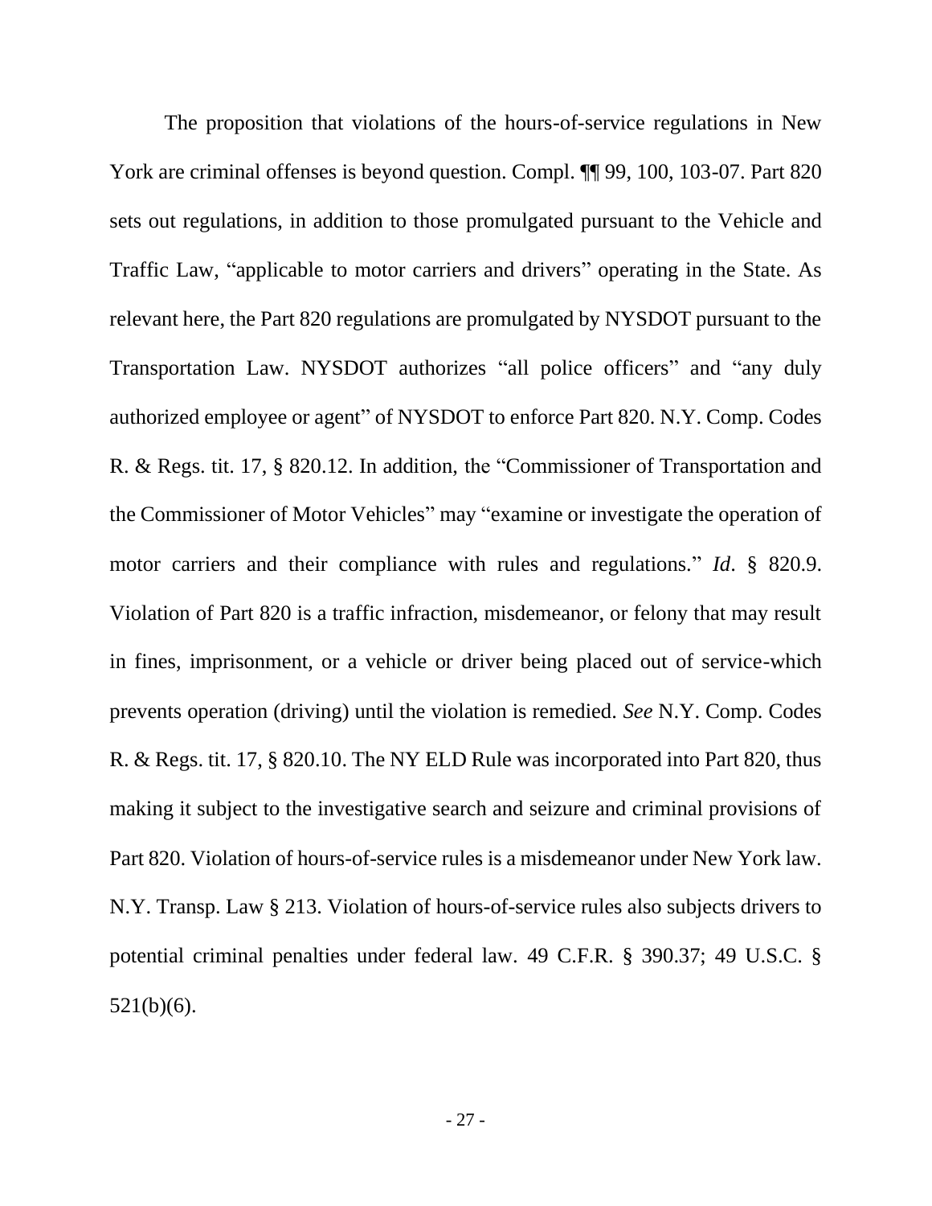The proposition that violations of the hours-of-service regulations in New York are criminal offenses is beyond question. Compl. ¶¶ 99, 100, 103-07. Part 820 sets out regulations, in addition to those promulgated pursuant to the Vehicle and Traffic Law, "applicable to motor carriers and drivers" operating in the State. As relevant here, the Part 820 regulations are promulgated by NYSDOT pursuant to the Transportation Law. NYSDOT authorizes "all police officers" and "any duly authorized employee or agent" of NYSDOT to enforce Part 820. N.Y. Comp. Codes R. & Regs. tit. 17, § 820.12. In addition, the "Commissioner of Transportation and the Commissioner of Motor Vehicles" may "examine or investigate the operation of motor carriers and their compliance with rules and regulations." *Id*. § 820.9. Violation of Part 820 is a traffic infraction, misdemeanor, or felony that may result in fines, imprisonment, or a vehicle or driver being placed out of service-which prevents operation (driving) until the violation is remedied. *See* N.Y. Comp. Codes R. & Regs. tit. 17, § 820.10. The NY ELD Rule was incorporated into Part 820, thus making it subject to the investigative search and seizure and criminal provisions of Part 820. Violation of hours-of-service rules is a misdemeanor under New York law. N.Y. Transp. Law § 213. Violation of hours-of-service rules also subjects drivers to potential criminal penalties under federal law. 49 C.F.R. § 390.37; 49 U.S.C. § 521(b)(6).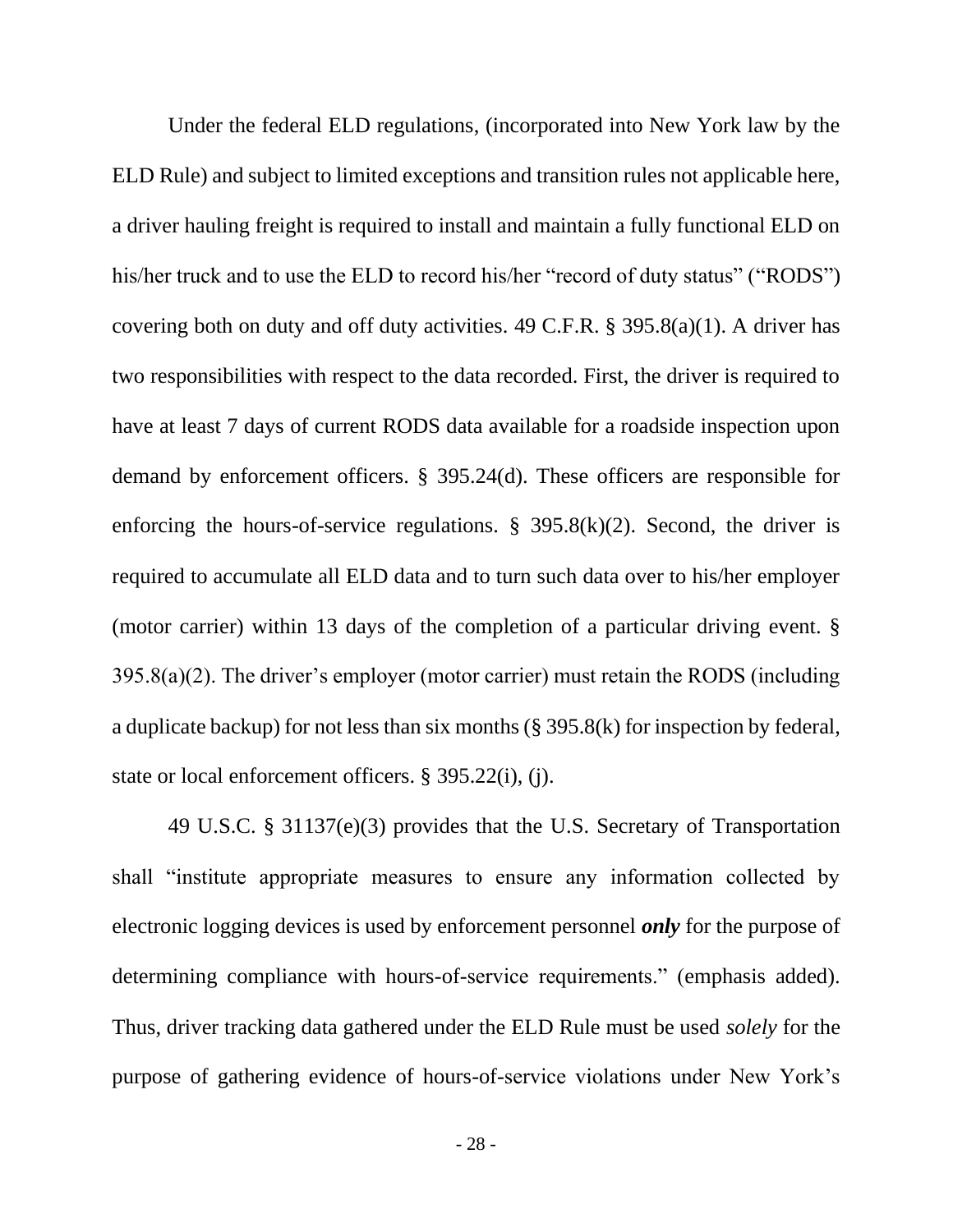Under the federal ELD regulations, (incorporated into New York law by the ELD Rule) and subject to limited exceptions and transition rules not applicable here, a driver hauling freight is required to install and maintain a fully functional ELD on his/her truck and to use the ELD to record his/her "record of duty status" ("RODS") covering both on duty and off duty activities. 49 C.F.R. § 395.8(a)(1). A driver has two responsibilities with respect to the data recorded. First, the driver is required to have at least 7 days of current RODS data available for a roadside inspection upon demand by enforcement officers. § 395.24(d). These officers are responsible for enforcing the hours-of-service regulations. § 395.8(k)(2). Second, the driver is required to accumulate all ELD data and to turn such data over to his/her employer (motor carrier) within 13 days of the completion of a particular driving event. § 395.8(a)(2). The driver's employer (motor carrier) must retain the RODS (including a duplicate backup) for not less than six months (§ 395.8(k) for inspection by federal, state or local enforcement officers. § 395.22(i), (j).

49 U.S.C. § 31137(e)(3) provides that the U.S. Secretary of Transportation shall "institute appropriate measures to ensure any information collected by electronic logging devices is used by enforcement personnel ***only*** for the purpose of determining compliance with hours-of-service requirements." (emphasis added). Thus, driver tracking data gathered under the ELD Rule must be used *solely* for the purpose of gathering evidence of hours-of-service violations under New York's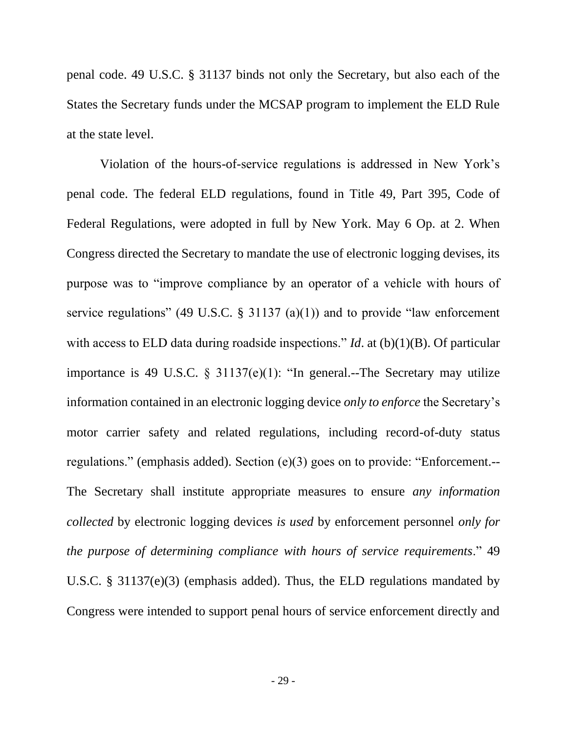penal code. 49 U.S.C. § 31137 binds not only the Secretary, but also each of the States the Secretary funds under the MCSAP program to implement the ELD Rule at the state level.

Violation of the hours-of-service regulations is addressed in New York's penal code. The federal ELD regulations, found in Title 49, Part 395, Code of Federal Regulations, were adopted in full by New York. May 6 Op. at 2. When Congress directed the Secretary to mandate the use of electronic logging devises, its purpose was to "improve compliance by an operator of a vehicle with hours of service regulations" (49 U.S.C. § 31137 (a)(1)) and to provide "law enforcement with access to ELD data during roadside inspections." *Id*. at (b)(1)(B). Of particular importance is 49 U.S.C. § 31137(e)(1): "In general.--The Secretary may utilize information contained in an electronic logging device *only to enforce* the Secretary's motor carrier safety and related regulations, including record-of-duty status regulations." (emphasis added). Section (e)(3) goes on to provide: "Enforcement.--The Secretary shall institute appropriate measures to ensure *any information collected* by electronic logging devices *is used* by enforcement personnel *only for the purpose of determining compliance with hours of service requirements*." 49 U.S.C. § 31137(e)(3) (emphasis added). Thus, the ELD regulations mandated by Congress were intended to support penal hours of service enforcement directly and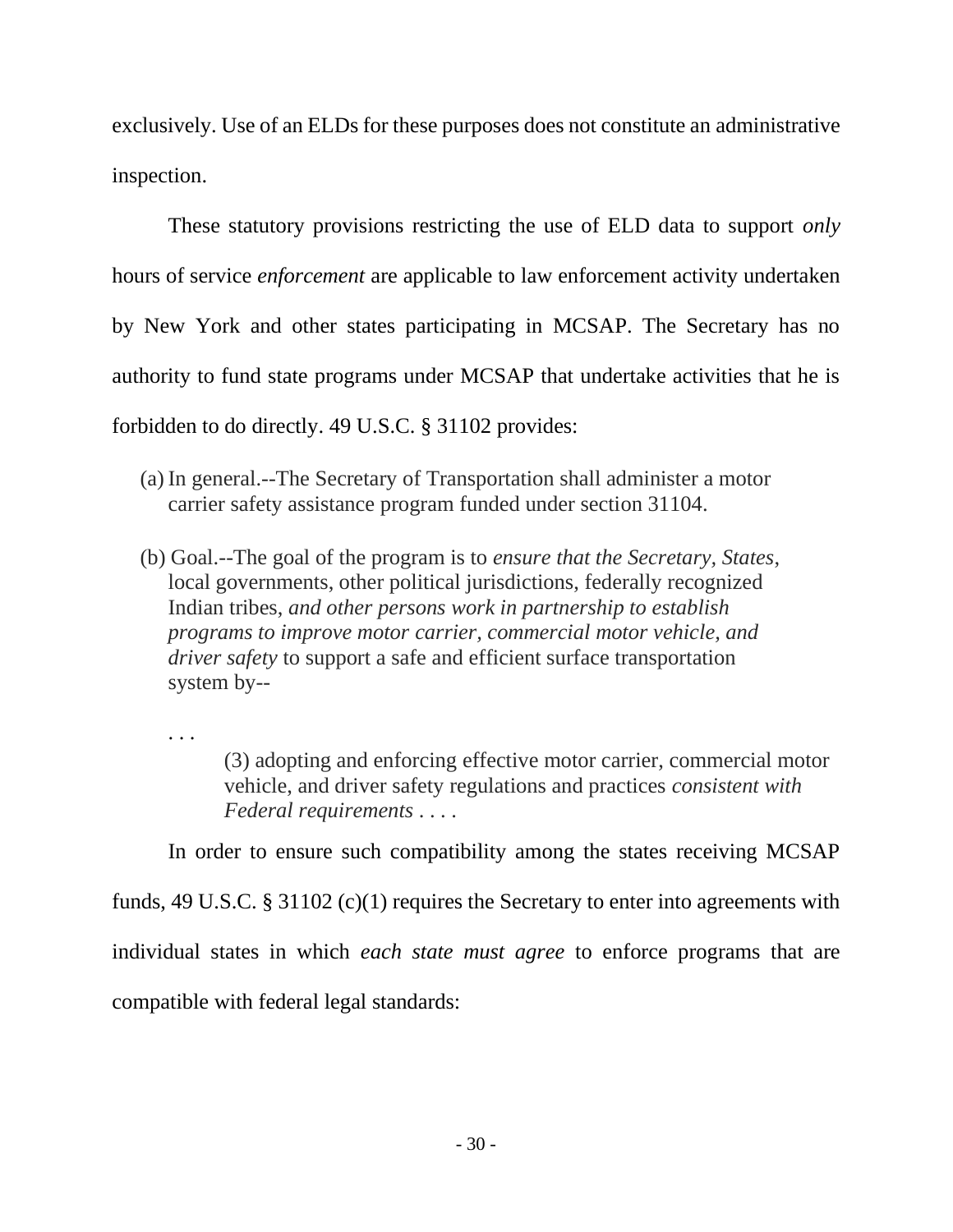exclusively. Use of an ELDs for these purposes does not constitute an administrative inspection.

These statutory provisions restricting the use of ELD data to support *only* hours of service *enforcement* are applicable to law enforcement activity undertaken by New York and other states participating in MCSAP. The Secretary has no authority to fund state programs under MCSAP that undertake activities that he is forbidden to do directly. 49 U.S.C. § 31102 provides:

> (a) In general.--The Secretary of Transportation shall administer a motor carrier safety assistance program funded under section 31104.
>
> (b) Goal.--The goal of the program is to *ensure that the Secretary, States*, local governments, other political jurisdictions, federally recognized Indian tribes, *and other persons work in partnership to establish programs to improve motor carrier, commercial motor vehicle, and driver safety* to support a safe and efficient surface transportation system by--
>
> . . .
>
> > (3) adopting and enforcing effective motor carrier, commercial motor vehicle, and driver safety regulations and practices *consistent with Federal requirements* . . . .

In order to ensure such compatibility among the states receiving MCSAP funds, 49 U.S.C. § 31102 (c)(1) requires the Secretary to enter into agreements with individual states in which *each state must agree* to enforce programs that are compatible with federal legal standards: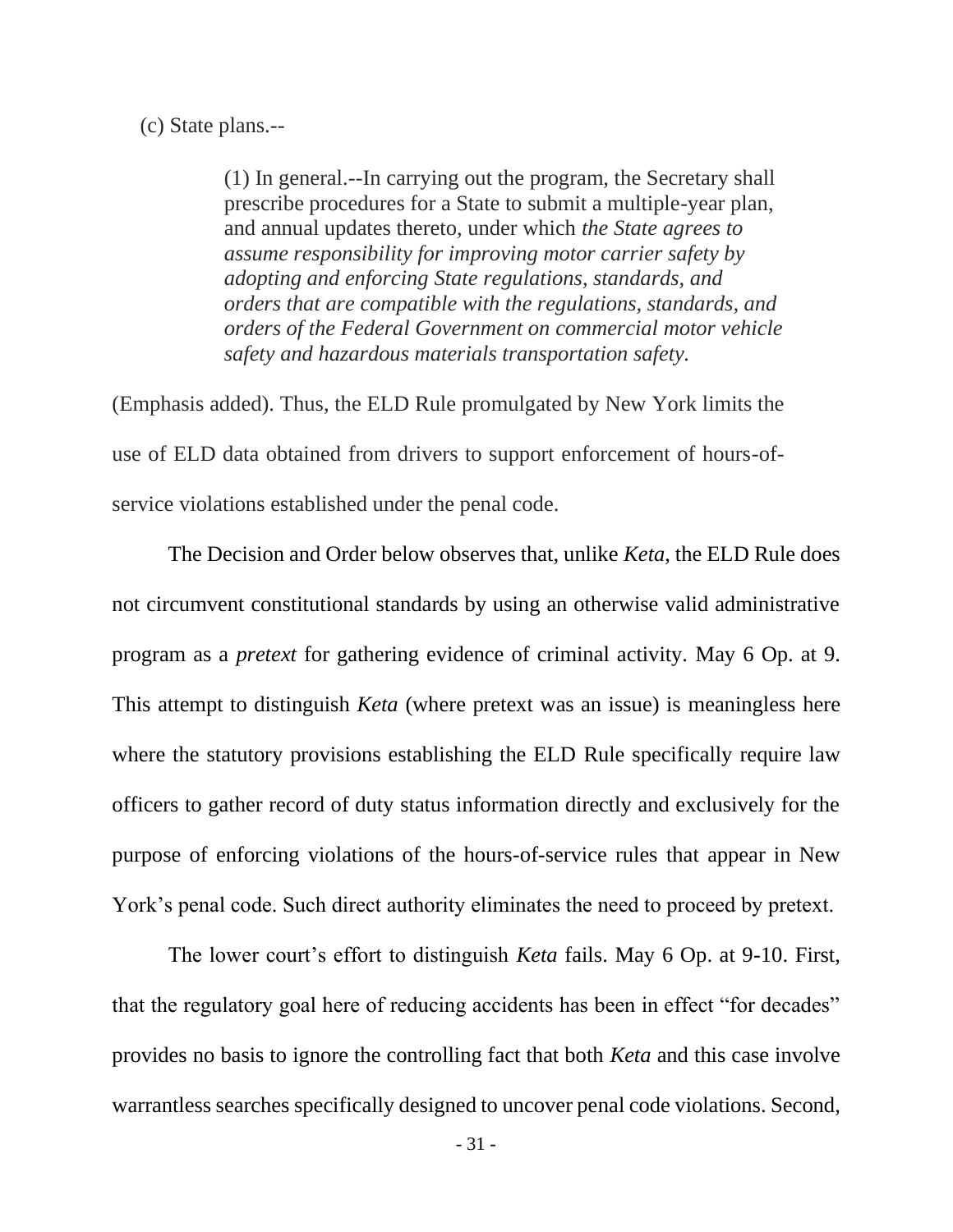(c) State plans.--

> (1) In general.--In carrying out the program, the Secretary shall prescribe procedures for a State to submit a multiple-year plan, and annual updates thereto, under which *the State agrees to assume responsibility for improving motor carrier safety by adopting and enforcing State regulations, standards, and orders that are compatible with the regulations, standards, and orders of the Federal Government on commercial motor vehicle safety and hazardous materials transportation safety.*

(Emphasis added). Thus, the ELD Rule promulgated by New York limits the use of ELD data obtained from drivers to support enforcement of hours-of-service violations established under the penal code.

The Decision and Order below observes that, unlike *Keta*, the ELD Rule does not circumvent constitutional standards by using an otherwise valid administrative program as a *pretext* for gathering evidence of criminal activity. May 6 Op. at 9. This attempt to distinguish *Keta* (where pretext was an issue) is meaningless here where the statutory provisions establishing the ELD Rule specifically require law officers to gather record of duty status information directly and exclusively for the purpose of enforcing violations of the hours-of-service rules that appear in New York's penal code. Such direct authority eliminates the need to proceed by pretext.

The lower court's effort to distinguish *Keta* fails. May 6 Op. at 9-10. First, that the regulatory goal here of reducing accidents has been in effect "for decades" provides no basis to ignore the controlling fact that both *Keta* and this case involve warrantless searches specifically designed to uncover penal code violations. Second,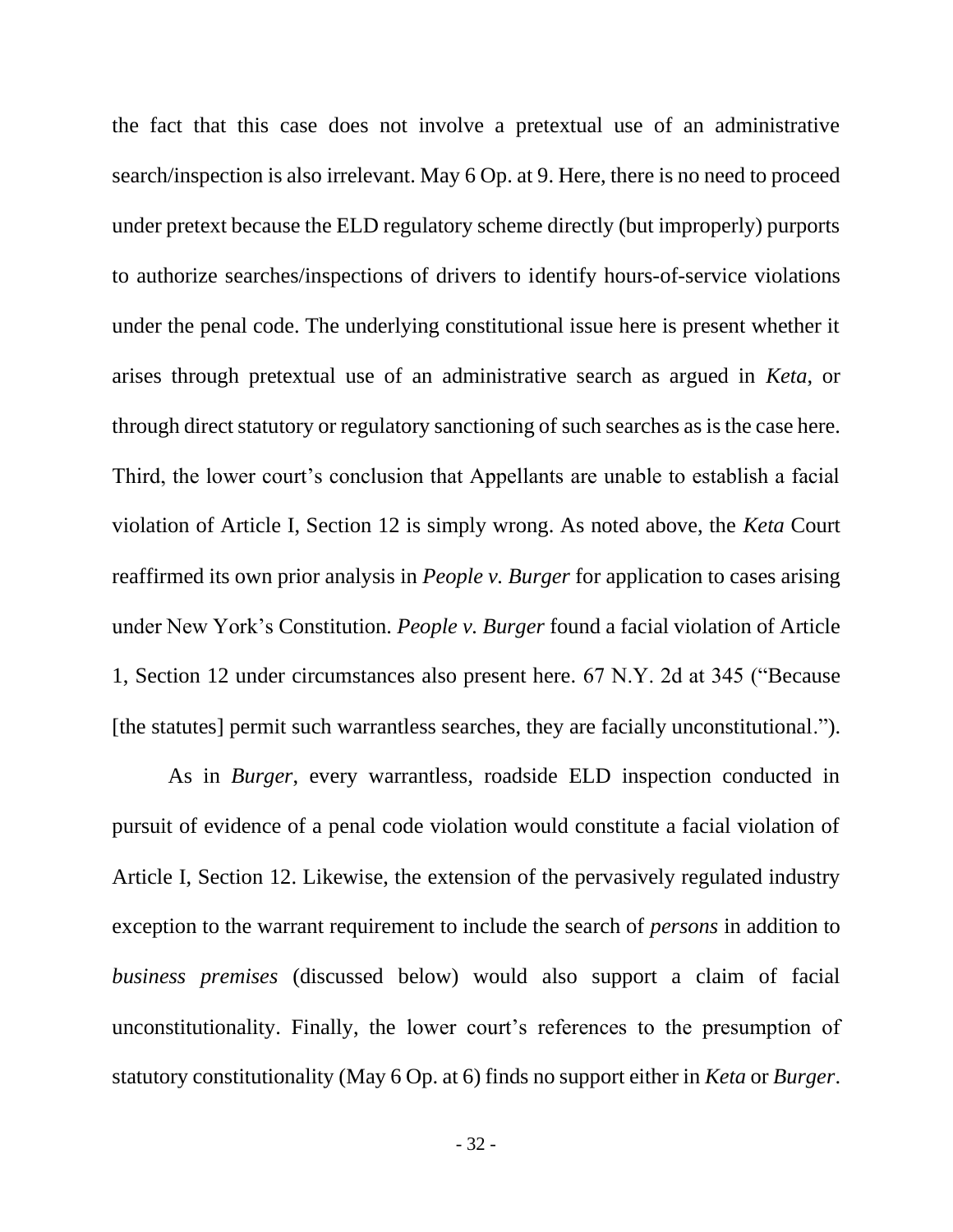the fact that this case does not involve a pretextual use of an administrative search/inspection is also irrelevant. May 6 Op. at 9. Here, there is no need to proceed under pretext because the ELD regulatory scheme directly (but improperly) purports to authorize searches/inspections of drivers to identify hours-of-service violations under the penal code. The underlying constitutional issue here is present whether it arises through pretextual use of an administrative search as argued in *Keta*, or through direct statutory or regulatory sanctioning of such searches as is the case here. Third, the lower court's conclusion that Appellants are unable to establish a facial violation of Article I, Section 12 is simply wrong. As noted above, the *Keta* Court reaffirmed its own prior analysis in *People v. Burger* for application to cases arising under New York's Constitution. *People v. Burger* found a facial violation of Article 1, Section 12 under circumstances also present here. 67 N.Y. 2d at 345 ("Because [the statutes] permit such warrantless searches, they are facially unconstitutional.").

As in *Burger*, every warrantless, roadside ELD inspection conducted in pursuit of evidence of a penal code violation would constitute a facial violation of Article I, Section 12. Likewise, the extension of the pervasively regulated industry exception to the warrant requirement to include the search of *persons* in addition to *business premises* (discussed below) would also support a claim of facial unconstitutionality. Finally, the lower court's references to the presumption of statutory constitutionality (May 6 Op. at 6) finds no support either in *Keta* or *Burger*.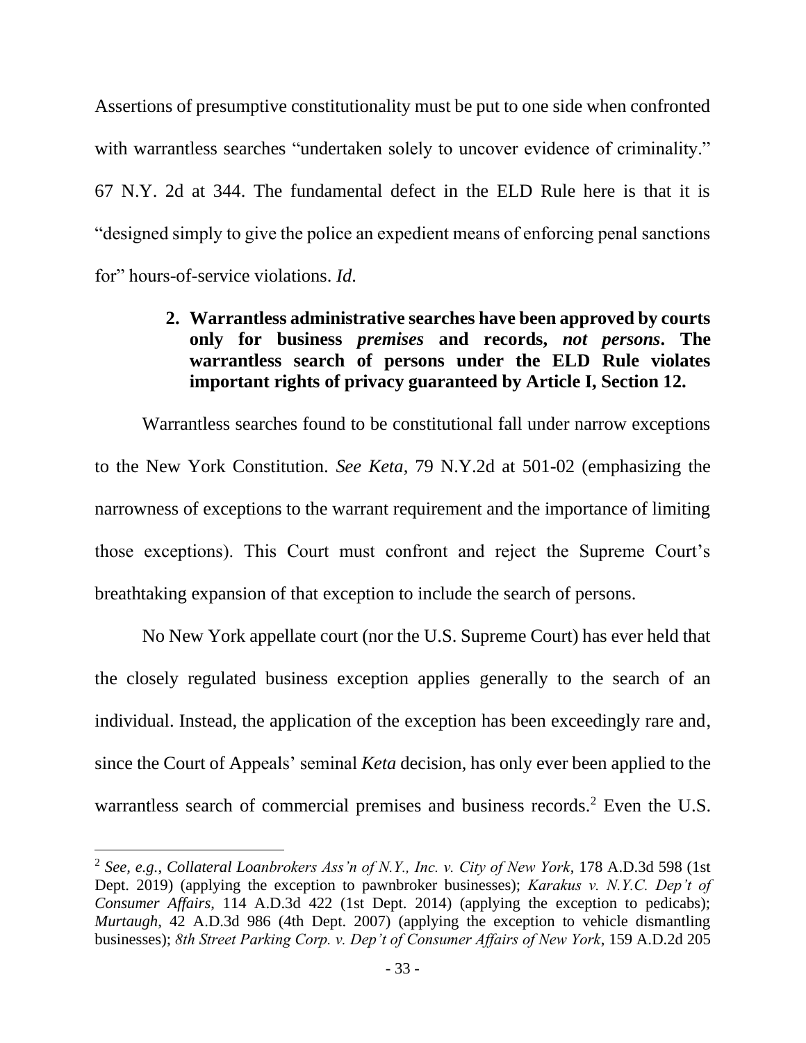Assertions of presumptive constitutionality must be put to one side when confronted with warrantless searches "undertaken solely to uncover evidence of criminality." 67 N.Y. 2d at 344. The fundamental defect in the ELD Rule here is that it is "designed simply to give the police an expedient means of enforcing penal sanctions for" hours-of-service violations. *Id.*

### 2. Warrantless administrative searches have been approved by courts only for business *premises* and records, *not persons*. The warrantless search of persons under the ELD Rule violates important rights of privacy guaranteed by Article I, Section 12.

Warrantless searches found to be constitutional fall under narrow exceptions to the New York Constitution. *See Keta*, 79 N.Y.2d at 501-02 (emphasizing the narrowness of exceptions to the warrant requirement and the importance of limiting those exceptions). This Court must confront and reject the Supreme Court's breathtaking expansion of that exception to include the search of persons.

No New York appellate court (nor the U.S. Supreme Court) has ever held that the closely regulated business exception applies generally to the search of an individual. Instead, the application of the exception has been exceedingly rare and, since the Court of Appeals' seminal *Keta* decision, has only ever been applied to the warrantless search of commercial premises and business records.[2] Even the U.S.

---

[2] *See, e.g.*, *Collateral Loanbrokers Ass'n of N.Y., Inc. v. City of New York*, 178 A.D.3d 598 (1st Dept. 2019) (applying the exception to pawnbroker businesses); *Karakus v. N.Y.C. Dep't of Consumer Affairs*, 114 A.D.3d 422 (1st Dept. 2014) (applying the exception to pedicabs); *Murtaugh*, 42 A.D.3d 986 (4th Dept. 2007) (applying the exception to vehicle dismantling businesses); *8th Street Parking Corp. v. Dep't of Consumer Affairs of New York*, 159 A.D.2d 205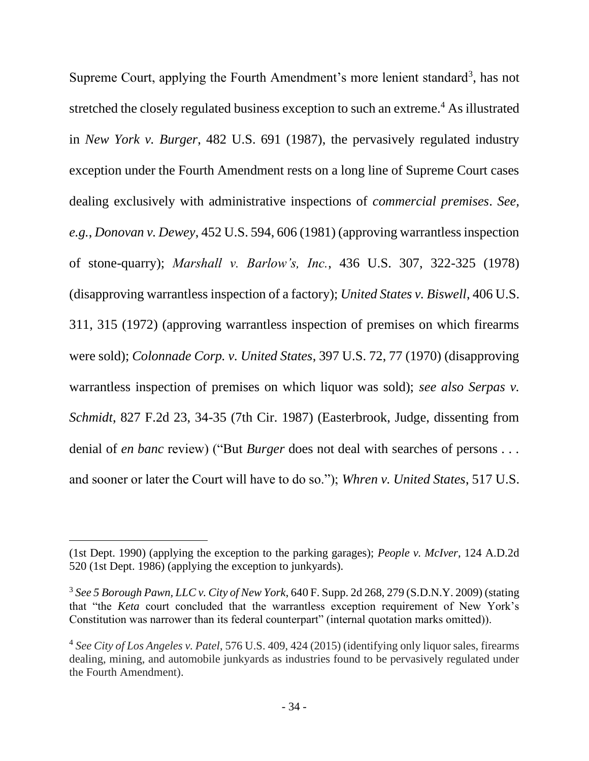Supreme Court, applying the Fourth Amendment's more lenient standard[3], has not stretched the closely regulated business exception to such an extreme.[4] As illustrated in *New York v. Burger*, 482 U.S. 691 (1987), the pervasively regulated industry exception under the Fourth Amendment rests on a long line of Supreme Court cases dealing exclusively with administrative inspections of *commercial premises*. *See, e.g.*, *Donovan v. Dewey*, 452 U.S. 594, 606 (1981) (approving warrantless inspection of stone-quarry); *Marshall v. Barlow's, Inc.*, 436 U.S. 307, 322-325 (1978) (disapproving warrantless inspection of a factory); *United States v. Biswell*, 406 U.S. 311, 315 (1972) (approving warrantless inspection of premises on which firearms were sold); *Colonnade Corp. v. United States*, 397 U.S. 72, 77 (1970) (disapproving warrantless inspection of premises on which liquor was sold); *see also Serpas v. Schmidt*, 827 F.2d 23, 34-35 (7th Cir. 1987) (Easterbrook, Judge, dissenting from denial of *en banc* review) ("But *Burger* does not deal with searches of persons . . . and sooner or later the Court will have to do so."); *Whren v. United States*, 517 U.S.

---

(1st Dept. 1990) (applying the exception to the parking garages); *People v. McIver*, 124 A.D.2d 520 (1st Dept. 1986) (applying the exception to junkyards).

[3] *See 5 Borough Pawn, LLC v. City of New York*, 640 F. Supp. 2d 268, 279 (S.D.N.Y. 2009) (stating that "the *Keta* court concluded that the warrantless exception requirement of New York's Constitution was narrower than its federal counterpart" (internal quotation marks omitted)).

[4] *See City of Los Angeles v. Patel*, 576 U.S. 409, 424 (2015) (identifying only liquor sales, firearms dealing, mining, and automobile junkyards as industries found to be pervasively regulated under the Fourth Amendment).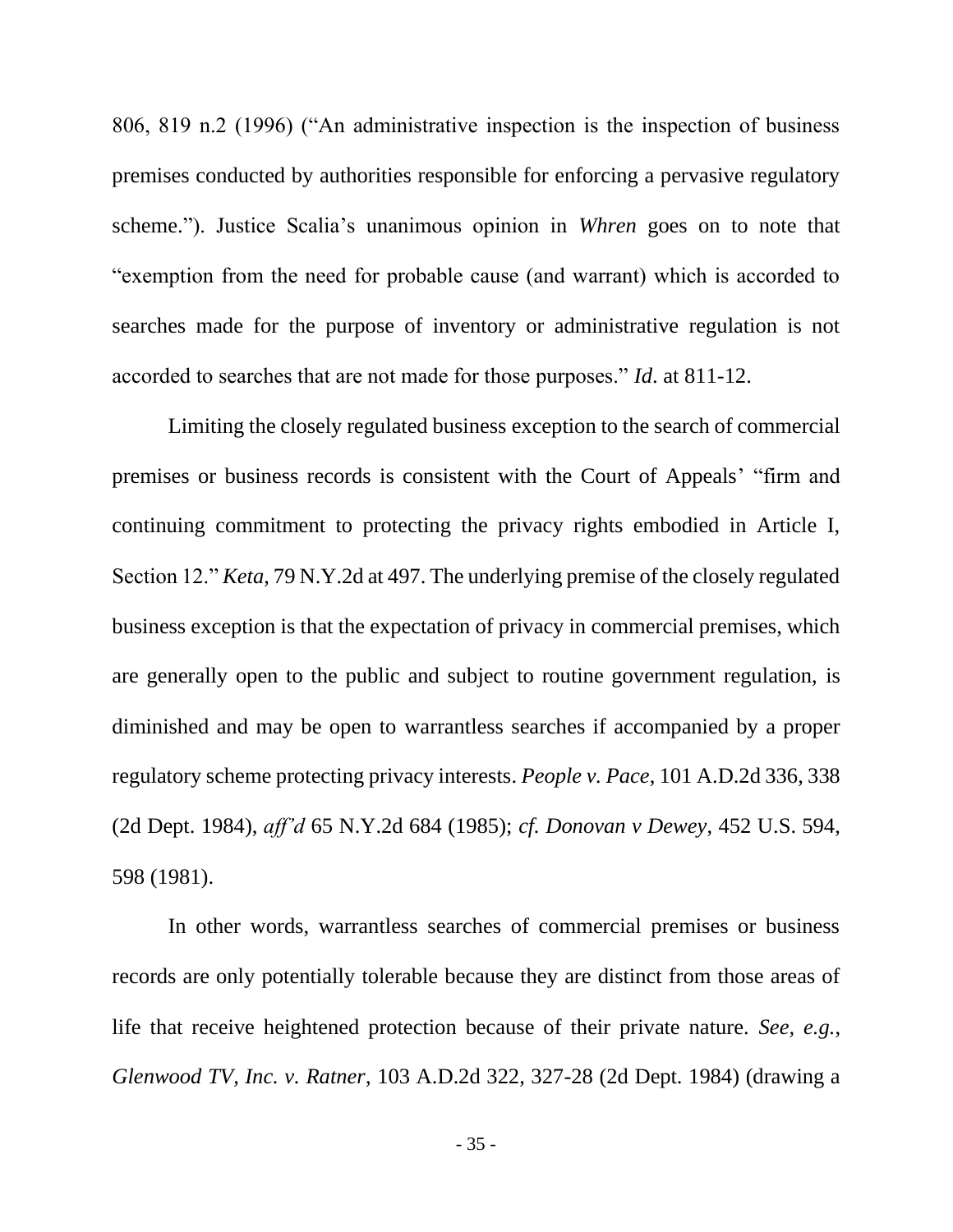806, 819 n.2 (1996) ("An administrative inspection is the inspection of business premises conducted by authorities responsible for enforcing a pervasive regulatory scheme."). Justice Scalia's unanimous opinion in *Whren* goes on to note that "exemption from the need for probable cause (and warrant) which is accorded to searches made for the purpose of inventory or administrative regulation is not accorded to searches that are not made for those purposes." *Id*. at 811-12.

Limiting the closely regulated business exception to the search of commercial premises or business records is consistent with the Court of Appeals' "firm and continuing commitment to protecting the privacy rights embodied in Article I, Section 12." *Keta*, 79 N.Y.2d at 497. The underlying premise of the closely regulated business exception is that the expectation of privacy in commercial premises, which are generally open to the public and subject to routine government regulation, is diminished and may be open to warrantless searches if accompanied by a proper regulatory scheme protecting privacy interests. *People v. Pace*, 101 A.D.2d 336, 338 (2d Dept. 1984), *aff'd* 65 N.Y.2d 684 (1985); *cf. Donovan v Dewey*, 452 U.S. 594, 598 (1981).

In other words, warrantless searches of commercial premises or business records are only potentially tolerable because they are distinct from those areas of life that receive heightened protection because of their private nature. *See, e.g.*, *Glenwood TV, Inc. v. Ratner*, 103 A.D.2d 322, 327-28 (2d Dept. 1984) (drawing a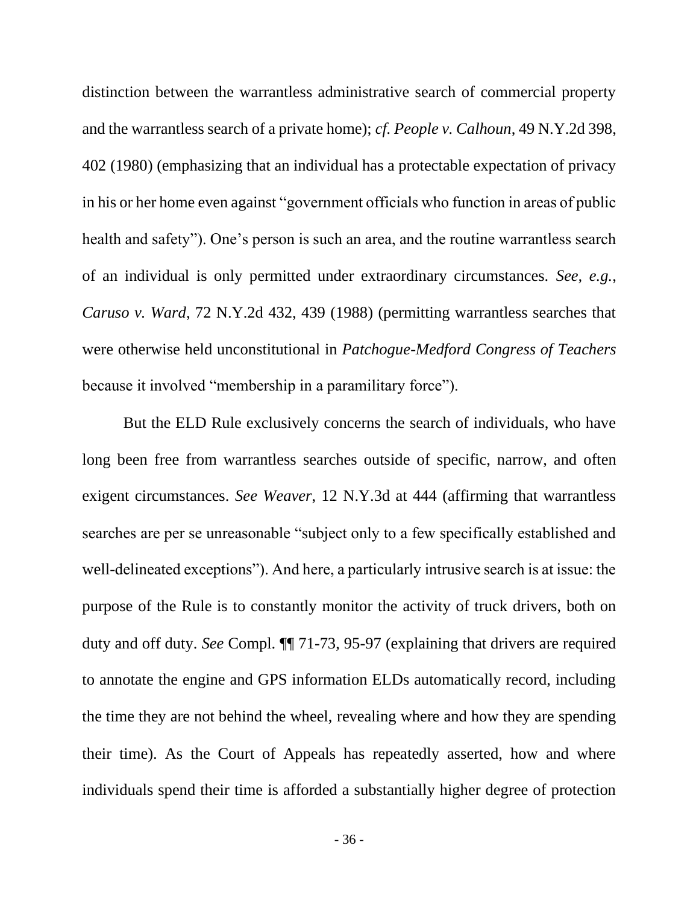distinction between the warrantless administrative search of commercial property and the warrantless search of a private home); *cf. People v. Calhoun*, 49 N.Y.2d 398, 402 (1980) (emphasizing that an individual has a protectable expectation of privacy in his or her home even against "government officials who function in areas of public health and safety"). One's person is such an area, and the routine warrantless search of an individual is only permitted under extraordinary circumstances. *See, e.g.*, *Caruso v. Ward*, 72 N.Y.2d 432, 439 (1988) (permitting warrantless searches that were otherwise held unconstitutional in *Patchogue-Medford Congress of Teachers* because it involved "membership in a paramilitary force").

But the ELD Rule exclusively concerns the search of individuals, who have long been free from warrantless searches outside of specific, narrow, and often exigent circumstances. *See Weaver*, 12 N.Y.3d at 444 (affirming that warrantless searches are per se unreasonable "subject only to a few specifically established and well-delineated exceptions"). And here, a particularly intrusive search is at issue: the purpose of the Rule is to constantly monitor the activity of truck drivers, both on duty and off duty. *See* Compl. ¶¶ 71-73, 95-97 (explaining that drivers are required to annotate the engine and GPS information ELDs automatically record, including the time they are not behind the wheel, revealing where and how they are spending their time). As the Court of Appeals has repeatedly asserted, how and where individuals spend their time is afforded a substantially higher degree of protection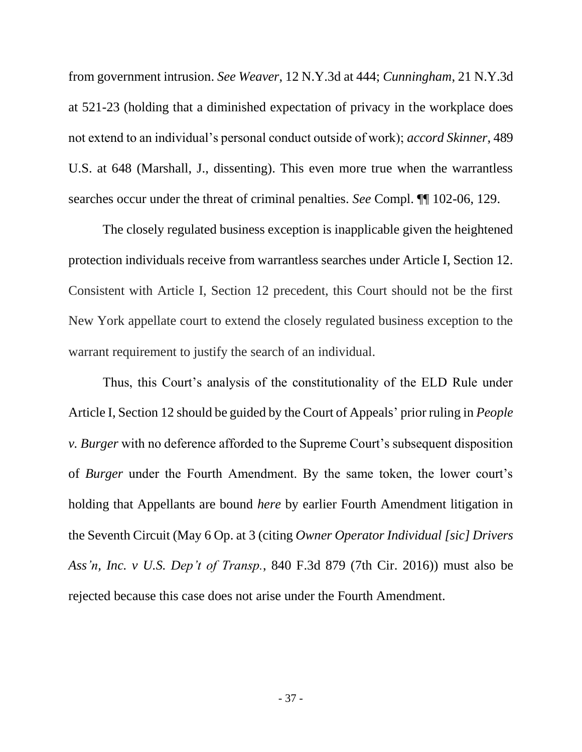from government intrusion. *See Weaver*, 12 N.Y.3d at 444; *Cunningham*, 21 N.Y.3d at 521-23 (holding that a diminished expectation of privacy in the workplace does not extend to an individual's personal conduct outside of work); *accord Skinner*, 489 U.S. at 648 (Marshall, J., dissenting). This even more true when the warrantless searches occur under the threat of criminal penalties. *See* Compl. ¶¶ 102-06, 129.

The closely regulated business exception is inapplicable given the heightened protection individuals receive from warrantless searches under Article I, Section 12. Consistent with Article I, Section 12 precedent, this Court should not be the first New York appellate court to extend the closely regulated business exception to the warrant requirement to justify the search of an individual.

Thus, this Court's analysis of the constitutionality of the ELD Rule under Article I, Section 12 should be guided by the Court of Appeals' prior ruling in *People v. Burger* with no deference afforded to the Supreme Court's subsequent disposition of *Burger* under the Fourth Amendment. By the same token, the lower court's holding that Appellants are bound *here* by earlier Fourth Amendment litigation in the Seventh Circuit (May 6 Op. at 3 (citing *Owner Operator Individual [sic] Drivers Ass'n, Inc. v U.S. Dep't of Transp.*, 840 F.3d 879 (7th Cir. 2016)) must also be rejected because this case does not arise under the Fourth Amendment.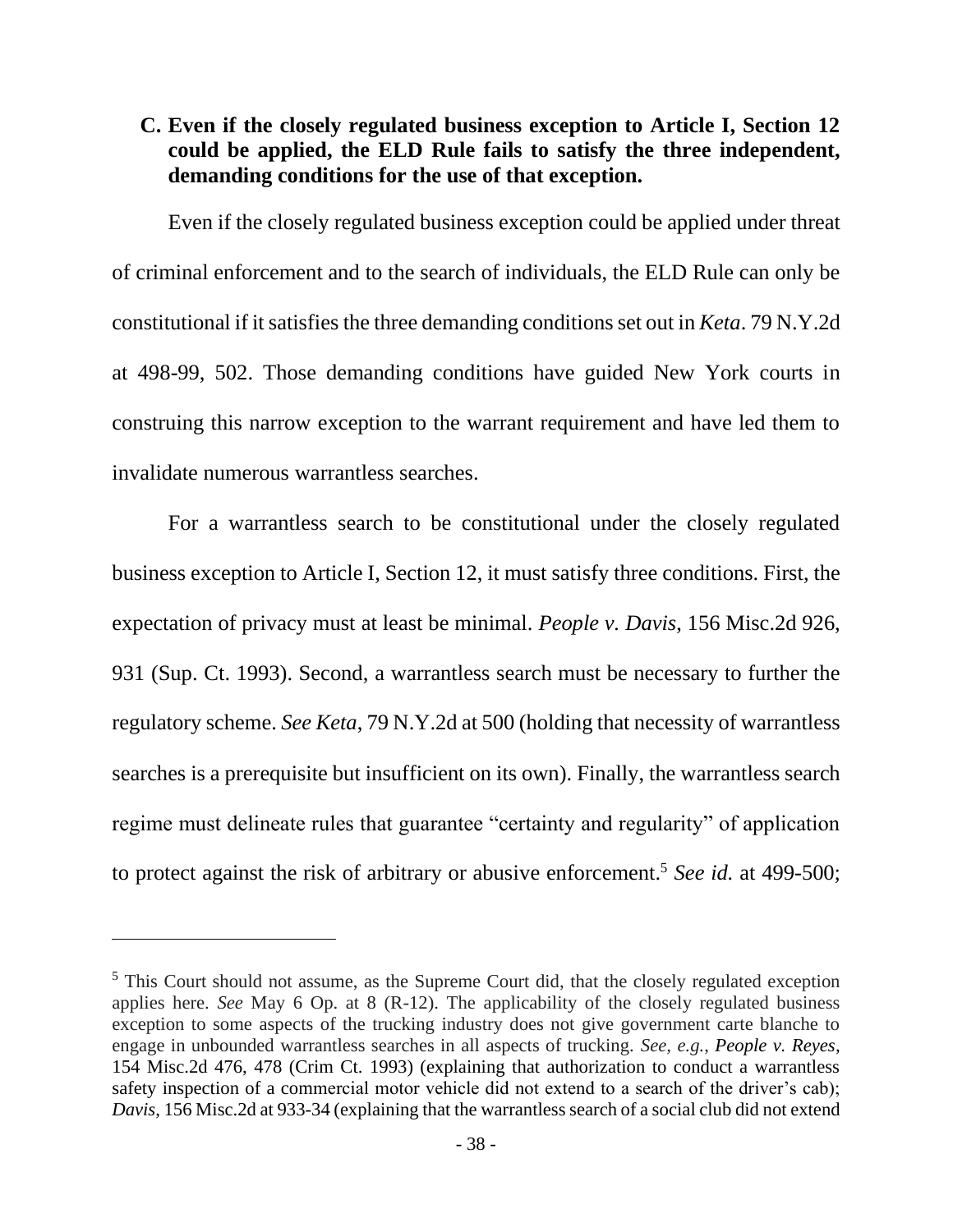### C. Even if the closely regulated business exception to Article I, Section 12 could be applied, the ELD Rule fails to satisfy the three independent, demanding conditions for the use of that exception.

Even if the closely regulated business exception could be applied under threat of criminal enforcement and to the search of individuals, the ELD Rule can only be constitutional if it satisfies the three demanding conditions set out in *Keta*. 79 N.Y.2d at 498-99, 502. Those demanding conditions have guided New York courts in construing this narrow exception to the warrant requirement and have led them to invalidate numerous warrantless searches.

For a warrantless search to be constitutional under the closely regulated business exception to Article I, Section 12, it must satisfy three conditions. First, the expectation of privacy must at least be minimal. *People v. Davis*, 156 Misc.2d 926, 931 (Sup. Ct. 1993). Second, a warrantless search must be necessary to further the regulatory scheme. *See Keta*, 79 N.Y.2d at 500 (holding that necessity of warrantless searches is a prerequisite but insufficient on its own). Finally, the warrantless search regime must delineate rules that guarantee "certainty and regularity" of application to protect against the risk of arbitrary or abusive enforcement.[5] *See id.* at 499-500;

[5] This Court should not assume, as the Supreme Court did, that the closely regulated exception applies here. *See* May 6 Op. at 8 (R-12). The applicability of the closely regulated business exception to some aspects of the trucking industry does not give government carte blanche to engage in unbounded warrantless searches in all aspects of trucking. *See, e.g.*, *People v. Reyes*, 154 Misc.2d 476, 478 (Crim Ct. 1993) (explaining that authorization to conduct a warrantless safety inspection of a commercial motor vehicle did not extend to a search of the driver's cab); *Davis*, 156 Misc.2d at 933-34 (explaining that the warrantless search of a social club did not extend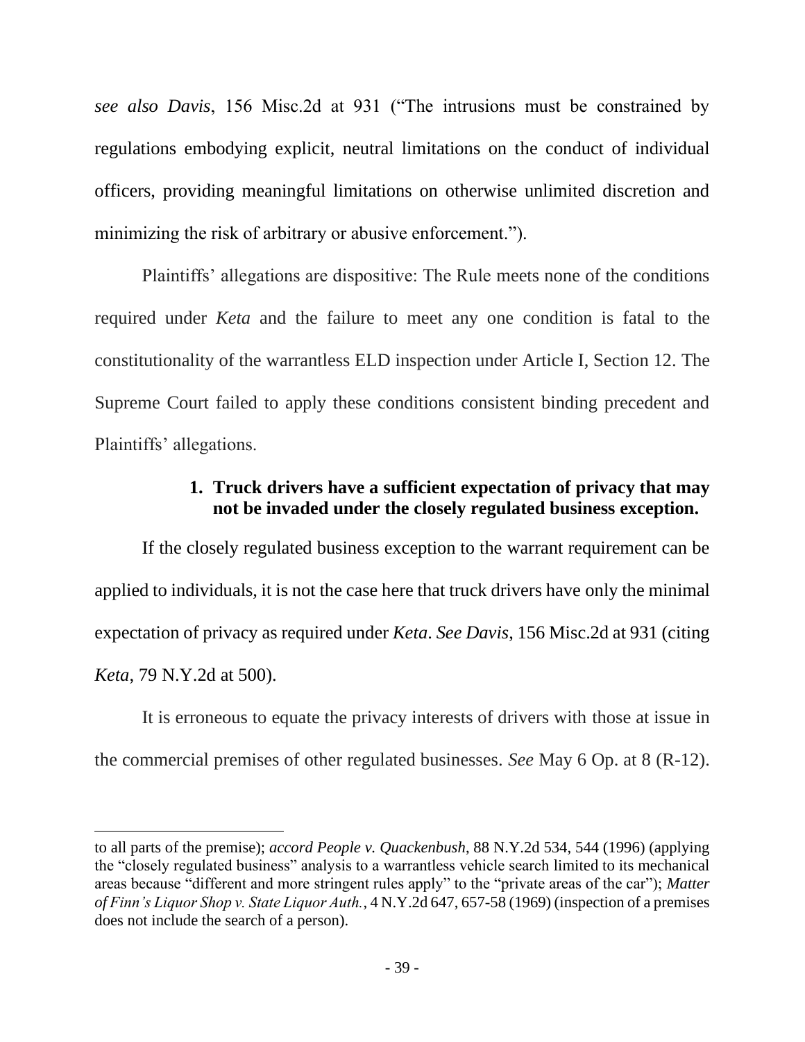*see also Davis*, 156 Misc.2d at 931 ("The intrusions must be constrained by regulations embodying explicit, neutral limitations on the conduct of individual officers, providing meaningful limitations on otherwise unlimited discretion and minimizing the risk of arbitrary or abusive enforcement.").

Plaintiffs' allegations are dispositive: The Rule meets none of the conditions required under *Keta* and the failure to meet any one condition is fatal to the constitutionality of the warrantless ELD inspection under Article I, Section 12. The Supreme Court failed to apply these conditions consistent binding precedent and Plaintiffs' allegations.

### 1. Truck drivers have a sufficient expectation of privacy that may not be invaded under the closely regulated business exception.

If the closely regulated business exception to the warrant requirement can be applied to individuals, it is not the case here that truck drivers have only the minimal expectation of privacy as required under *Keta*. *See Davis*, 156 Misc.2d at 931 (citing *Keta*, 79 N.Y.2d at 500).

It is erroneous to equate the privacy interests of drivers with those at issue in the commercial premises of other regulated businesses. *See* May 6 Op. at 8 (R-12).

---

to all parts of the premise); *accord People v. Quackenbush*, 88 N.Y.2d 534, 544 (1996) (applying the "closely regulated business" analysis to a warrantless vehicle search limited to its mechanical areas because "different and more stringent rules apply" to the "private areas of the car"); *Matter of Finn's Liquor Shop v. State Liquor Auth.*, 4 N.Y.2d 647, 657-58 (1969) (inspection of a premises does not include the search of a person).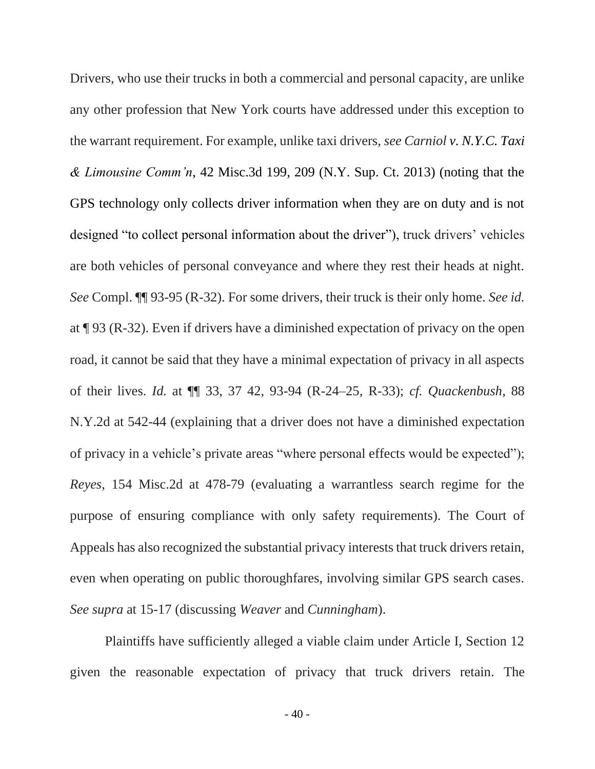Drivers, who use their trucks in both a commercial and personal capacity, are unlike any other profession that New York courts have addressed under this exception to the warrant requirement. For example, unlike taxi drivers, *see Carniol v. N.Y.C. Taxi & Limousine Comm'n*, 42 Misc.3d 199, 209 (N.Y. Sup. Ct. 2013) (noting that the GPS technology only collects driver information when they are on duty and is not designed "to collect personal information about the driver"), truck drivers' vehicles are both vehicles of personal conveyance and where they rest their heads at night. *See* Compl. ¶¶ 93-95 (R-32). For some drivers, their truck is their only home. *See id.* at ¶ 93 (R-32). Even if drivers have a diminished expectation of privacy on the open road, it cannot be said that they have a minimal expectation of privacy in all aspects of their lives. *Id.* at ¶¶ 33, 37 42, 93-94 (R-24–25, R-33); *cf. Quackenbush*, 88 N.Y.2d at 542-44 (explaining that a driver does not have a diminished expectation of privacy in a vehicle's private areas "where personal effects would be expected"); *Reyes*, 154 Misc.2d at 478-79 (evaluating a warrantless search regime for the purpose of ensuring compliance with only safety requirements). The Court of Appeals has also recognized the substantial privacy interests that truck drivers retain, even when operating on public thoroughfares, involving similar GPS search cases. *See supra* at 15-17 (discussing *Weaver* and *Cunningham*).

Plaintiffs have sufficiently alleged a viable claim under Article I, Section 12 given the reasonable expectation of privacy that truck drivers retain. The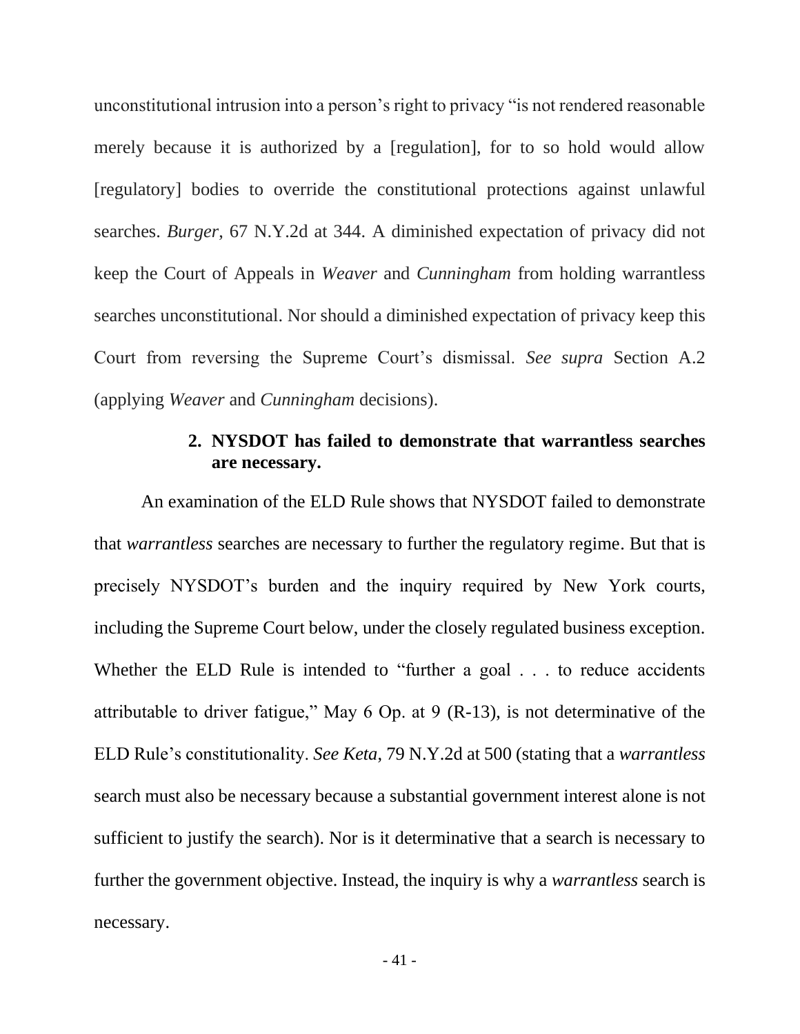unconstitutional intrusion into a person's right to privacy "is not rendered reasonable merely because it is authorized by a [regulation], for to so hold would allow [regulatory] bodies to override the constitutional protections against unlawful searches. *Burger*, 67 N.Y.2d at 344. A diminished expectation of privacy did not keep the Court of Appeals in *Weaver* and *Cunningham* from holding warrantless searches unconstitutional. Nor should a diminished expectation of privacy keep this Court from reversing the Supreme Court's dismissal. *See supra* Section A.2 (applying *Weaver* and *Cunningham* decisions).

### 2. NYSDOT has failed to demonstrate that warrantless searches are necessary.

An examination of the ELD Rule shows that NYSDOT failed to demonstrate that *warrantless* searches are necessary to further the regulatory regime. But that is precisely NYSDOT's burden and the inquiry required by New York courts, including the Supreme Court below, under the closely regulated business exception. Whether the ELD Rule is intended to "further a goal . . . to reduce accidents attributable to driver fatigue," May 6 Op. at 9 (R-13), is not determinative of the ELD Rule's constitutionality. *See Keta*, 79 N.Y.2d at 500 (stating that a *warrantless* search must also be necessary because a substantial government interest alone is not sufficient to justify the search). Nor is it determinative that a search is necessary to further the government objective. Instead, the inquiry is why a *warrantless* search is necessary.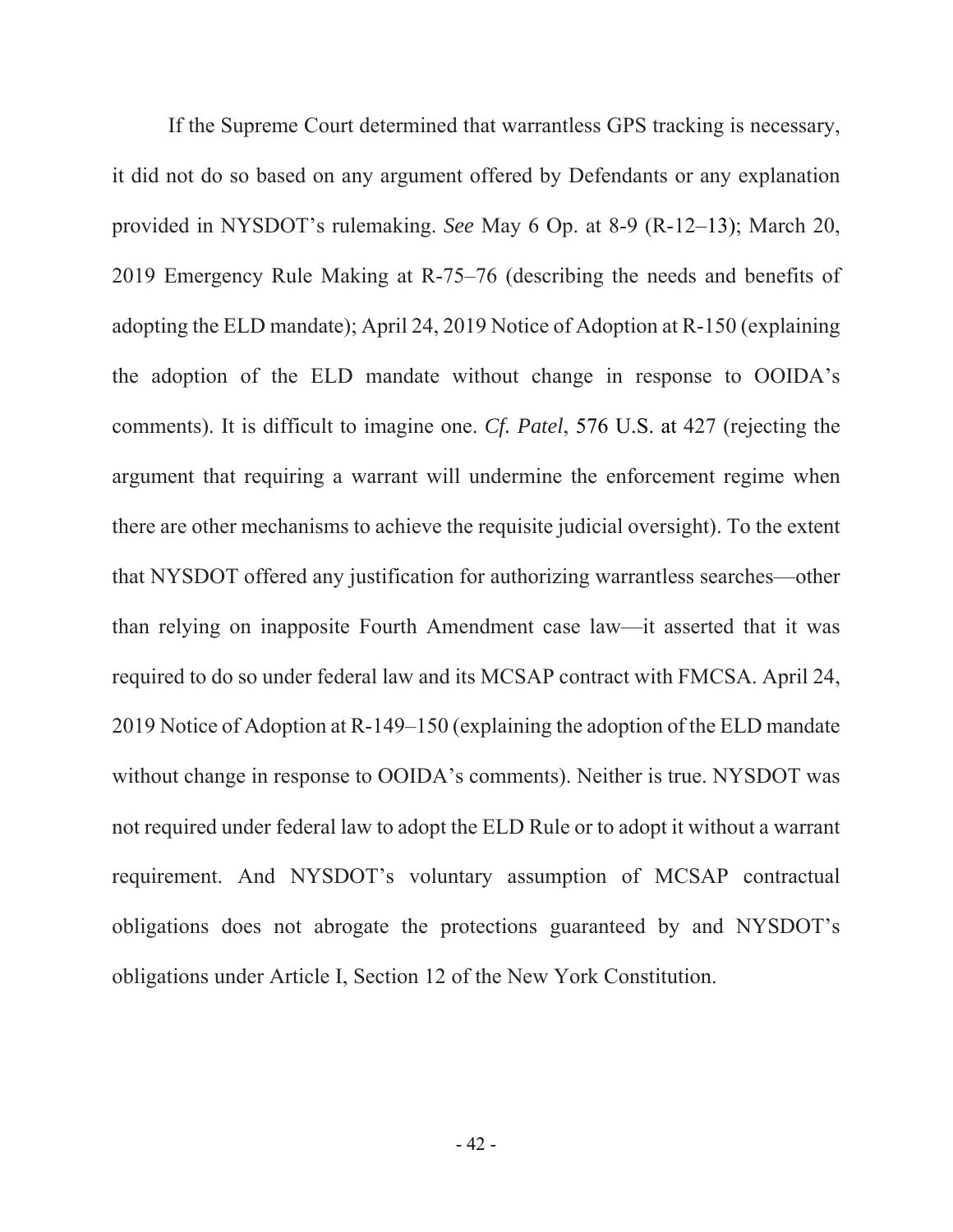If the Supreme Court determined that warrantless GPS tracking is necessary, it did not do so based on any argument offered by Defendants or any explanation provided in NYSDOT's rulemaking. *See* May 6 Op. at 8-9 (R-12–13); March 20, 2019 Emergency Rule Making at R-75–76 (describing the needs and benefits of adopting the ELD mandate); April 24, 2019 Notice of Adoption at R-150 (explaining the adoption of the ELD mandate without change in response to OOIDA's comments). It is difficult to imagine one. *Cf. Patel*, 576 U.S. at 427 (rejecting the argument that requiring a warrant will undermine the enforcement regime when there are other mechanisms to achieve the requisite judicial oversight). To the extent that NYSDOT offered any justification for authorizing warrantless searches—other than relying on inapposite Fourth Amendment case law—it asserted that it was required to do so under federal law and its MCSAP contract with FMCSA. April 24, 2019 Notice of Adoption at R-149–150 (explaining the adoption of the ELD mandate without change in response to OOIDA's comments). Neither is true. NYSDOT was not required under federal law to adopt the ELD Rule or to adopt it without a warrant requirement. And NYSDOT's voluntary assumption of MCSAP contractual obligations does not abrogate the protections guaranteed by and NYSDOT's obligations under Article I, Section 12 of the New York Constitution.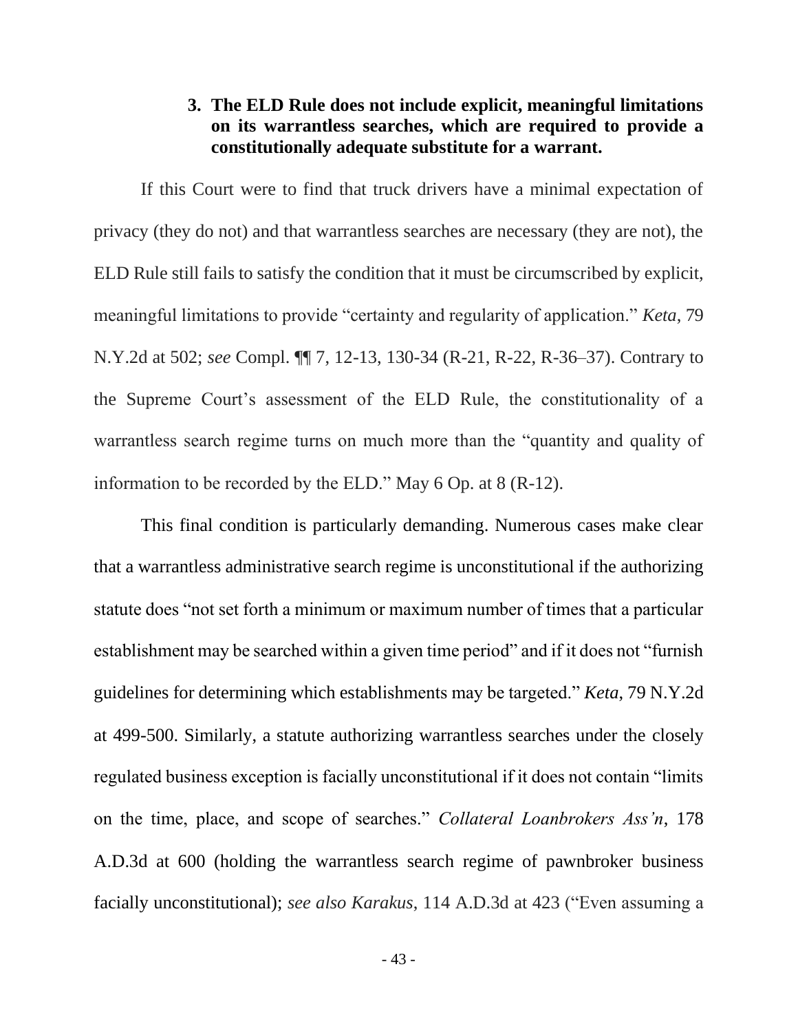### 3. The ELD Rule does not include explicit, meaningful limitations on its warrantless searches, which are required to provide a constitutionally adequate substitute for a warrant.

If this Court were to find that truck drivers have a minimal expectation of privacy (they do not) and that warrantless searches are necessary (they are not), the ELD Rule still fails to satisfy the condition that it must be circumscribed by explicit, meaningful limitations to provide "certainty and regularity of application." *Keta*, 79 N.Y.2d at 502; *see* Compl. ¶¶ 7, 12-13, 130-34 (R-21, R-22, R-36–37). Contrary to the Supreme Court's assessment of the ELD Rule, the constitutionality of a warrantless search regime turns on much more than the "quantity and quality of information to be recorded by the ELD." May 6 Op. at 8 (R-12).

This final condition is particularly demanding. Numerous cases make clear that a warrantless administrative search regime is unconstitutional if the authorizing statute does "not set forth a minimum or maximum number of times that a particular establishment may be searched within a given time period" and if it does not "furnish guidelines for determining which establishments may be targeted." *Keta*, 79 N.Y.2d at 499-500. Similarly, a statute authorizing warrantless searches under the closely regulated business exception is facially unconstitutional if it does not contain "limits on the time, place, and scope of searches." *Collateral Loanbrokers Ass'n*, 178 A.D.3d at 600 (holding the warrantless search regime of pawnbroker business facially unconstitutional); *see also Karakus*, 114 A.D.3d at 423 ("Even assuming a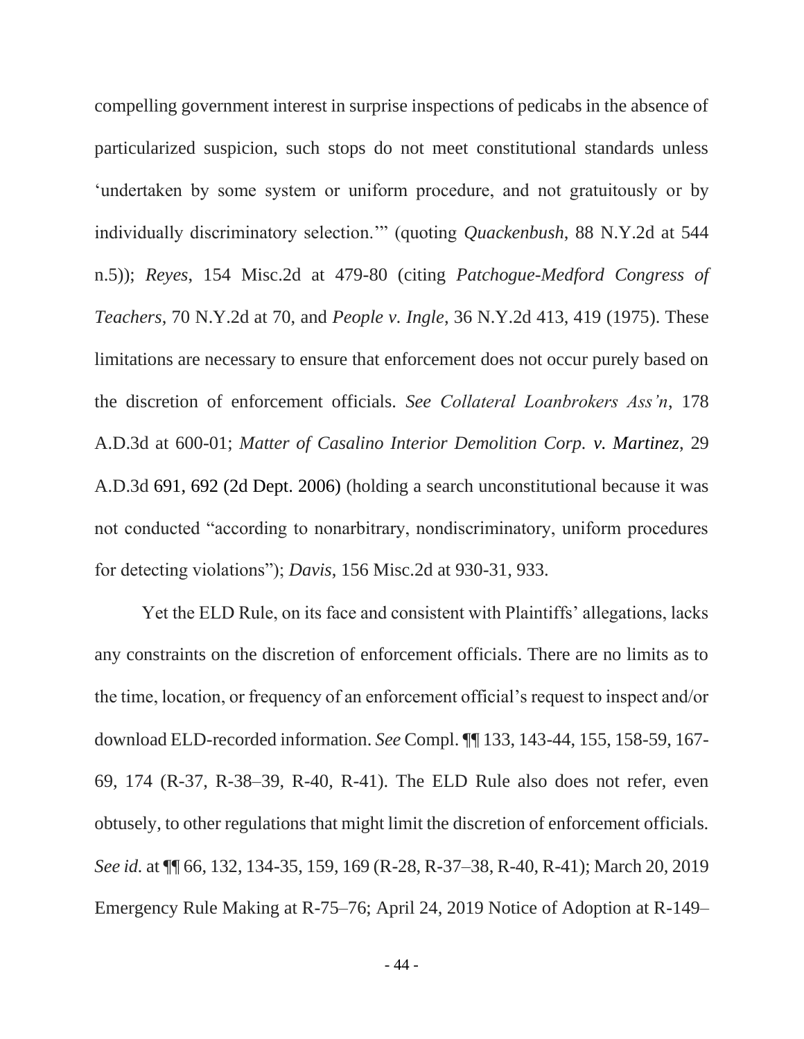compelling government interest in surprise inspections of pedicabs in the absence of particularized suspicion, such stops do not meet constitutional standards unless 'undertaken by some system or uniform procedure, and not gratuitously or by individually discriminatory selection.'" (quoting *Quackenbush*, 88 N.Y.2d at 544 n.5)); *Reyes*, 154 Misc.2d at 479-80 (citing *Patchogue-Medford Congress of Teachers*, 70 N.Y.2d at 70, and *People v. Ingle*, 36 N.Y.2d 413, 419 (1975). These limitations are necessary to ensure that enforcement does not occur purely based on the discretion of enforcement officials. *See Collateral Loanbrokers Ass'n*, 178 A.D.3d at 600-01; *Matter of Casalino Interior Demolition Corp. v. Martinez*, 29 A.D.3d 691, 692 (2d Dept. 2006) (holding a search unconstitutional because it was not conducted "according to nonarbitrary, nondiscriminatory, uniform procedures for detecting violations"); *Davis*, 156 Misc.2d at 930-31, 933.

Yet the ELD Rule, on its face and consistent with Plaintiffs' allegations, lacks any constraints on the discretion of enforcement officials. There are no limits as to the time, location, or frequency of an enforcement official's request to inspect and/or download ELD-recorded information. *See* Compl. ¶¶ 133, 143-44, 155, 158-59, 167-69, 174 (R-37, R-38–39, R-40, R-41). The ELD Rule also does not refer, even obtusely, to other regulations that might limit the discretion of enforcement officials. *See id.* at ¶¶ 66, 132, 134-35, 159, 169 (R-28, R-37–38, R-40, R-41); March 20, 2019 Emergency Rule Making at R-75–76; April 24, 2019 Notice of Adoption at R-149–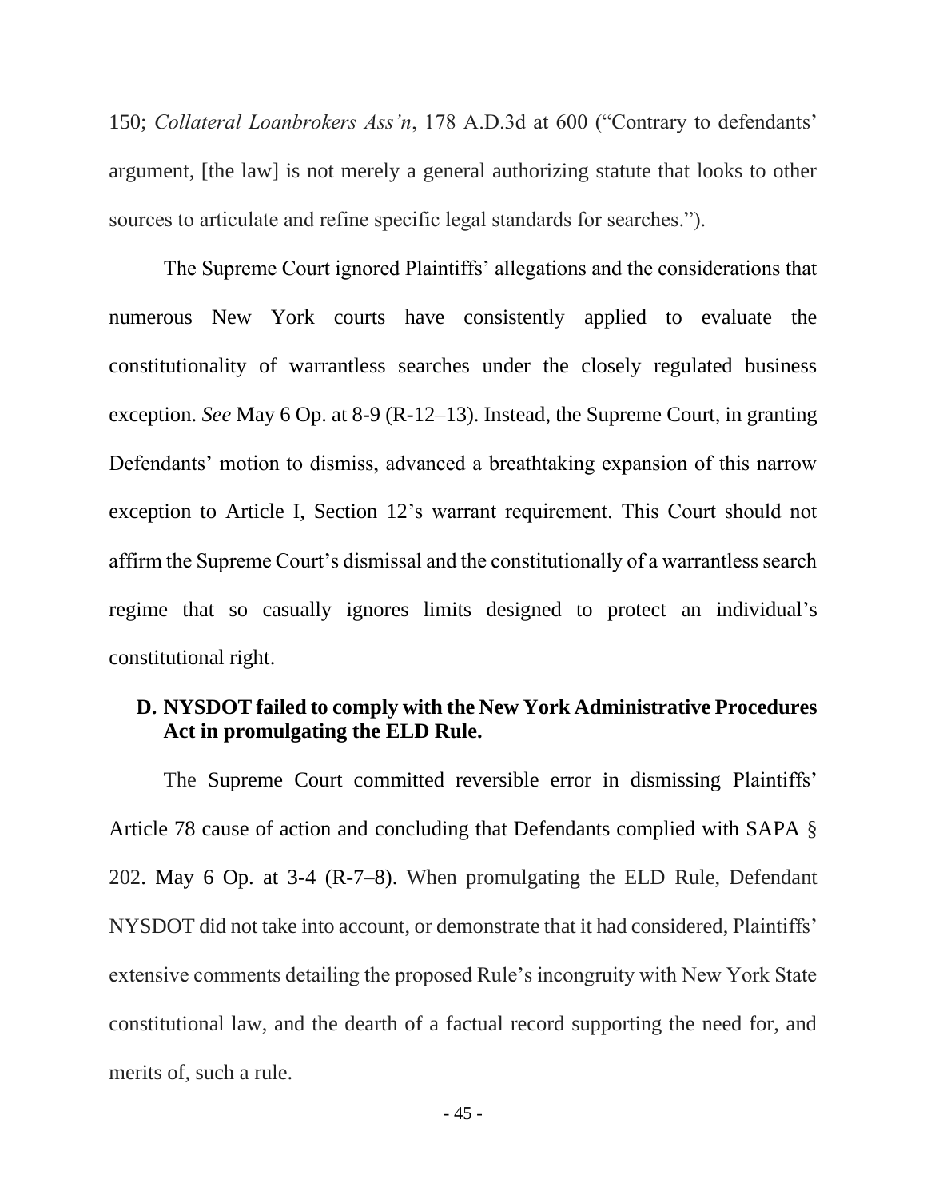150; *Collateral Loanbrokers Ass'n*, 178 A.D.3d at 600 ("Contrary to defendants' argument, [the law] is not merely a general authorizing statute that looks to other sources to articulate and refine specific legal standards for searches.").

The Supreme Court ignored Plaintiffs' allegations and the considerations that numerous New York courts have consistently applied to evaluate the constitutionality of warrantless searches under the closely regulated business exception. *See* May 6 Op. at 8-9 (R-12–13). Instead, the Supreme Court, in granting Defendants' motion to dismiss, advanced a breathtaking expansion of this narrow exception to Article I, Section 12's warrant requirement. This Court should not affirm the Supreme Court's dismissal and the constitutionally of a warrantless search regime that so casually ignores limits designed to protect an individual's constitutional right.

### D. NYSDOT failed to comply with the New York Administrative Procedures Act in promulgating the ELD Rule.

The Supreme Court committed reversible error in dismissing Plaintiffs' Article 78 cause of action and concluding that Defendants complied with SAPA § 202. May 6 Op. at 3-4 (R-7–8). When promulgating the ELD Rule, Defendant NYSDOT did not take into account, or demonstrate that it had considered, Plaintiffs' extensive comments detailing the proposed Rule's incongruity with New York State constitutional law, and the dearth of a factual record supporting the need for, and merits of, such a rule.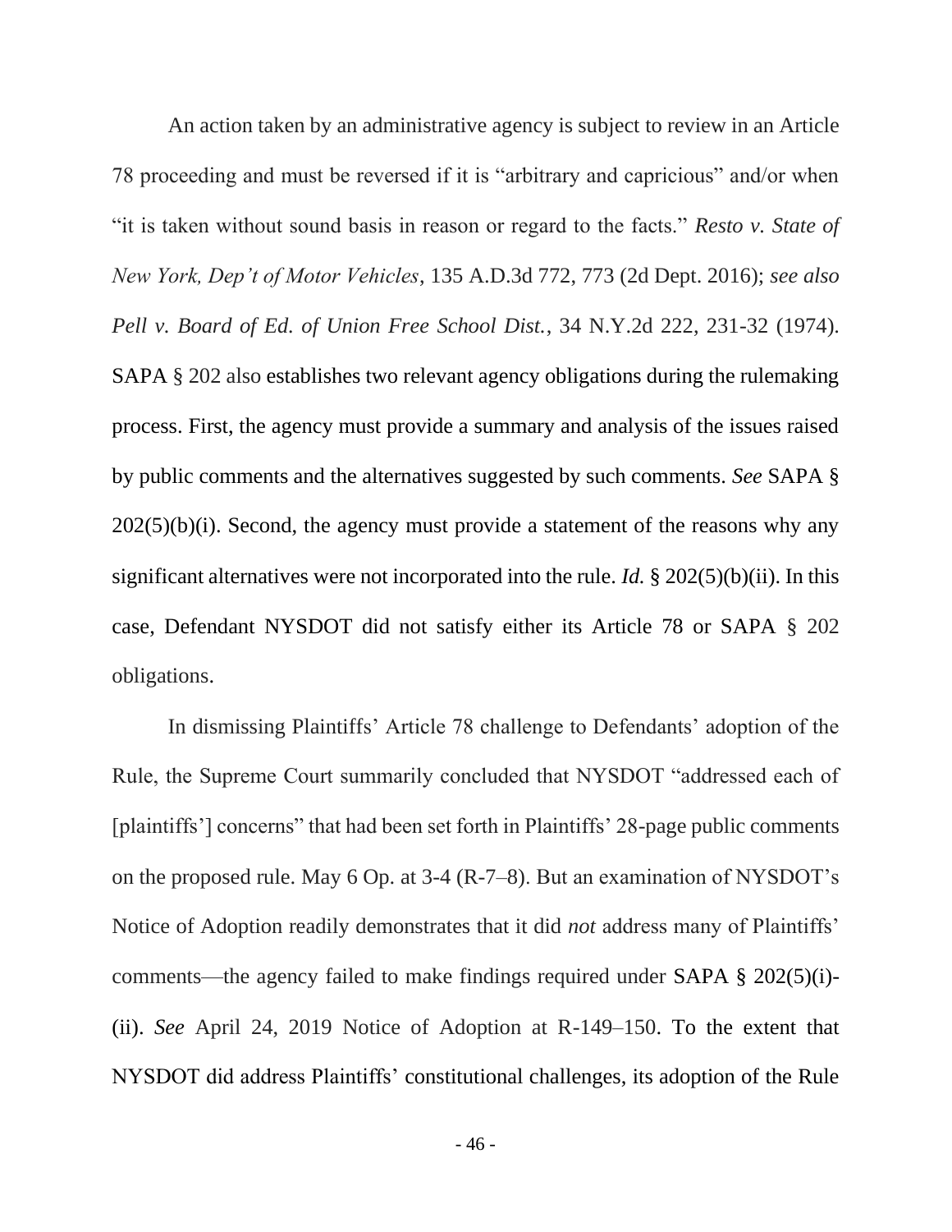An action taken by an administrative agency is subject to review in an Article 78 proceeding and must be reversed if it is "arbitrary and capricious" and/or when "it is taken without sound basis in reason or regard to the facts." *Resto v. State of New York, Dep't of Motor Vehicles*, 135 A.D.3d 772, 773 (2d Dept. 2016); *see also Pell v. Board of Ed. of Union Free School Dist.*, 34 N.Y.2d 222, 231-32 (1974). SAPA § 202 also establishes two relevant agency obligations during the rulemaking process. First, the agency must provide a summary and analysis of the issues raised by public comments and the alternatives suggested by such comments. *See* SAPA § 202(5)(b)(i). Second, the agency must provide a statement of the reasons why any significant alternatives were not incorporated into the rule. *Id.* § 202(5)(b)(ii). In this case, Defendant NYSDOT did not satisfy either its Article 78 or SAPA § 202 obligations.

In dismissing Plaintiffs' Article 78 challenge to Defendants' adoption of the Rule, the Supreme Court summarily concluded that NYSDOT "addressed each of [plaintiffs'] concerns" that had been set forth in Plaintiffs' 28-page public comments on the proposed rule. May 6 Op. at 3-4 (R-7–8). But an examination of NYSDOT's Notice of Adoption readily demonstrates that it did *not* address many of Plaintiffs' comments—the agency failed to make findings required under SAPA § 202(5)(i)-(ii). *See* April 24, 2019 Notice of Adoption at R-149–150. To the extent that NYSDOT did address Plaintiffs' constitutional challenges, its adoption of the Rule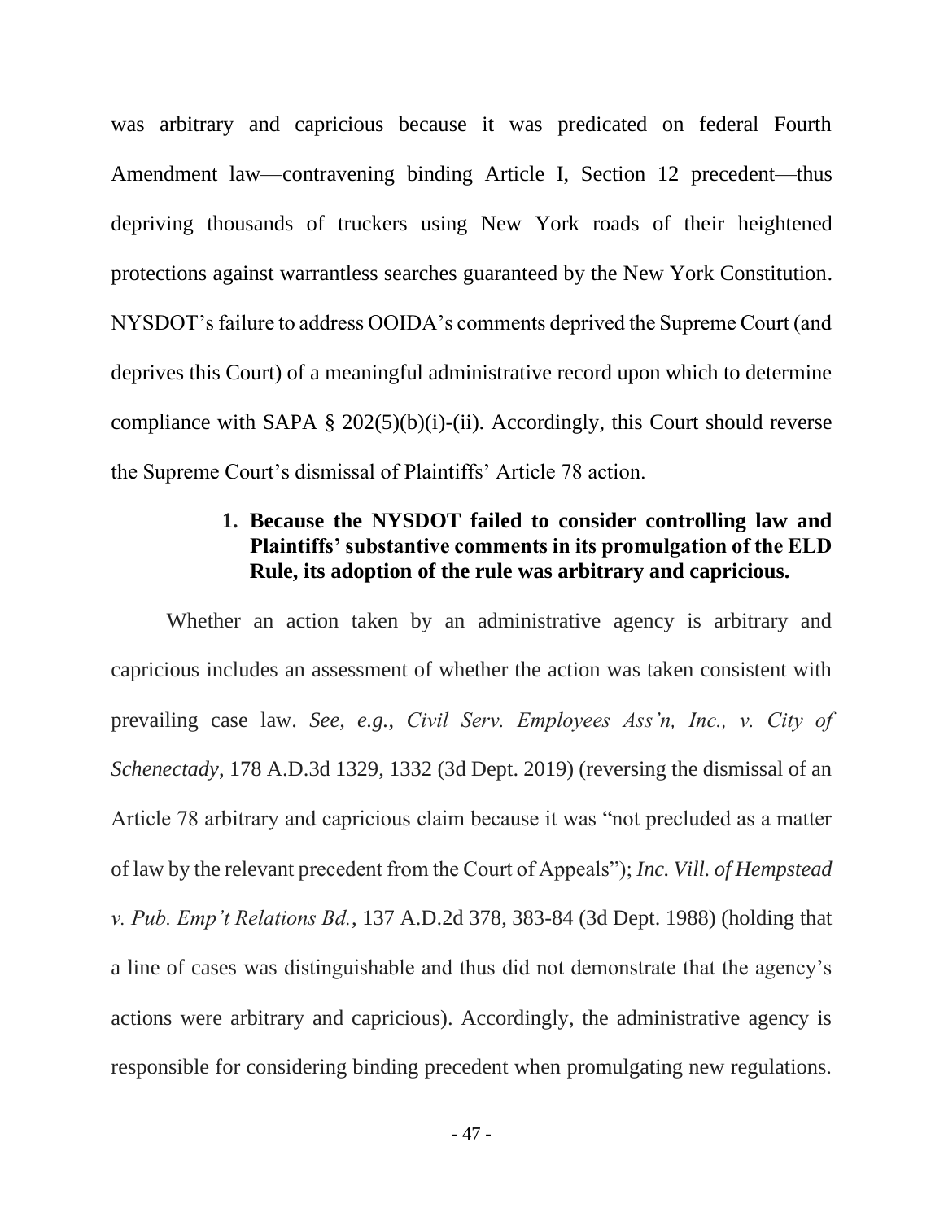was arbitrary and capricious because it was predicated on federal Fourth Amendment law—contravening binding Article I, Section 12 precedent—thus depriving thousands of truckers using New York roads of their heightened protections against warrantless searches guaranteed by the New York Constitution. NYSDOT's failure to address OOIDA's comments deprived the Supreme Court (and deprives this Court) of a meaningful administrative record upon which to determine compliance with SAPA § 202(5)(b)(i)-(ii). Accordingly, this Court should reverse the Supreme Court's dismissal of Plaintiffs' Article 78 action.

**1. Because the NYSDOT failed to consider controlling law and Plaintiffs' substantive comments in its promulgation of the ELD Rule, its adoption of the rule was arbitrary and capricious.**

Whether an action taken by an administrative agency is arbitrary and capricious includes an assessment of whether the action was taken consistent with prevailing case law. *See, e.g.*, *Civil Serv. Employees Ass'n, Inc., v. City of Schenectady*, 178 A.D.3d 1329, 1332 (3d Dept. 2019) (reversing the dismissal of an Article 78 arbitrary and capricious claim because it was "not precluded as a matter of law by the relevant precedent from the Court of Appeals"); *Inc. Vill. of Hempstead v. Pub. Emp't Relations Bd.*, 137 A.D.2d 378, 383-84 (3d Dept. 1988) (holding that a line of cases was distinguishable and thus did not demonstrate that the agency's actions were arbitrary and capricious). Accordingly, the administrative agency is responsible for considering binding precedent when promulgating new regulations.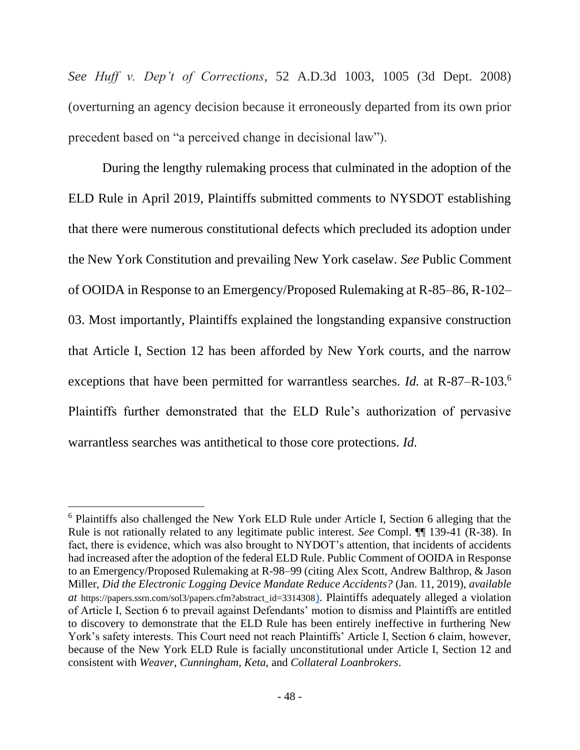*See Huff v. Dep't of Corrections*, 52 A.D.3d 1003, 1005 (3d Dept. 2008) (overturning an agency decision because it erroneously departed from its own prior precedent based on "a perceived change in decisional law").

During the lengthy rulemaking process that culminated in the adoption of the ELD Rule in April 2019, Plaintiffs submitted comments to NYSDOT establishing that there were numerous constitutional defects which precluded its adoption under the New York Constitution and prevailing New York caselaw. *See* Public Comment of OOIDA in Response to an Emergency/Proposed Rulemaking at R-85–86, R-102–03. Most importantly, Plaintiffs explained the longstanding expansive construction that Article I, Section 12 has been afforded by New York courts, and the narrow exceptions that have been permitted for warrantless searches. *Id.* at R-87–R-103.[6] Plaintiffs further demonstrated that the ELD Rule's authorization of pervasive warrantless searches was antithetical to those core protections. *Id.*

[6] Plaintiffs also challenged the New York ELD Rule under Article I, Section 6 alleging that the Rule is not rationally related to any legitimate public interest. *See* Compl. ¶¶ 139-41 (R-38). In fact, there is evidence, which was also brought to NYDOT's attention, that incidents of accidents had increased after the adoption of the federal ELD Rule. Public Comment of OOIDA in Response to an Emergency/Proposed Rulemaking at R-98–99 (citing Alex Scott, Andrew Balthrop, & Jason Miller, *Did the Electronic Logging Device Mandate Reduce Accidents?* (Jan. 11, 2019), *available at* https://papers.ssrn.com/sol3/papers.cfm?abstract_id=3314308). Plaintiffs adequately alleged a violation of Article I, Section 6 to prevail against Defendants' motion to dismiss and Plaintiffs are entitled to discovery to demonstrate that the ELD Rule has been entirely ineffective in furthering New York's safety interests. This Court need not reach Plaintiffs' Article I, Section 6 claim, however, because of the New York ELD Rule is facially unconstitutional under Article I, Section 12 and consistent with *Weaver*, *Cunningham*, *Keta*, and *Collateral Loanbrokers*.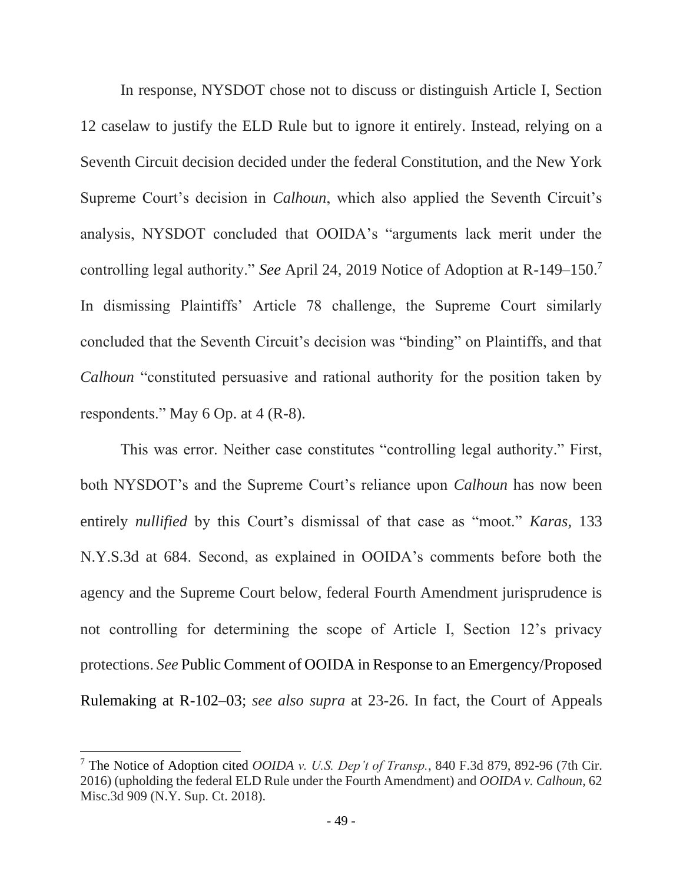In response, NYSDOT chose not to discuss or distinguish Article I, Section 12 caselaw to justify the ELD Rule but to ignore it entirely. Instead, relying on a Seventh Circuit decision decided under the federal Constitution, and the New York Supreme Court's decision in *Calhoun*, which also applied the Seventh Circuit's analysis, NYSDOT concluded that OOIDA's "arguments lack merit under the controlling legal authority." ***See*** April 24, 2019 Notice of Adoption at R-149–150.[7] In dismissing Plaintiffs' Article 78 challenge, the Supreme Court similarly concluded that the Seventh Circuit's decision was "binding" on Plaintiffs, and that *Calhoun* "constituted persuasive and rational authority for the position taken by respondents." May 6 Op. at 4 (R-8).

This was error. Neither case constitutes "controlling legal authority." First, both NYSDOT's and the Supreme Court's reliance upon *Calhoun* has now been entirely *nullified* by this Court's dismissal of that case as "moot." *Karas*, 133 N.Y.S.3d at 684. Second, as explained in OOIDA's comments before both the agency and the Supreme Court below, federal Fourth Amendment jurisprudence is not controlling for determining the scope of Article I, Section 12's privacy protections. *See* Public Comment of OOIDA in Response to an Emergency/Proposed Rulemaking at R-102–03; *see also supra* at 23-26. In fact, the Court of Appeals

[7] The Notice of Adoption cited *OOIDA v. U.S. Dep't of Transp.*, 840 F.3d 879, 892-96 (7th Cir. 2016) (upholding the federal ELD Rule under the Fourth Amendment) and *OOIDA v. Calhoun*, 62 Misc.3d 909 (N.Y. Sup. Ct. 2018).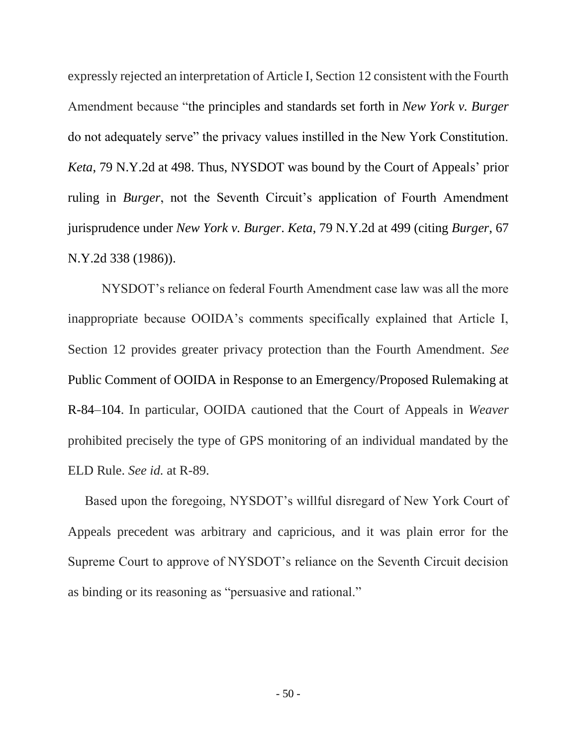expressly rejected an interpretation of Article I, Section 12 consistent with the Fourth Amendment because "the principles and standards set forth in *New York v. Burger* do not adequately serve" the privacy values instilled in the New York Constitution. *Keta*, 79 N.Y.2d at 498. Thus, NYSDOT was bound by the Court of Appeals' prior ruling in *Burger*, not the Seventh Circuit's application of Fourth Amendment jurisprudence under *New York v. Burger*. *Keta*, 79 N.Y.2d at 499 (citing *Burger*, 67 N.Y.2d 338 (1986)).

NYSDOT's reliance on federal Fourth Amendment case law was all the more inappropriate because OOIDA's comments specifically explained that Article I, Section 12 provides greater privacy protection than the Fourth Amendment. *See* Public Comment of OOIDA in Response to an Emergency/Proposed Rulemaking at R-84–104. In particular, OOIDA cautioned that the Court of Appeals in *Weaver* prohibited precisely the type of GPS monitoring of an individual mandated by the ELD Rule. *See id.* at R-89.

Based upon the foregoing, NYSDOT's willful disregard of New York Court of Appeals precedent was arbitrary and capricious, and it was plain error for the Supreme Court to approve of NYSDOT's reliance on the Seventh Circuit decision as binding or its reasoning as "persuasive and rational."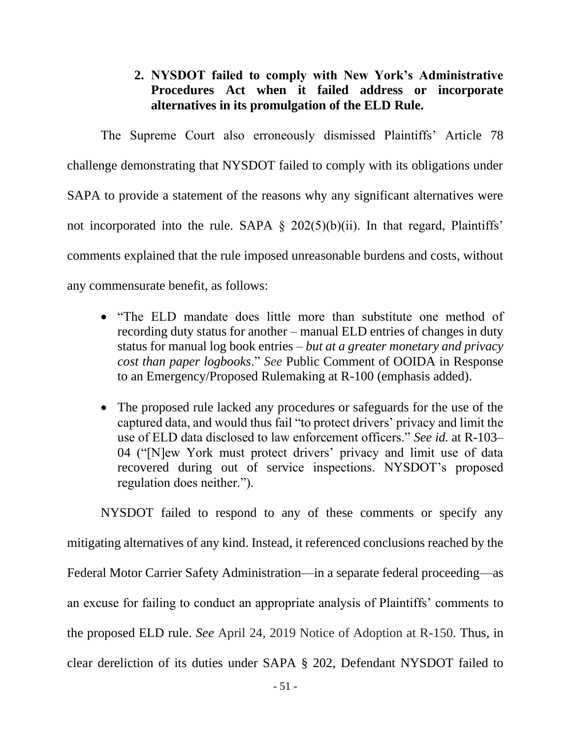### 2. NYSDOT failed to comply with New York's Administrative Procedures Act when it failed address or incorporate alternatives in its promulgation of the ELD Rule.

The Supreme Court also erroneously dismissed Plaintiffs' Article 78 challenge demonstrating that NYSDOT failed to comply with its obligations under SAPA to provide a statement of the reasons why any significant alternatives were not incorporated into the rule. SAPA § 202(5)(b)(ii). In that regard, Plaintiffs' comments explained that the rule imposed unreasonable burdens and costs, without any commensurate benefit, as follows:

- "The ELD mandate does little more than substitute one method of recording duty status for another – manual ELD entries of changes in duty status for manual log book entries – *but at a greater monetary and privacy cost than paper logbooks*." *See* Public Comment of OOIDA in Response to an Emergency/Proposed Rulemaking at R-100 (emphasis added).
- The proposed rule lacked any procedures or safeguards for the use of the captured data, and would thus fail "to protect drivers' privacy and limit the use of ELD data disclosed to law enforcement officers." *See id.* at R-103–04 ("[N]ew York must protect drivers' privacy and limit use of data recovered during out of service inspections. NYSDOT's proposed regulation does neither.").

NYSDOT failed to respond to any of these comments or specify any mitigating alternatives of any kind. Instead, it referenced conclusions reached by the Federal Motor Carrier Safety Administration—in a separate federal proceeding—as an excuse for failing to conduct an appropriate analysis of Plaintiffs' comments to the proposed ELD rule. *See* April 24, 2019 Notice of Adoption at R-150. Thus, in clear dereliction of its duties under SAPA § 202, Defendant NYSDOT failed to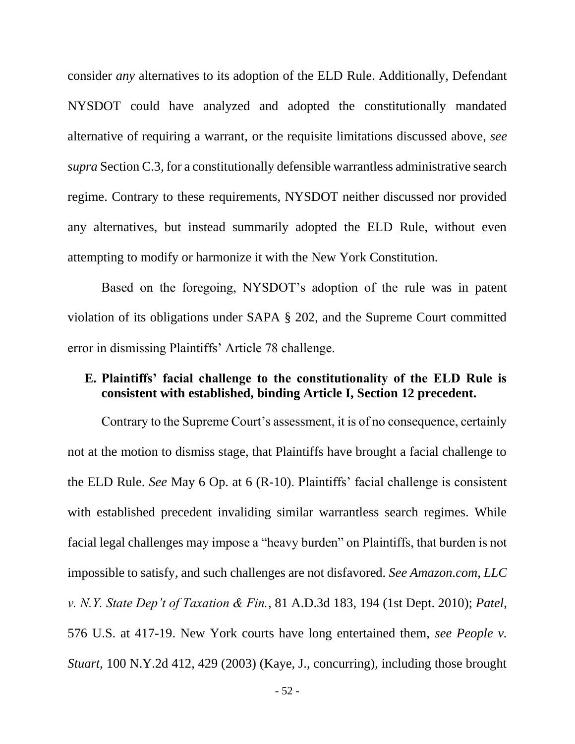consider *any* alternatives to its adoption of the ELD Rule. Additionally, Defendant NYSDOT could have analyzed and adopted the constitutionally mandated alternative of requiring a warrant, or the requisite limitations discussed above, *see supra* Section C.3, for a constitutionally defensible warrantless administrative search regime. Contrary to these requirements, NYSDOT neither discussed nor provided any alternatives, but instead summarily adopted the ELD Rule, without even attempting to modify or harmonize it with the New York Constitution.

Based on the foregoing, NYSDOT's adoption of the rule was in patent violation of its obligations under SAPA § 202, and the Supreme Court committed error in dismissing Plaintiffs' Article 78 challenge.

### E. Plaintiffs' facial challenge to the constitutionality of the ELD Rule is consistent with established, binding Article I, Section 12 precedent.

Contrary to the Supreme Court's assessment, it is of no consequence, certainly not at the motion to dismiss stage, that Plaintiffs have brought a facial challenge to the ELD Rule. *See* May 6 Op. at 6 (R-10). Plaintiffs' facial challenge is consistent with established precedent invaliding similar warrantless search regimes. While facial legal challenges may impose a "heavy burden" on Plaintiffs, that burden is not impossible to satisfy, and such challenges are not disfavored. *See Amazon.com, LLC v. N.Y. State Dep't of Taxation & Fin.*, 81 A.D.3d 183, 194 (1st Dept. 2010); *Patel*, 576 U.S. at 417-19. New York courts have long entertained them, *see People v. Stuart*, 100 N.Y.2d 412, 429 (2003) (Kaye, J., concurring), including those brought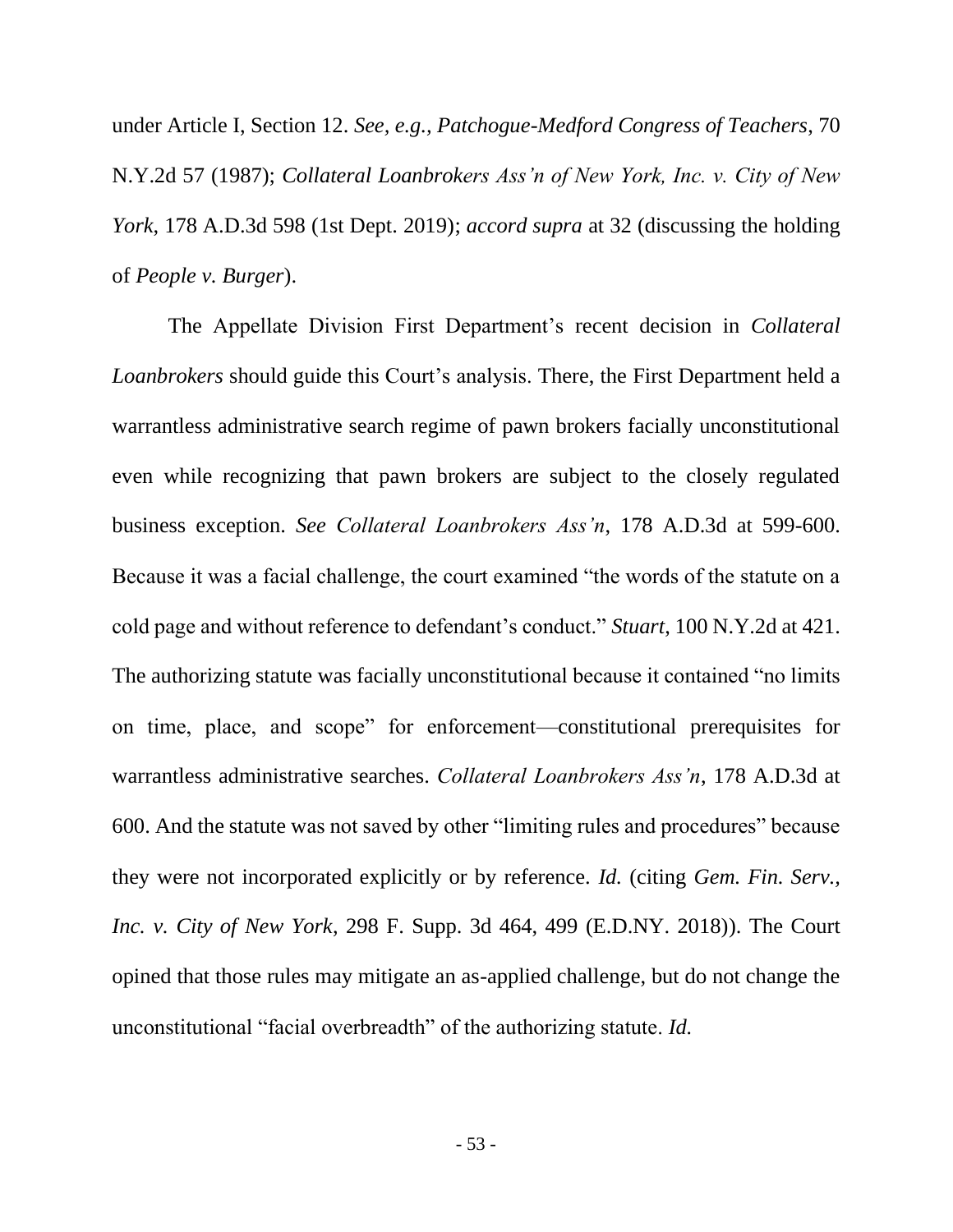under Article I, Section 12. *See, e.g., Patchogue-Medford Congress of Teachers*, 70 N.Y.2d 57 (1987); *Collateral Loanbrokers Ass'n of New York, Inc. v. City of New York*, 178 A.D.3d 598 (1st Dept. 2019); *accord supra* at 32 (discussing the holding of *People v. Burger*).

The Appellate Division First Department's recent decision in *Collateral Loanbrokers* should guide this Court's analysis. There, the First Department held a warrantless administrative search regime of pawn brokers facially unconstitutional even while recognizing that pawn brokers are subject to the closely regulated business exception. *See Collateral Loanbrokers Ass'n*, 178 A.D.3d at 599-600. Because it was a facial challenge, the court examined "the words of the statute on a cold page and without reference to defendant's conduct." *Stuart*, 100 N.Y.2d at 421. The authorizing statute was facially unconstitutional because it contained "no limits on time, place, and scope" for enforcement—constitutional prerequisites for warrantless administrative searches. *Collateral Loanbrokers Ass'n*, 178 A.D.3d at 600. And the statute was not saved by other "limiting rules and procedures" because they were not incorporated explicitly or by reference. *Id.* (citing *Gem. Fin. Serv., Inc. v. City of New York*, 298 F. Supp. 3d 464, 499 (E.D.NY. 2018)). The Court opined that those rules may mitigate an as-applied challenge, but do not change the unconstitutional "facial overbreadth" of the authorizing statute. *Id.*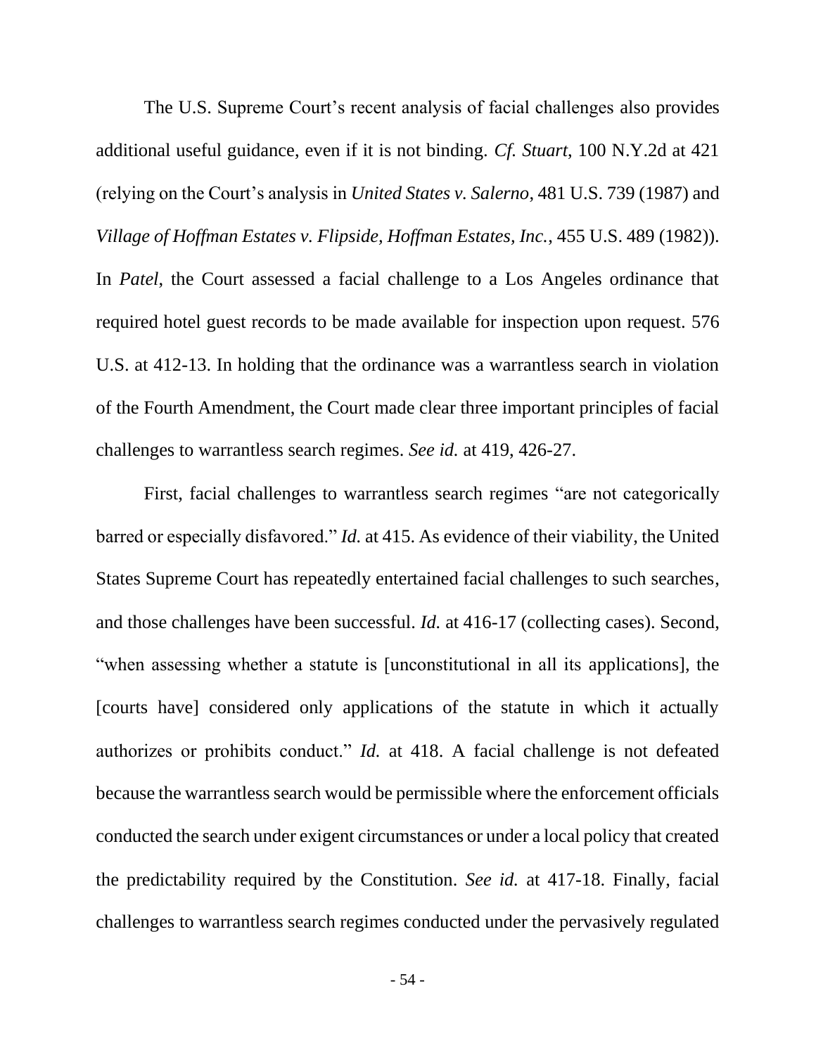The U.S. Supreme Court's recent analysis of facial challenges also provides additional useful guidance, even if it is not binding. *Cf. Stuart*, 100 N.Y.2d at 421 (relying on the Court's analysis in *United States v. Salerno*, 481 U.S. 739 (1987) and *Village of Hoffman Estates v. Flipside, Hoffman Estates, Inc.*, 455 U.S. 489 (1982)). In *Patel*, the Court assessed a facial challenge to a Los Angeles ordinance that required hotel guest records to be made available for inspection upon request. 576 U.S. at 412-13. In holding that the ordinance was a warrantless search in violation of the Fourth Amendment, the Court made clear three important principles of facial challenges to warrantless search regimes. *See id.* at 419, 426-27.

First, facial challenges to warrantless search regimes "are not categorically barred or especially disfavored." *Id.* at 415. As evidence of their viability, the United States Supreme Court has repeatedly entertained facial challenges to such searches, and those challenges have been successful. *Id.* at 416-17 (collecting cases). Second, "when assessing whether a statute is [unconstitutional in all its applications], the [courts have] considered only applications of the statute in which it actually authorizes or prohibits conduct." *Id.* at 418. A facial challenge is not defeated because the warrantless search would be permissible where the enforcement officials conducted the search under exigent circumstances or under a local policy that created the predictability required by the Constitution. *See id.* at 417-18. Finally, facial challenges to warrantless search regimes conducted under the pervasively regulated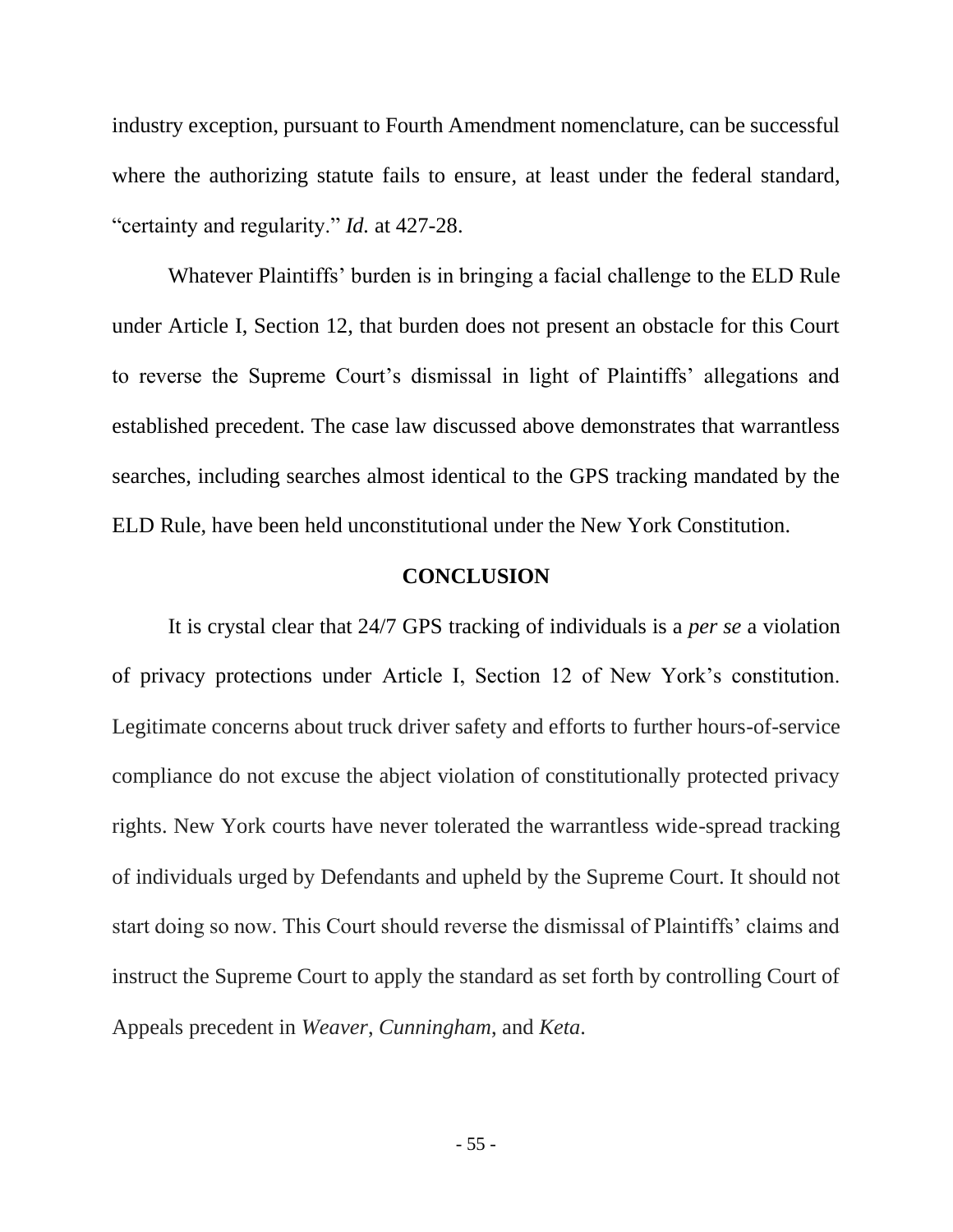industry exception, pursuant to Fourth Amendment nomenclature, can be successful where the authorizing statute fails to ensure, at least under the federal standard, "certainty and regularity." *Id.* at 427-28.

Whatever Plaintiffs' burden is in bringing a facial challenge to the ELD Rule under Article I, Section 12, that burden does not present an obstacle for this Court to reverse the Supreme Court's dismissal in light of Plaintiffs' allegations and established precedent. The case law discussed above demonstrates that warrantless searches, including searches almost identical to the GPS tracking mandated by the ELD Rule, have been held unconstitutional under the New York Constitution.

## CONCLUSION

It is crystal clear that 24/7 GPS tracking of individuals is a *per se* a violation of privacy protections under Article I, Section 12 of New York's constitution. Legitimate concerns about truck driver safety and efforts to further hours-of-service compliance do not excuse the abject violation of constitutionally protected privacy rights. New York courts have never tolerated the warrantless wide-spread tracking of individuals urged by Defendants and upheld by the Supreme Court. It should not start doing so now. This Court should reverse the dismissal of Plaintiffs' claims and instruct the Supreme Court to apply the standard as set forth by controlling Court of Appeals precedent in *Weaver*, *Cunningham*, and *Keta*.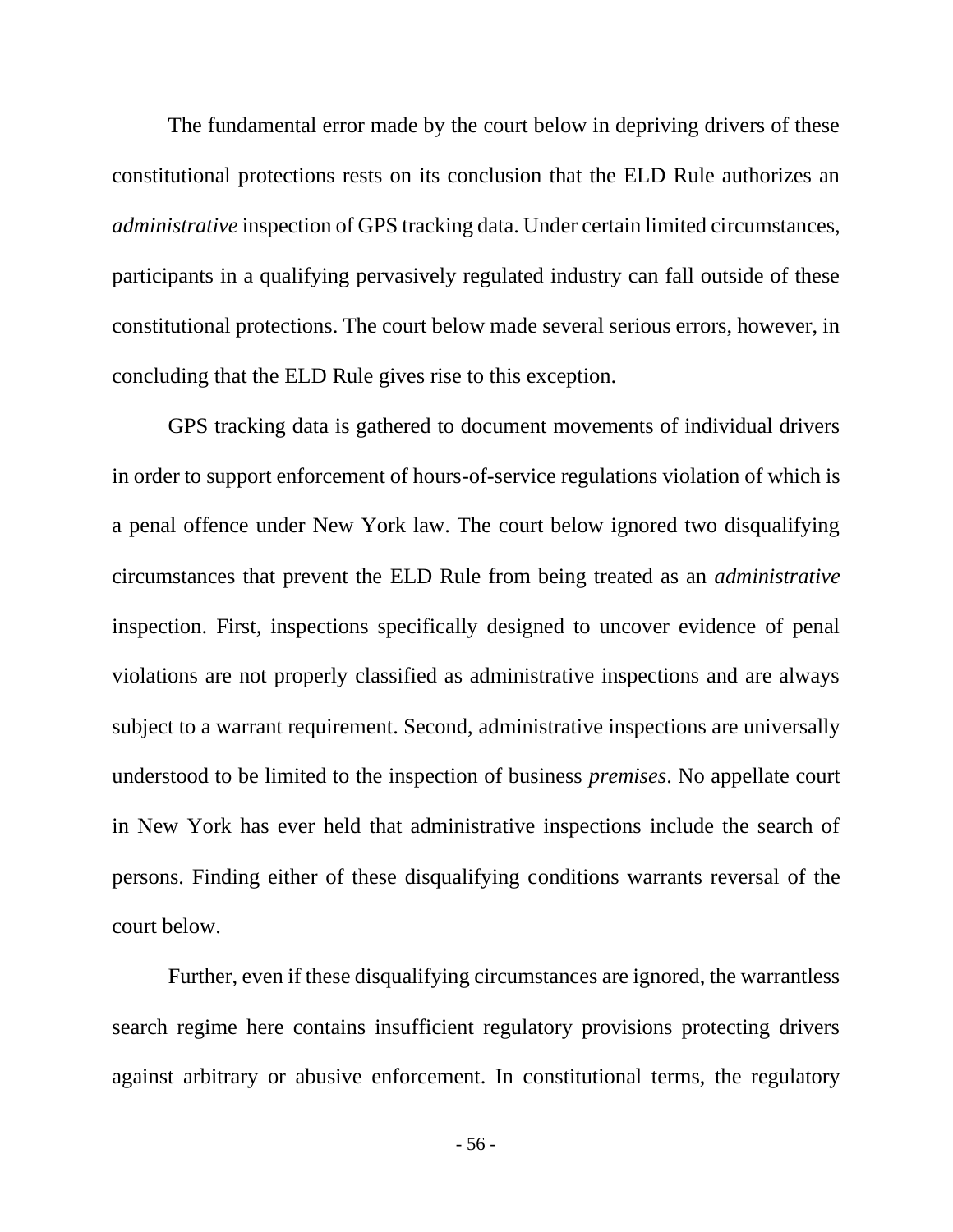The fundamental error made by the court below in depriving drivers of these constitutional protections rests on its conclusion that the ELD Rule authorizes an *administrative* inspection of GPS tracking data. Under certain limited circumstances, participants in a qualifying pervasively regulated industry can fall outside of these constitutional protections. The court below made several serious errors, however, in concluding that the ELD Rule gives rise to this exception.

GPS tracking data is gathered to document movements of individual drivers in order to support enforcement of hours-of-service regulations violation of which is a penal offence under New York law. The court below ignored two disqualifying circumstances that prevent the ELD Rule from being treated as an *administrative* inspection. First, inspections specifically designed to uncover evidence of penal violations are not properly classified as administrative inspections and are always subject to a warrant requirement. Second, administrative inspections are universally understood to be limited to the inspection of business *premises*. No appellate court in New York has ever held that administrative inspections include the search of persons. Finding either of these disqualifying conditions warrants reversal of the court below.

Further, even if these disqualifying circumstances are ignored, the warrantless search regime here contains insufficient regulatory provisions protecting drivers against arbitrary or abusive enforcement. In constitutional terms, the regulatory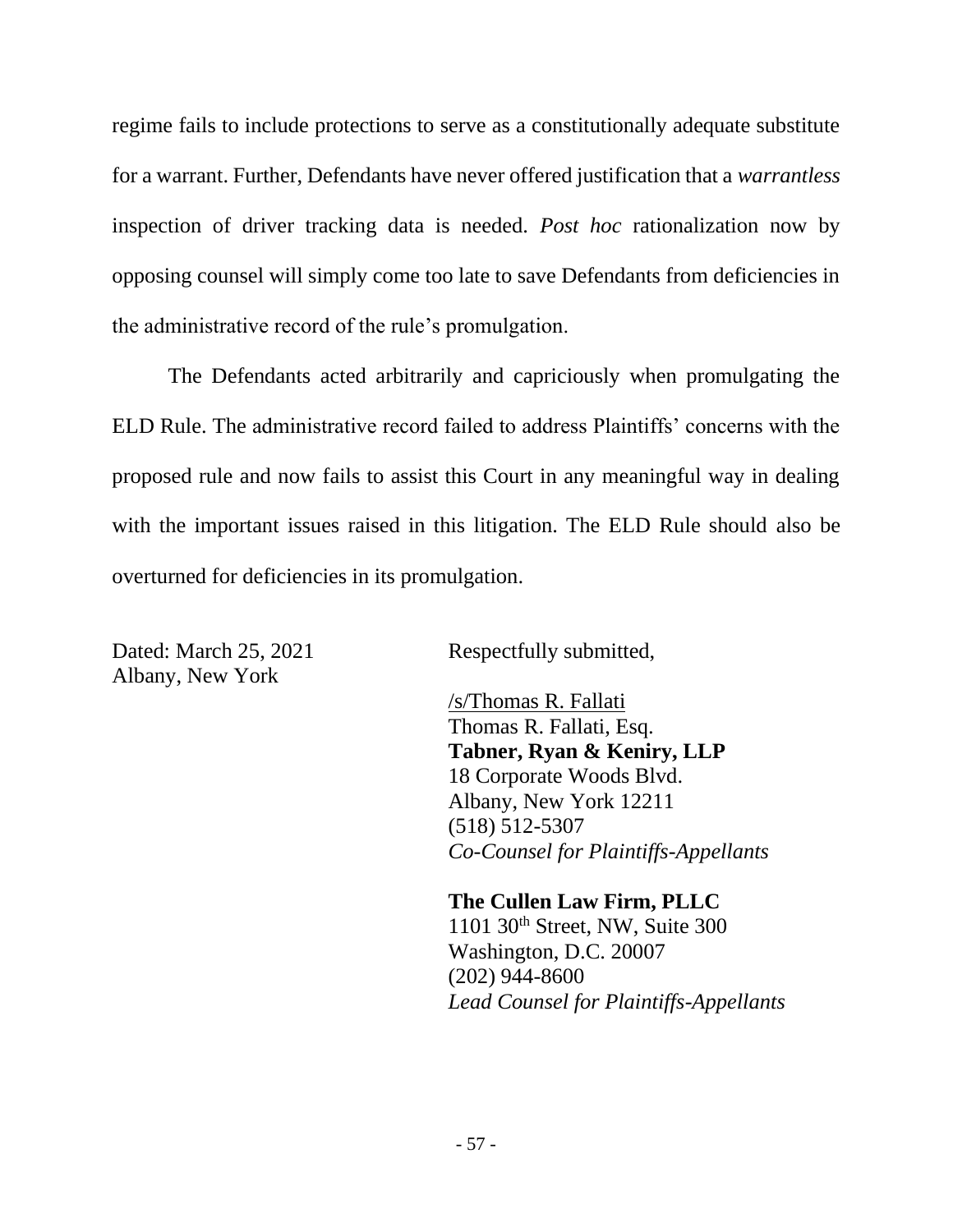regime fails to include protections to serve as a constitutionally adequate substitute for a warrant. Further, Defendants have never offered justification that a *warrantless* inspection of driver tracking data is needed. *Post hoc* rationalization now by opposing counsel will simply come too late to save Defendants from deficiencies in the administrative record of the rule's promulgation.

The Defendants acted arbitrarily and capriciously when promulgating the ELD Rule. The administrative record failed to address Plaintiffs' concerns with the proposed rule and now fails to assist this Court in any meaningful way in dealing with the important issues raised in this litigation. The ELD Rule should also be overturned for deficiencies in its promulgation.

Dated: March 25, 2021
Albany, New York

Respectfully submitted,

/s/Thomas R. Fallati
Thomas R. Fallati, Esq.
**Tabner, Ryan & Keniry, LLP**
18 Corporate Woods Blvd.
Albany, New York 12211
(518) 512-5307
*Co-Counsel for Plaintiffs-Appellants*

**The Cullen Law Firm, PLLC**
1101 30th Street, NW, Suite 300
Washington, D.C. 20007
(202) 944-8600
*Lead Counsel for Plaintiffs-Appellants*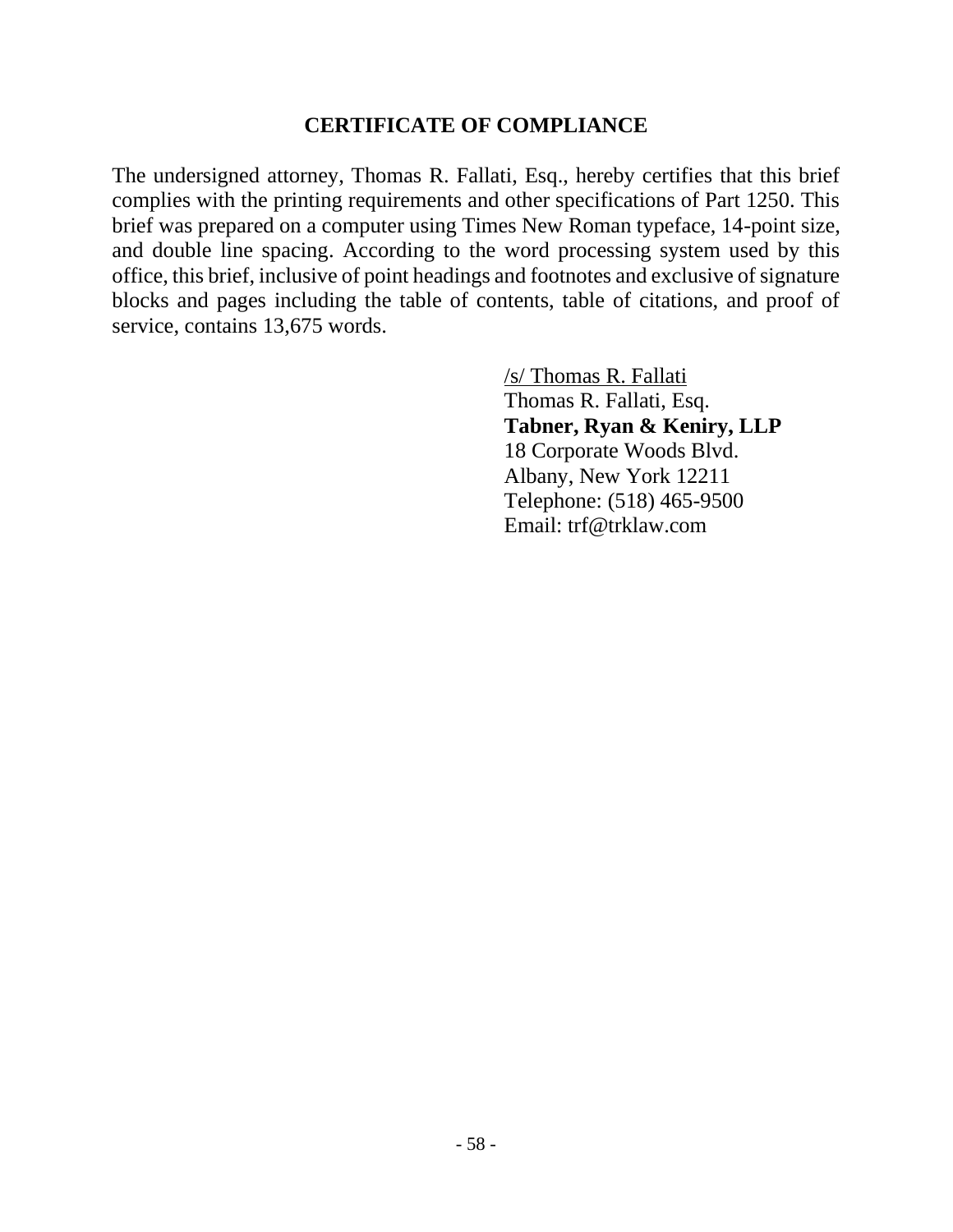## CERTIFICATE OF COMPLIANCE

The undersigned attorney, Thomas R. Fallati, Esq., hereby certifies that this brief complies with the printing requirements and other specifications of Part 1250. This brief was prepared on a computer using Times New Roman typeface, 14-point size, and double line spacing. According to the word processing system used by this office, this brief, inclusive of point headings and footnotes and exclusive of signature blocks and pages including the table of contents, table of citations, and proof of service, contains 13,675 words.

/s/ Thomas R. Fallati
Thomas R. Fallati, Esq.
**Tabner, Ryan & Keniry, LLP**
18 Corporate Woods Blvd.
Albany, New York 12211
Telephone: (518) 465-9500
Email: trf@trklaw.com